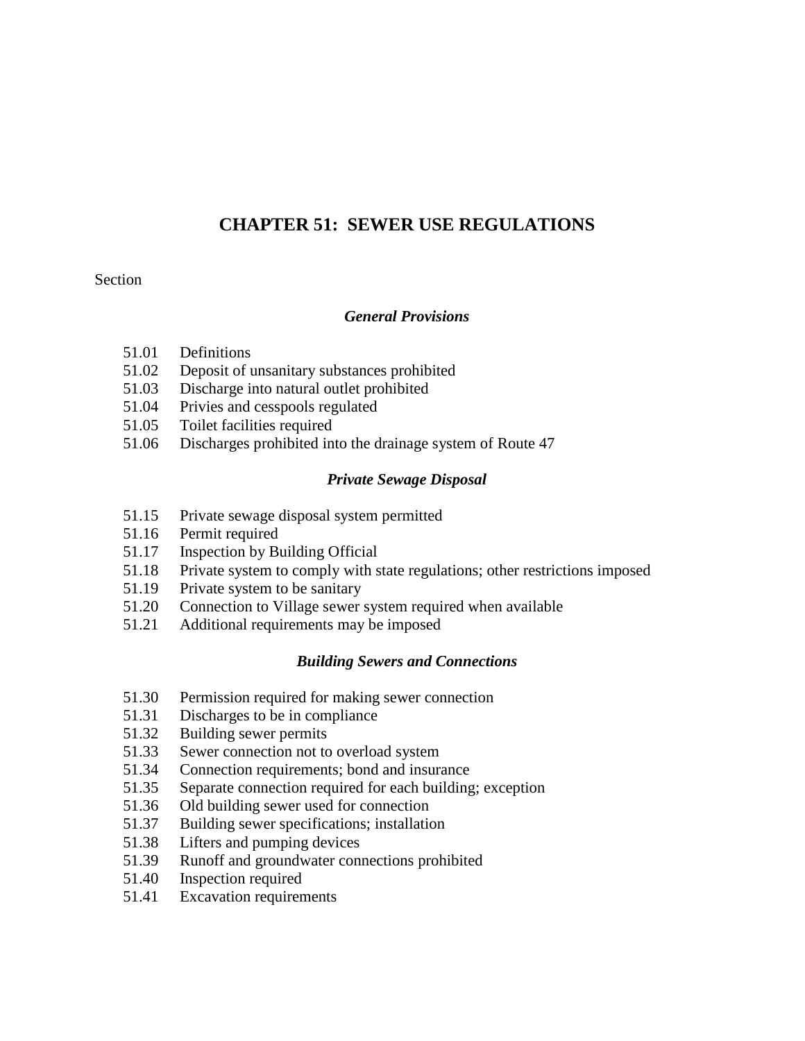# CHAPTER 51: SEWER USE REGULATIONS

Section

***General Provisions***

51.01 Definitions
51.02 Deposit of unsanitary substances prohibited
51.03 Discharge into natural outlet prohibited
51.04 Privies and cesspools regulated
51.05 Toilet facilities required
51.06 Discharges prohibited into the drainage system of Route 47

***Private Sewage Disposal***

51.15 Private sewage disposal system permitted
51.16 Permit required
51.17 Inspection by Building Official
51.18 Private system to comply with state regulations; other restrictions imposed
51.19 Private system to be sanitary
51.20 Connection to Village sewer system required when available
51.21 Additional requirements may be imposed

***Building Sewers and Connections***

51.30 Permission required for making sewer connection
51.31 Discharges to be in compliance
51.32 Building sewer permits
51.33 Sewer connection not to overload system
51.34 Connection requirements; bond and insurance
51.35 Separate connection required for each building; exception
51.36 Old building sewer used for connection
51.37 Building sewer specifications; installation
51.38 Lifters and pumping devices
51.39 Runoff and groundwater connections prohibited
51.40 Inspection required
51.41 Excavation requirements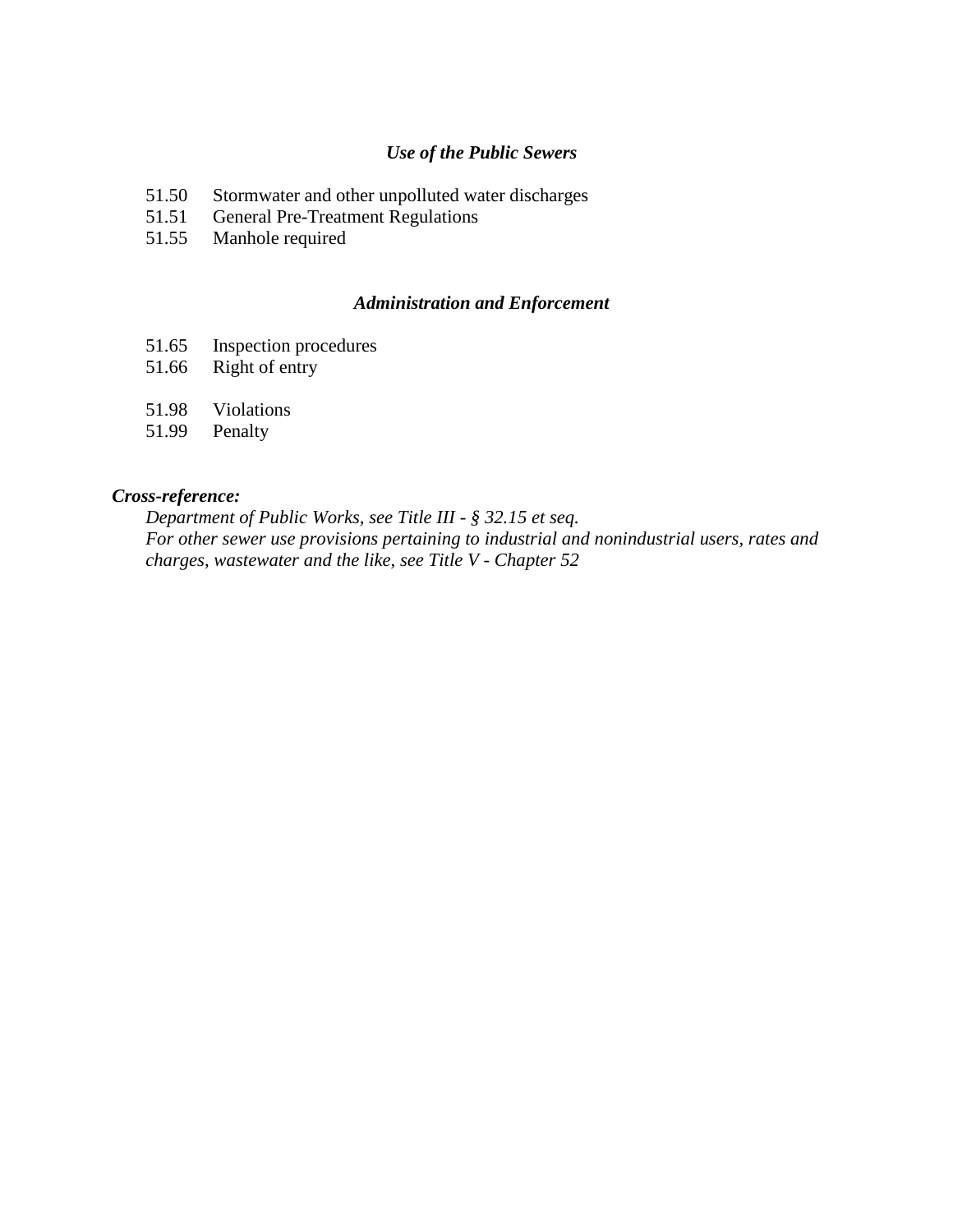### *Use of the Public Sewers*

51.50 Stormwater and other unpolluted water discharges
51.51 General Pre-Treatment Regulations
51.55 Manhole required

### *Administration and Enforcement*

51.65 Inspection procedures
51.66 Right of entry

51.98 Violations
51.99 Penalty

***Cross-reference:***

*Department of Public Works, see Title III - § 32.15 et seq.*
*For other sewer use provisions pertaining to industrial and nonindustrial users, rates and charges, wastewater and the like, see Title V - Chapter 52*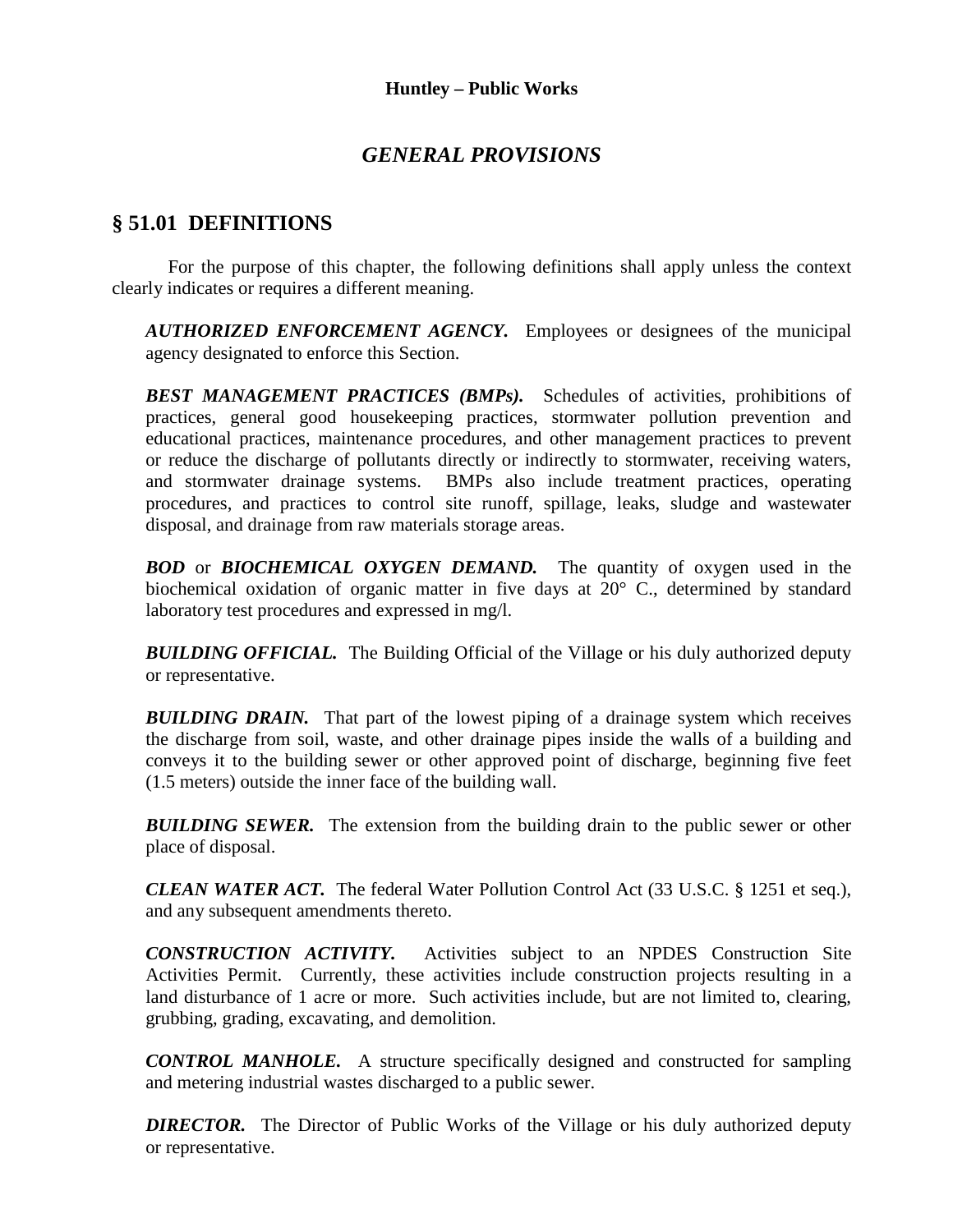## GENERAL PROVISIONS

## § 51.01 DEFINITIONS

For the purpose of this chapter, the following definitions shall apply unless the context clearly indicates or requires a different meaning.

***AUTHORIZED ENFORCEMENT AGENCY.*** Employees or designees of the municipal agency designated to enforce this Section.

***BEST MANAGEMENT PRACTICES (BMPs).*** Schedules of activities, prohibitions of practices, general good housekeeping practices, stormwater pollution prevention and educational practices, maintenance procedures, and other management practices to prevent or reduce the discharge of pollutants directly or indirectly to stormwater, receiving waters, and stormwater drainage systems. BMPs also include treatment practices, operating procedures, and practices to control site runoff, spillage, leaks, sludge and wastewater disposal, and drainage from raw materials storage areas.

***BOD*** or ***BIOCHEMICAL OXYGEN DEMAND.*** The quantity of oxygen used in the biochemical oxidation of organic matter in five days at 20° C., determined by standard laboratory test procedures and expressed in mg/l.

***BUILDING OFFICIAL.*** The Building Official of the Village or his duly authorized deputy or representative.

***BUILDING DRAIN.*** That part of the lowest piping of a drainage system which receives the discharge from soil, waste, and other drainage pipes inside the walls of a building and conveys it to the building sewer or other approved point of discharge, beginning five feet (1.5 meters) outside the inner face of the building wall.

***BUILDING SEWER.*** The extension from the building drain to the public sewer or other place of disposal.

***CLEAN WATER ACT.*** The federal Water Pollution Control Act (33 U.S.C. § 1251 et seq.), and any subsequent amendments thereto.

***CONSTRUCTION ACTIVITY.*** Activities subject to an NPDES Construction Site Activities Permit. Currently, these activities include construction projects resulting in a land disturbance of 1 acre or more. Such activities include, but are not limited to, clearing, grubbing, grading, excavating, and demolition.

***CONTROL MANHOLE.*** A structure specifically designed and constructed for sampling and metering industrial wastes discharged to a public sewer.

***DIRECTOR.*** The Director of Public Works of the Village or his duly authorized deputy or representative.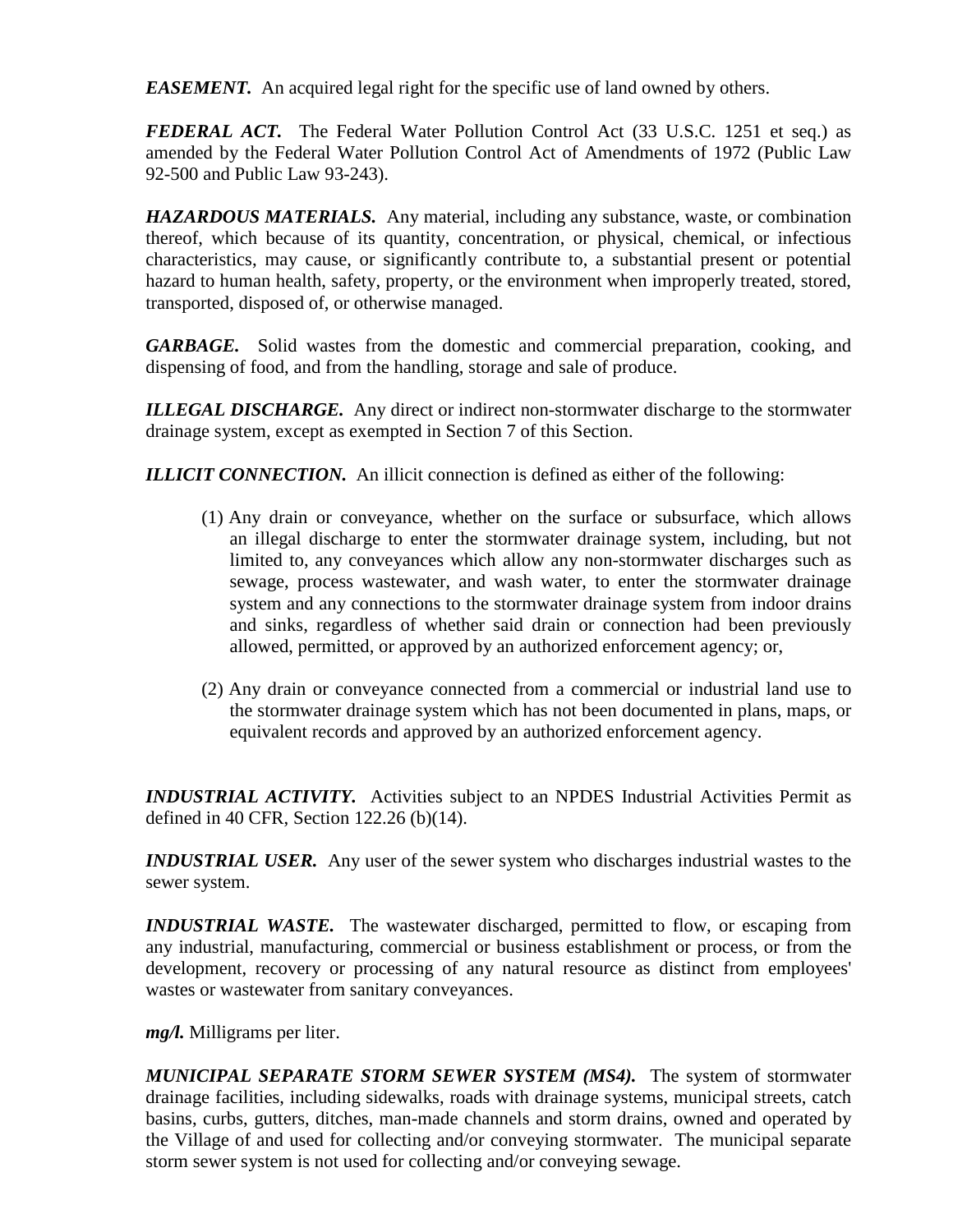***EASEMENT.*** An acquired legal right for the specific use of land owned by others.

***FEDERAL ACT.*** The Federal Water Pollution Control Act (33 U.S.C. 1251 et seq.) as amended by the Federal Water Pollution Control Act of Amendments of 1972 (Public Law 92-500 and Public Law 93-243).

***HAZARDOUS MATERIALS.*** Any material, including any substance, waste, or combination thereof, which because of its quantity, concentration, or physical, chemical, or infectious characteristics, may cause, or significantly contribute to, a substantial present or potential hazard to human health, safety, property, or the environment when improperly treated, stored, transported, disposed of, or otherwise managed.

***GARBAGE.*** Solid wastes from the domestic and commercial preparation, cooking, and dispensing of food, and from the handling, storage and sale of produce.

***ILLEGAL DISCHARGE.*** Any direct or indirect non-stormwater discharge to the stormwater drainage system, except as exempted in Section 7 of this Section.

***ILLICIT CONNECTION.*** An illicit connection is defined as either of the following:

(1) Any drain or conveyance, whether on the surface or subsurface, which allows an illegal discharge to enter the stormwater drainage system, including, but not limited to, any conveyances which allow any non-stormwater discharges such as sewage, process wastewater, and wash water, to enter the stormwater drainage system and any connections to the stormwater drainage system from indoor drains and sinks, regardless of whether said drain or connection had been previously allowed, permitted, or approved by an authorized enforcement agency; or,

(2) Any drain or conveyance connected from a commercial or industrial land use to the stormwater drainage system which has not been documented in plans, maps, or equivalent records and approved by an authorized enforcement agency.

***INDUSTRIAL ACTIVITY.*** Activities subject to an NPDES Industrial Activities Permit as defined in 40 CFR, Section 122.26 (b)(14).

***INDUSTRIAL USER.*** Any user of the sewer system who discharges industrial wastes to the sewer system.

***INDUSTRIAL WASTE.*** The wastewater discharged, permitted to flow, or escaping from any industrial, manufacturing, commercial or business establishment or process, or from the development, recovery or processing of any natural resource as distinct from employees' wastes or wastewater from sanitary conveyances.

***mg/l.*** Milligrams per liter.

***MUNICIPAL SEPARATE STORM SEWER SYSTEM (MS4).*** The system of stormwater drainage facilities, including sidewalks, roads with drainage systems, municipal streets, catch basins, curbs, gutters, ditches, man-made channels and storm drains, owned and operated by the Village of and used for collecting and/or conveying stormwater. The municipal separate storm sewer system is not used for collecting and/or conveying sewage.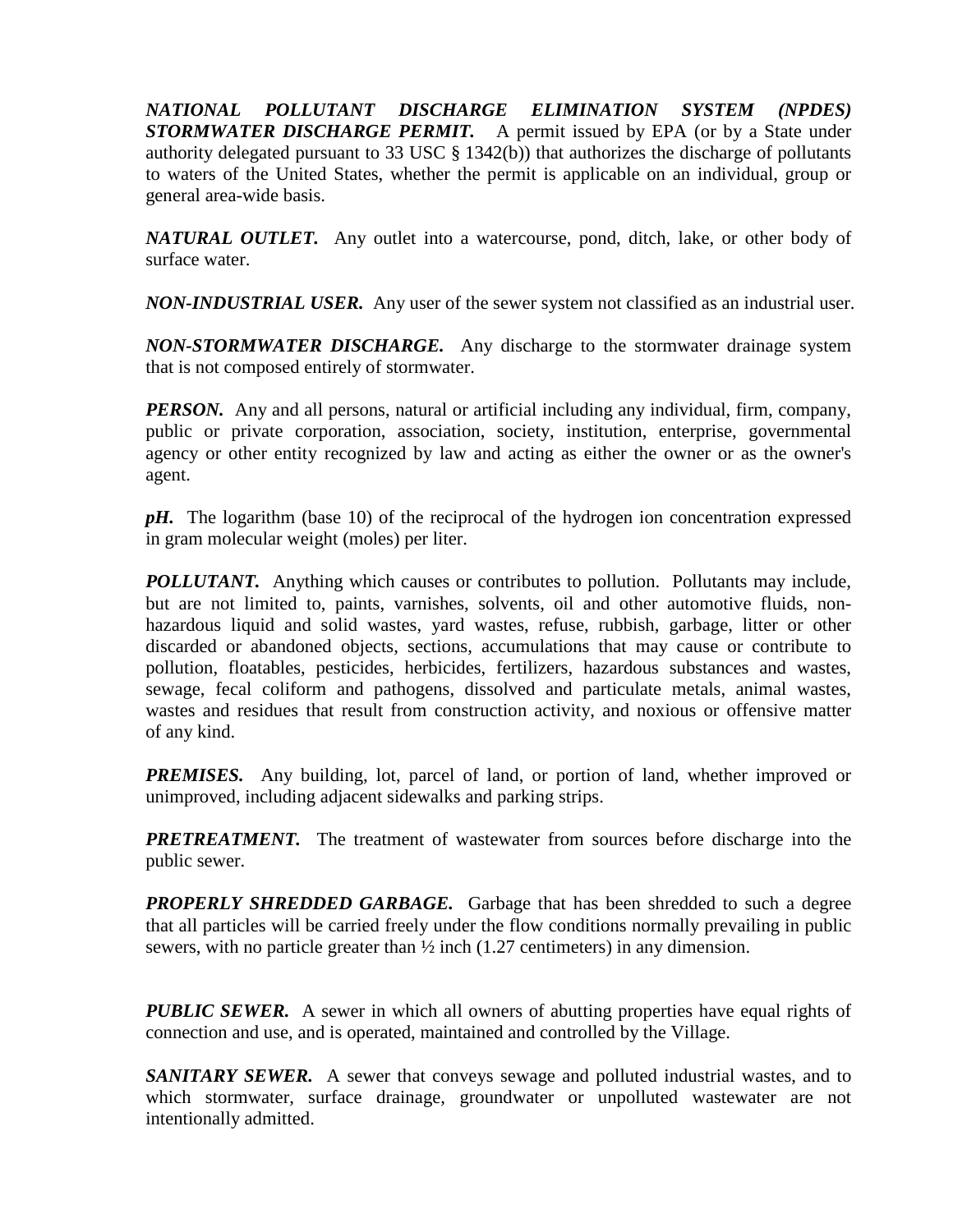***NATIONAL POLLUTANT DISCHARGE ELIMINATION SYSTEM (NPDES) STORMWATER DISCHARGE PERMIT.*** A permit issued by EPA (or by a State under authority delegated pursuant to 33 USC § 1342(b)) that authorizes the discharge of pollutants to waters of the United States, whether the permit is applicable on an individual, group or general area-wide basis.

***NATURAL OUTLET.*** Any outlet into a watercourse, pond, ditch, lake, or other body of surface water.

***NON-INDUSTRIAL USER.*** Any user of the sewer system not classified as an industrial user.

***NON-STORMWATER DISCHARGE.*** Any discharge to the stormwater drainage system that is not composed entirely of stormwater.

***PERSON.*** Any and all persons, natural or artificial including any individual, firm, company, public or private corporation, association, society, institution, enterprise, governmental agency or other entity recognized by law and acting as either the owner or as the owner's agent.

***pH.*** The logarithm (base 10) of the reciprocal of the hydrogen ion concentration expressed in gram molecular weight (moles) per liter.

***POLLUTANT.*** Anything which causes or contributes to pollution. Pollutants may include, but are not limited to, paints, varnishes, solvents, oil and other automotive fluids, non-hazardous liquid and solid wastes, yard wastes, refuse, rubbish, garbage, litter or other discarded or abandoned objects, sections, accumulations that may cause or contribute to pollution, floatables, pesticides, herbicides, fertilizers, hazardous substances and wastes, sewage, fecal coliform and pathogens, dissolved and particulate metals, animal wastes, wastes and residues that result from construction activity, and noxious or offensive matter of any kind.

***PREMISES.*** Any building, lot, parcel of land, or portion of land, whether improved or unimproved, including adjacent sidewalks and parking strips.

***PRETREATMENT.*** The treatment of wastewater from sources before discharge into the public sewer.

***PROPERLY SHREDDED GARBAGE.*** Garbage that has been shredded to such a degree that all particles will be carried freely under the flow conditions normally prevailing in public sewers, with no particle greater than ½ inch (1.27 centimeters) in any dimension.

***PUBLIC SEWER.*** A sewer in which all owners of abutting properties have equal rights of connection and use, and is operated, maintained and controlled by the Village.

***SANITARY SEWER.*** A sewer that conveys sewage and polluted industrial wastes, and to which stormwater, surface drainage, groundwater or unpolluted wastewater are not intentionally admitted.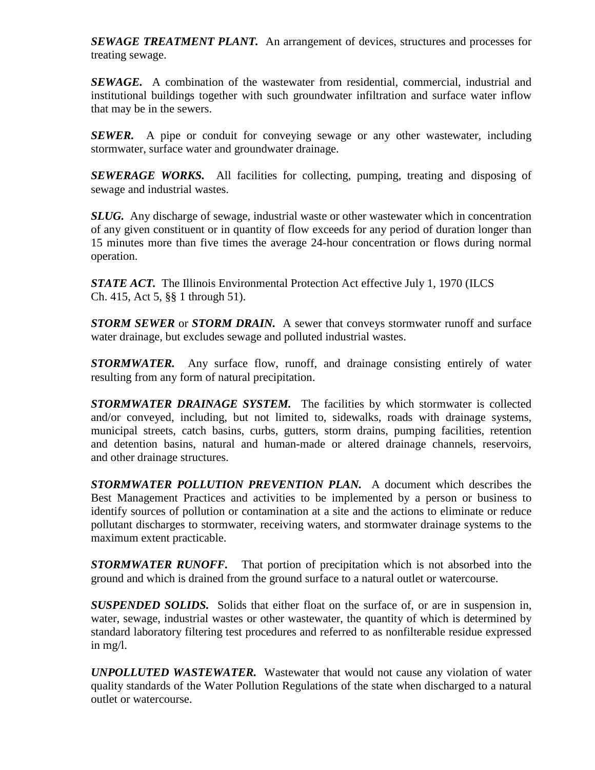***SEWAGE TREATMENT PLANT.*** An arrangement of devices, structures and processes for treating sewage.

***SEWAGE.*** A combination of the wastewater from residential, commercial, industrial and institutional buildings together with such groundwater infiltration and surface water inflow that may be in the sewers.

***SEWER.*** A pipe or conduit for conveying sewage or any other wastewater, including stormwater, surface water and groundwater drainage.

***SEWERAGE WORKS.*** All facilities for collecting, pumping, treating and disposing of sewage and industrial wastes.

***SLUG.*** Any discharge of sewage, industrial waste or other wastewater which in concentration of any given constituent or in quantity of flow exceeds for any period of duration longer than 15 minutes more than five times the average 24-hour concentration or flows during normal operation.

***STATE ACT.*** The Illinois Environmental Protection Act effective July 1, 1970 (ILCS Ch. 415, Act 5, §§ 1 through 51).

***STORM SEWER*** or ***STORM DRAIN.*** A sewer that conveys stormwater runoff and surface water drainage, but excludes sewage and polluted industrial wastes.

***STORMWATER.*** Any surface flow, runoff, and drainage consisting entirely of water resulting from any form of natural precipitation.

***STORMWATER DRAINAGE SYSTEM.*** The facilities by which stormwater is collected and/or conveyed, including, but not limited to, sidewalks, roads with drainage systems, municipal streets, catch basins, curbs, gutters, storm drains, pumping facilities, retention and detention basins, natural and human-made or altered drainage channels, reservoirs, and other drainage structures.

***STORMWATER POLLUTION PREVENTION PLAN.*** A document which describes the Best Management Practices and activities to be implemented by a person or business to identify sources of pollution or contamination at a site and the actions to eliminate or reduce pollutant discharges to stormwater, receiving waters, and stormwater drainage systems to the maximum extent practicable.

***STORMWATER RUNOFF.*** That portion of precipitation which is not absorbed into the ground and which is drained from the ground surface to a natural outlet or watercourse.

***SUSPENDED SOLIDS.*** Solids that either float on the surface of, or are in suspension in, water, sewage, industrial wastes or other wastewater, the quantity of which is determined by standard laboratory filtering test procedures and referred to as nonfilterable residue expressed in mg/l.

***UNPOLLUTED WASTEWATER.*** Wastewater that would not cause any violation of water quality standards of the Water Pollution Regulations of the state when discharged to a natural outlet or watercourse.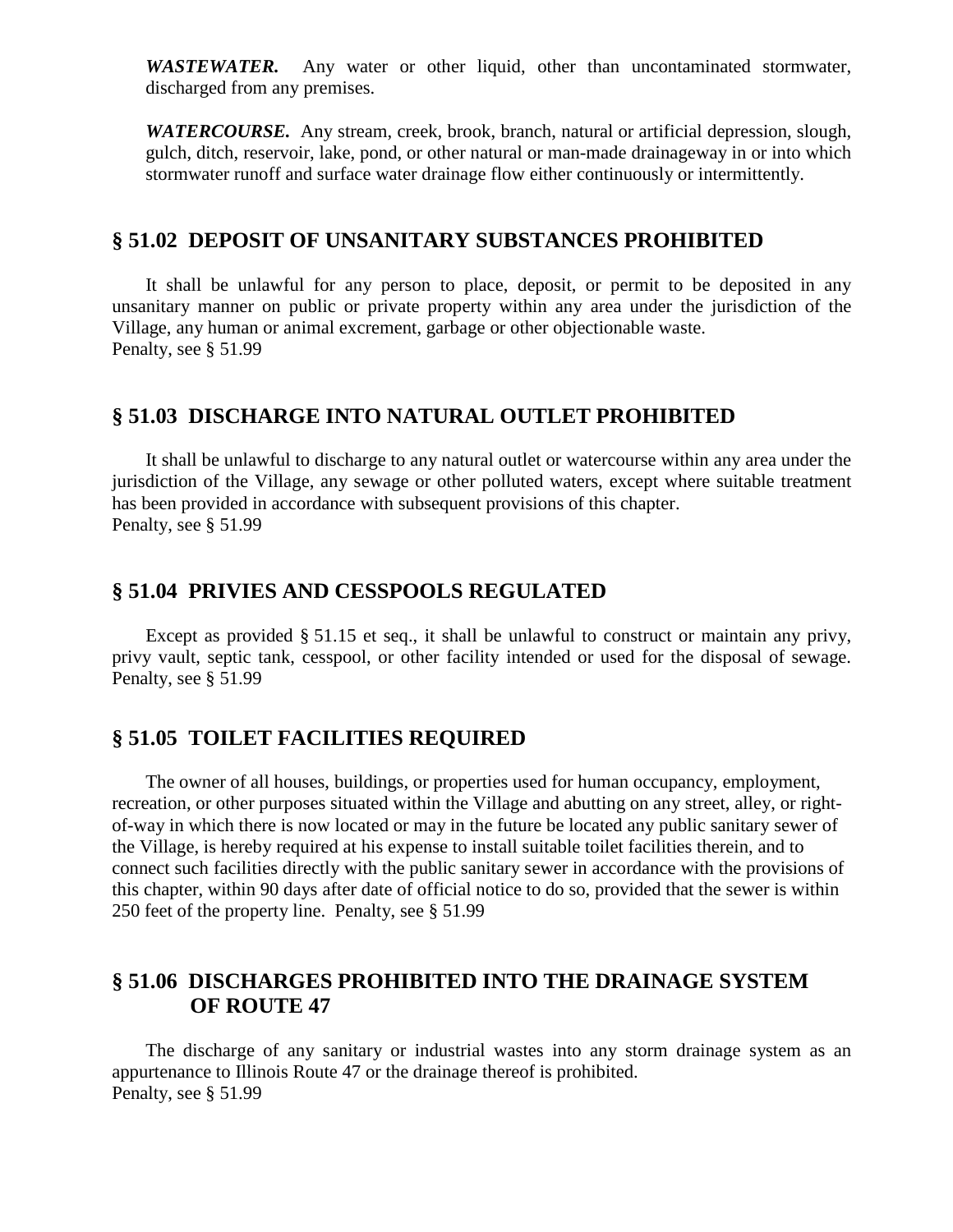***WASTEWATER.*** Any water or other liquid, other than uncontaminated stormwater, discharged from any premises.

***WATERCOURSE.*** Any stream, creek, brook, branch, natural or artificial depression, slough, gulch, ditch, reservoir, lake, pond, or other natural or man-made drainageway in or into which stormwater runoff and surface water drainage flow either continuously or intermittently.

## § 51.02 DEPOSIT OF UNSANITARY SUBSTANCES PROHIBITED

It shall be unlawful for any person to place, deposit, or permit to be deposited in any unsanitary manner on public or private property within any area under the jurisdiction of the Village, any human or animal excrement, garbage or other objectionable waste.
Penalty, see § 51.99

## § 51.03 DISCHARGE INTO NATURAL OUTLET PROHIBITED

It shall be unlawful to discharge to any natural outlet or watercourse within any area under the jurisdiction of the Village, any sewage or other polluted waters, except where suitable treatment has been provided in accordance with subsequent provisions of this chapter.
Penalty, see § 51.99

## § 51.04 PRIVIES AND CESSPOOLS REGULATED

Except as provided § 51.15 et seq., it shall be unlawful to construct or maintain any privy, privy vault, septic tank, cesspool, or other facility intended or used for the disposal of sewage.
Penalty, see § 51.99

## § 51.05 TOILET FACILITIES REQUIRED

The owner of all houses, buildings, or properties used for human occupancy, employment, recreation, or other purposes situated within the Village and abutting on any street, alley, or right-of-way in which there is now located or may in the future be located any public sanitary sewer of the Village, is hereby required at his expense to install suitable toilet facilities therein, and to connect such facilities directly with the public sanitary sewer in accordance with the provisions of this chapter, within 90 days after date of official notice to do so, provided that the sewer is within 250 feet of the property line. Penalty, see § 51.99

## § 51.06 DISCHARGES PROHIBITED INTO THE DRAINAGE SYSTEM OF ROUTE 47

The discharge of any sanitary or industrial wastes into any storm drainage system as an appurtenance to Illinois Route 47 or the drainage thereof is prohibited.
Penalty, see § 51.99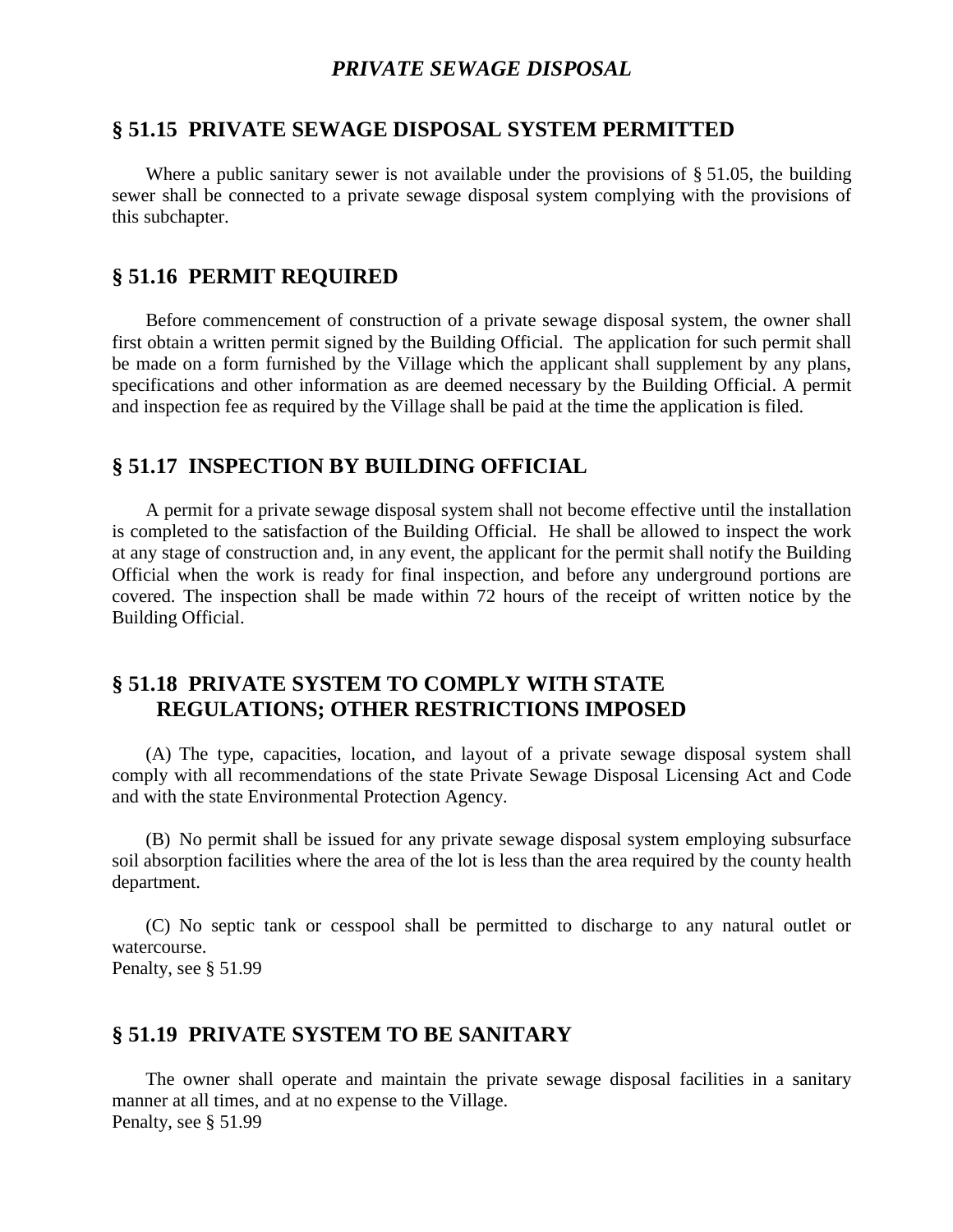## *PRIVATE SEWAGE DISPOSAL*

### § 51.15 PRIVATE SEWAGE DISPOSAL SYSTEM PERMITTED

Where a public sanitary sewer is not available under the provisions of § 51.05, the building sewer shall be connected to a private sewage disposal system complying with the provisions of this subchapter.

### § 51.16 PERMIT REQUIRED

Before commencement of construction of a private sewage disposal system, the owner shall first obtain a written permit signed by the Building Official. The application for such permit shall be made on a form furnished by the Village which the applicant shall supplement by any plans, specifications and other information as are deemed necessary by the Building Official. A permit and inspection fee as required by the Village shall be paid at the time the application is filed.

### § 51.17 INSPECTION BY BUILDING OFFICIAL

A permit for a private sewage disposal system shall not become effective until the installation is completed to the satisfaction of the Building Official. He shall be allowed to inspect the work at any stage of construction and, in any event, the applicant for the permit shall notify the Building Official when the work is ready for final inspection, and before any underground portions are covered. The inspection shall be made within 72 hours of the receipt of written notice by the Building Official.

### § 51.18 PRIVATE SYSTEM TO COMPLY WITH STATE REGULATIONS; OTHER RESTRICTIONS IMPOSED

(A) The type, capacities, location, and layout of a private sewage disposal system shall comply with all recommendations of the state Private Sewage Disposal Licensing Act and Code and with the state Environmental Protection Agency.

(B) No permit shall be issued for any private sewage disposal system employing subsurface soil absorption facilities where the area of the lot is less than the area required by the county health department.

(C) No septic tank or cesspool shall be permitted to discharge to any natural outlet or watercourse.
Penalty, see § 51.99

### § 51.19 PRIVATE SYSTEM TO BE SANITARY

The owner shall operate and maintain the private sewage disposal facilities in a sanitary manner at all times, and at no expense to the Village.
Penalty, see § 51.99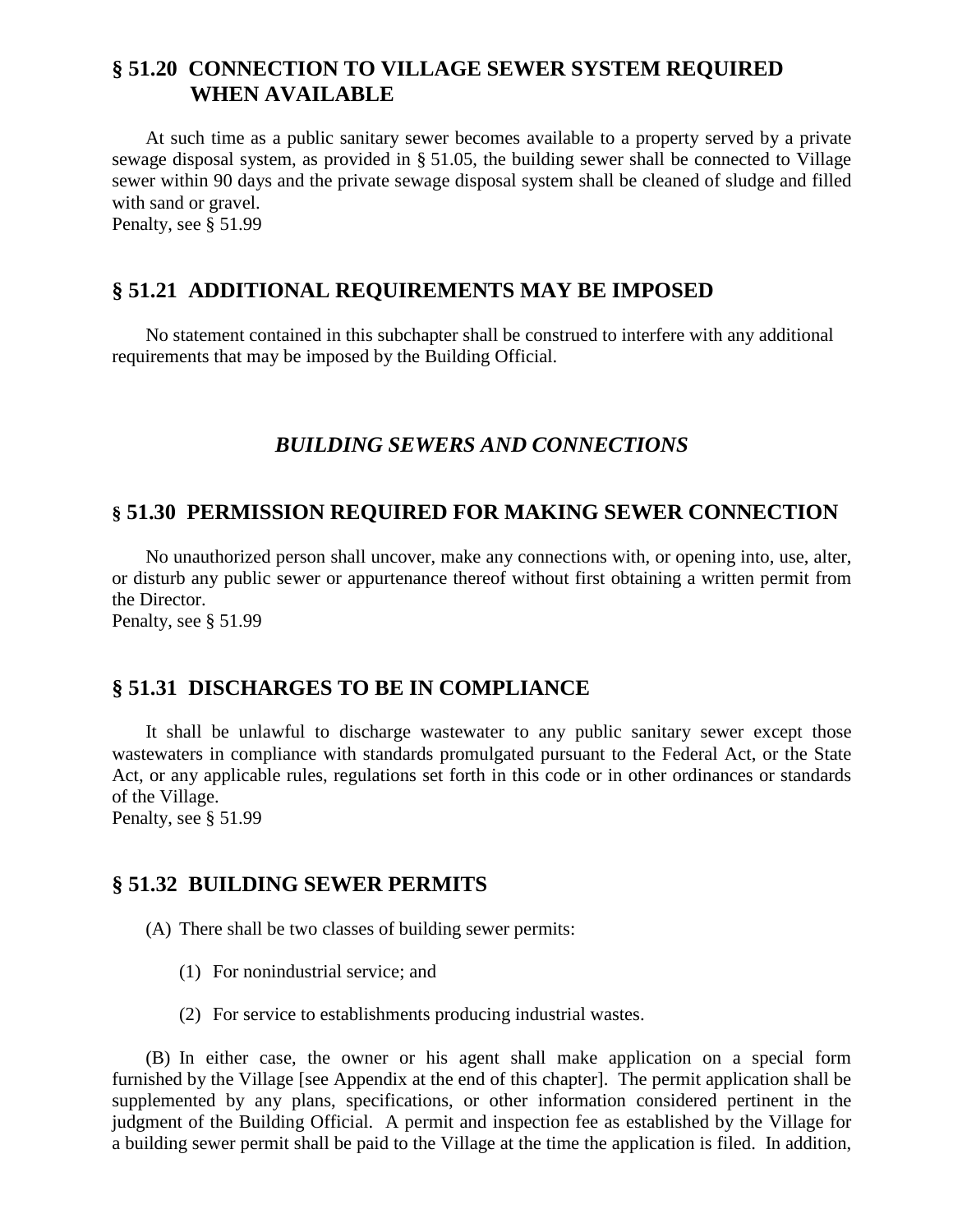## § 51.20 CONNECTION TO VILLAGE SEWER SYSTEM REQUIRED WHEN AVAILABLE

At such time as a public sanitary sewer becomes available to a property served by a private sewage disposal system, as provided in § 51.05, the building sewer shall be connected to Village sewer within 90 days and the private sewage disposal system shall be cleaned of sludge and filled with sand or gravel.
Penalty, see § 51.99

## § 51.21 ADDITIONAL REQUIREMENTS MAY BE IMPOSED

No statement contained in this subchapter shall be construed to interfere with any additional requirements that may be imposed by the Building Official.

### *BUILDING SEWERS AND CONNECTIONS*

## § 51.30 PERMISSION REQUIRED FOR MAKING SEWER CONNECTION

No unauthorized person shall uncover, make any connections with, or opening into, use, alter, or disturb any public sewer or appurtenance thereof without first obtaining a written permit from the Director.
Penalty, see § 51.99

## § 51.31 DISCHARGES TO BE IN COMPLIANCE

It shall be unlawful to discharge wastewater to any public sanitary sewer except those wastewaters in compliance with standards promulgated pursuant to the Federal Act, or the State Act, or any applicable rules, regulations set forth in this code or in other ordinances or standards of the Village.
Penalty, see § 51.99

## § 51.32 BUILDING SEWER PERMITS

(A) There shall be two classes of building sewer permits:

(1) For nonindustrial service; and

(2) For service to establishments producing industrial wastes.

(B) In either case, the owner or his agent shall make application on a special form furnished by the Village [see Appendix at the end of this chapter]. The permit application shall be supplemented by any plans, specifications, or other information considered pertinent in the judgment of the Building Official. A permit and inspection fee as established by the Village for a building sewer permit shall be paid to the Village at the time the application is filed. In addition,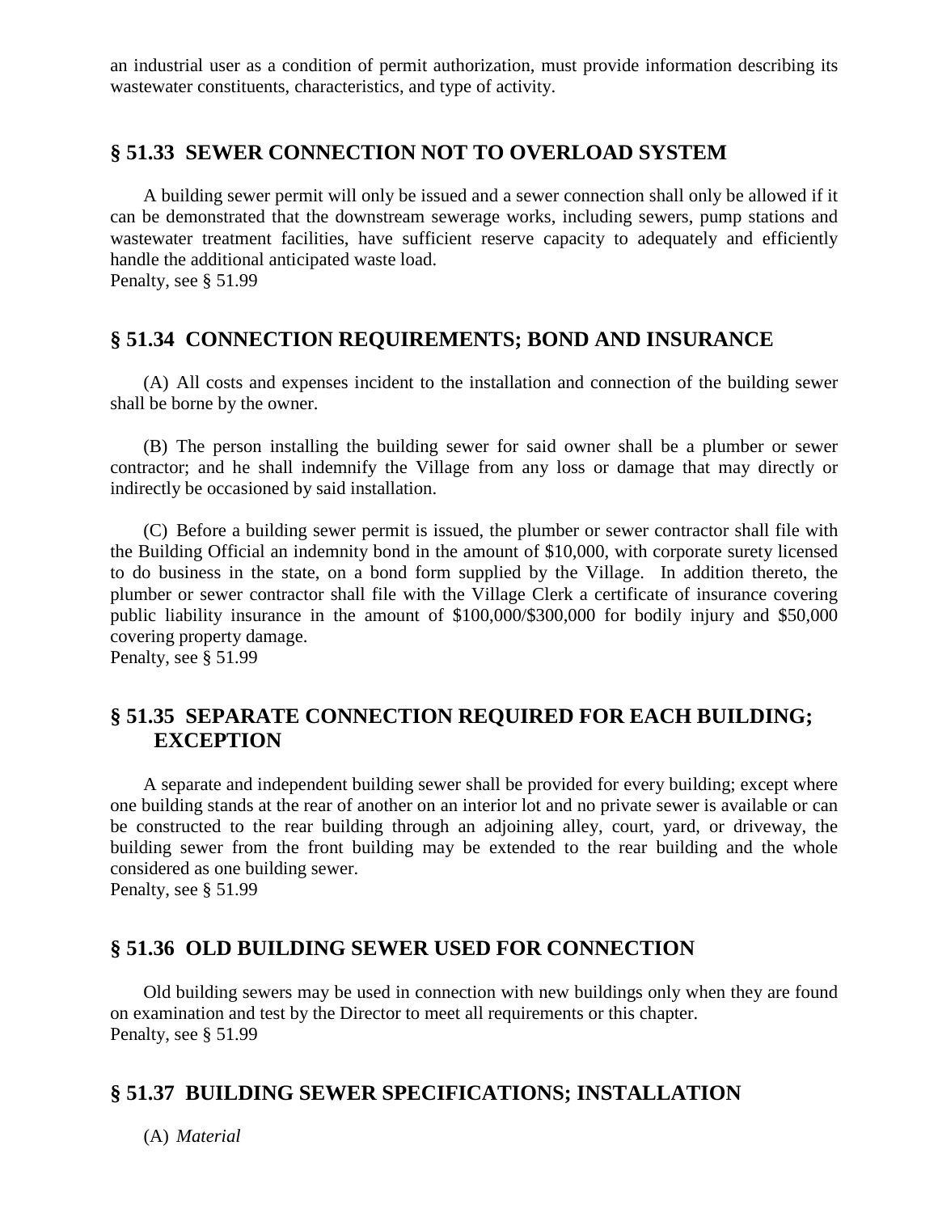an industrial user as a condition of permit authorization, must provide information describing its wastewater constituents, characteristics, and type of activity.

## § 51.33 SEWER CONNECTION NOT TO OVERLOAD SYSTEM

A building sewer permit will only be issued and a sewer connection shall only be allowed if it can be demonstrated that the downstream sewerage works, including sewers, pump stations and wastewater treatment facilities, have sufficient reserve capacity to adequately and efficiently handle the additional anticipated waste load.
Penalty, see § 51.99

## § 51.34 CONNECTION REQUIREMENTS; BOND AND INSURANCE

(A) All costs and expenses incident to the installation and connection of the building sewer shall be borne by the owner.

(B) The person installing the building sewer for said owner shall be a plumber or sewer contractor; and he shall indemnify the Village from any loss or damage that may directly or indirectly be occasioned by said installation.

(C) Before a building sewer permit is issued, the plumber or sewer contractor shall file with the Building Official an indemnity bond in the amount of $10,000, with corporate surety licensed to do business in the state, on a bond form supplied by the Village. In addition thereto, the plumber or sewer contractor shall file with the Village Clerk a certificate of insurance covering public liability insurance in the amount of $100,000/$300,000 for bodily injury and $50,000 covering property damage.
Penalty, see § 51.99

## § 51.35 SEPARATE CONNECTION REQUIRED FOR EACH BUILDING; EXCEPTION

A separate and independent building sewer shall be provided for every building; except where one building stands at the rear of another on an interior lot and no private sewer is available or can be constructed to the rear building through an adjoining alley, court, yard, or driveway, the building sewer from the front building may be extended to the rear building and the whole considered as one building sewer.
Penalty, see § 51.99

## § 51.36 OLD BUILDING SEWER USED FOR CONNECTION

Old building sewers may be used in connection with new buildings only when they are found on examination and test by the Director to meet all requirements or this chapter.
Penalty, see § 51.99

## § 51.37 BUILDING SEWER SPECIFICATIONS; INSTALLATION

(A) *Material*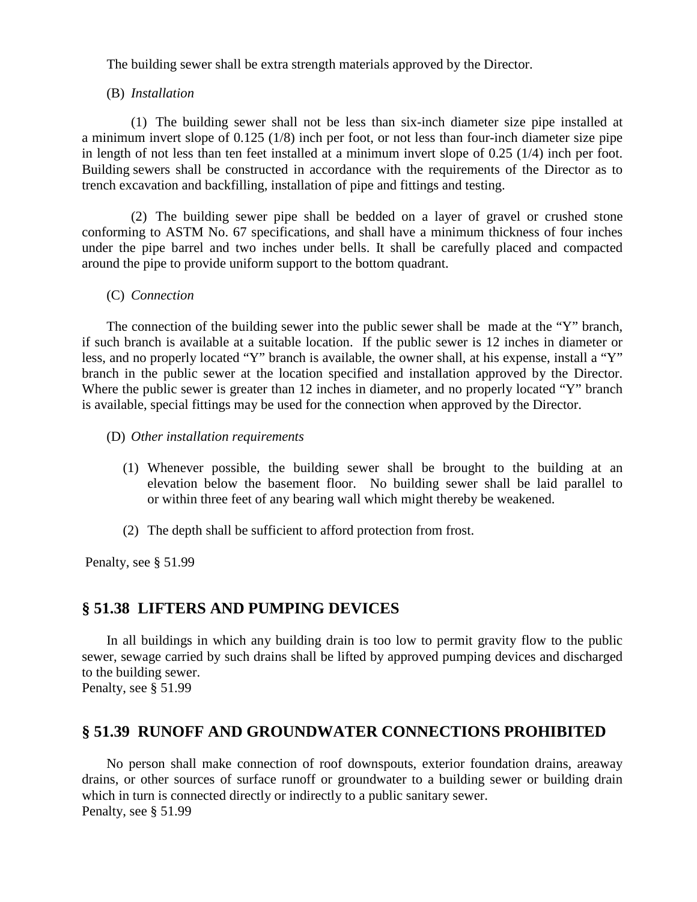The building sewer shall be extra strength materials approved by the Director.

(B) *Installation*

(1) The building sewer shall not be less than six-inch diameter size pipe installed at a minimum invert slope of 0.125 (1/8) inch per foot, or not less than four-inch diameter size pipe in length of not less than ten feet installed at a minimum invert slope of 0.25 (1/4) inch per foot. Building sewers shall be constructed in accordance with the requirements of the Director as to trench excavation and backfilling, installation of pipe and fittings and testing.

(2) The building sewer pipe shall be bedded on a layer of gravel or crushed stone conforming to ASTM No. 67 specifications, and shall have a minimum thickness of four inches under the pipe barrel and two inches under bells. It shall be carefully placed and compacted around the pipe to provide uniform support to the bottom quadrant.

(C) *Connection*

The connection of the building sewer into the public sewer shall be made at the "Y" branch, if such branch is available at a suitable location. If the public sewer is 12 inches in diameter or less, and no properly located "Y" branch is available, the owner shall, at his expense, install a "Y" branch in the public sewer at the location specified and installation approved by the Director. Where the public sewer is greater than 12 inches in diameter, and no properly located "Y" branch is available, special fittings may be used for the connection when approved by the Director.

(D) *Other installation requirements*

(1) Whenever possible, the building sewer shall be brought to the building at an elevation below the basement floor. No building sewer shall be laid parallel to or within three feet of any bearing wall which might thereby be weakened.

(2) The depth shall be sufficient to afford protection from frost.

Penalty, see § 51.99

## § 51.38 LIFTERS AND PUMPING DEVICES

In all buildings in which any building drain is too low to permit gravity flow to the public sewer, sewage carried by such drains shall be lifted by approved pumping devices and discharged to the building sewer.
Penalty, see § 51.99

## § 51.39 RUNOFF AND GROUNDWATER CONNECTIONS PROHIBITED

No person shall make connection of roof downspouts, exterior foundation drains, areaway drains, or other sources of surface runoff or groundwater to a building sewer or building drain which in turn is connected directly or indirectly to a public sanitary sewer.
Penalty, see § 51.99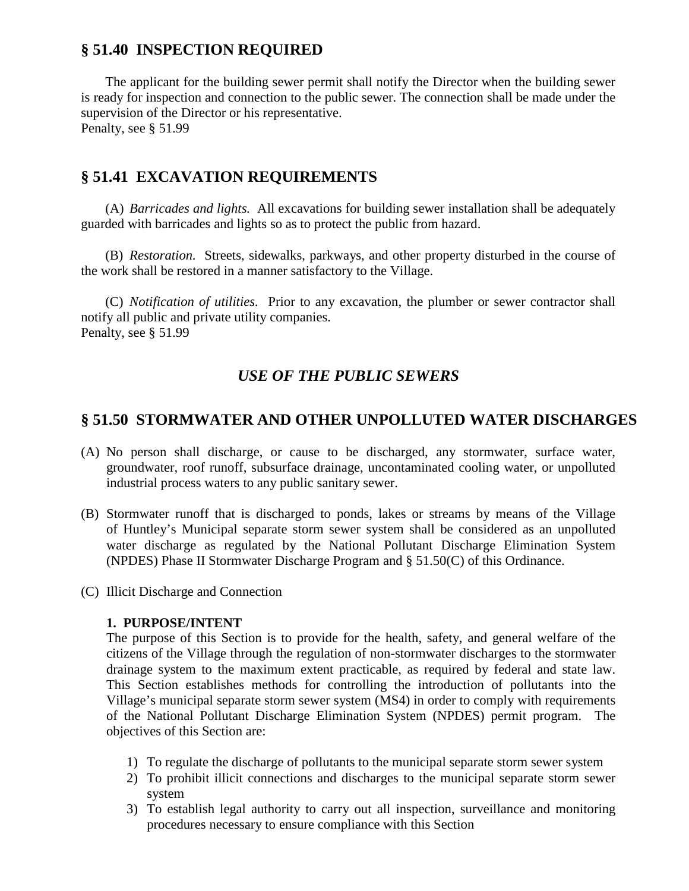## § 51.40 INSPECTION REQUIRED

The applicant for the building sewer permit shall notify the Director when the building sewer is ready for inspection and connection to the public sewer. The connection shall be made under the supervision of the Director or his representative.
Penalty, see § 51.99

## § 51.41 EXCAVATION REQUIREMENTS

(A) *Barricades and lights.* All excavations for building sewer installation shall be adequately guarded with barricades and lights so as to protect the public from hazard.

(B) *Restoration.* Streets, sidewalks, parkways, and other property disturbed in the course of the work shall be restored in a manner satisfactory to the Village.

(C) *Notification of utilities.* Prior to any excavation, the plumber or sewer contractor shall notify all public and private utility companies.
Penalty, see § 51.99

### *USE OF THE PUBLIC SEWERS*

## § 51.50 STORMWATER AND OTHER UNPOLLUTED WATER DISCHARGES

(A) No person shall discharge, or cause to be discharged, any stormwater, surface water, groundwater, roof runoff, subsurface drainage, uncontaminated cooling water, or unpolluted industrial process waters to any public sanitary sewer.

(B) Stormwater runoff that is discharged to ponds, lakes or streams by means of the Village of Huntley's Municipal separate storm sewer system shall be considered as an unpolluted water discharge as regulated by the National Pollutant Discharge Elimination System (NPDES) Phase II Stormwater Discharge Program and § 51.50(C) of this Ordinance.

(C) Illicit Discharge and Connection

**1. PURPOSE/INTENT**

The purpose of this Section is to provide for the health, safety, and general welfare of the citizens of the Village through the regulation of non-stormwater discharges to the stormwater drainage system to the maximum extent practicable, as required by federal and state law. This Section establishes methods for controlling the introduction of pollutants into the Village's municipal separate storm sewer system (MS4) in order to comply with requirements of the National Pollutant Discharge Elimination System (NPDES) permit program. The objectives of this Section are:

1) To regulate the discharge of pollutants to the municipal separate storm sewer system
2) To prohibit illicit connections and discharges to the municipal separate storm sewer system
3) To establish legal authority to carry out all inspection, surveillance and monitoring procedures necessary to ensure compliance with this Section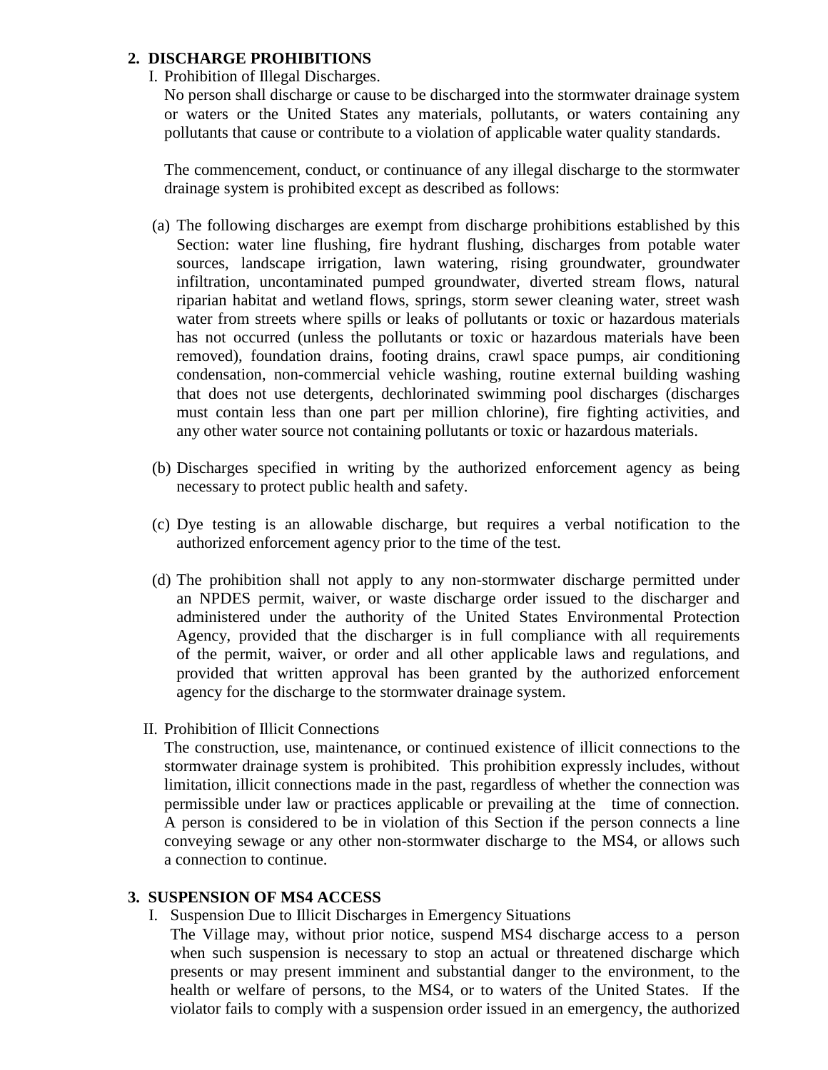## 2. DISCHARGE PROHIBITIONS

I. Prohibition of Illegal Discharges.

No person shall discharge or cause to be discharged into the stormwater drainage system or waters or the United States any materials, pollutants, or waters containing any pollutants that cause or contribute to a violation of applicable water quality standards.

The commencement, conduct, or continuance of any illegal discharge to the stormwater drainage system is prohibited except as described as follows:

(a) The following discharges are exempt from discharge prohibitions established by this Section: water line flushing, fire hydrant flushing, discharges from potable water sources, landscape irrigation, lawn watering, rising groundwater, groundwater infiltration, uncontaminated pumped groundwater, diverted stream flows, natural riparian habitat and wetland flows, springs, storm sewer cleaning water, street wash water from streets where spills or leaks of pollutants or toxic or hazardous materials has not occurred (unless the pollutants or toxic or hazardous materials have been removed), foundation drains, footing drains, crawl space pumps, air conditioning condensation, non-commercial vehicle washing, routine external building washing that does not use detergents, dechlorinated swimming pool discharges (discharges must contain less than one part per million chlorine), fire fighting activities, and any other water source not containing pollutants or toxic or hazardous materials.

(b) Discharges specified in writing by the authorized enforcement agency as being necessary to protect public health and safety.

(c) Dye testing is an allowable discharge, but requires a verbal notification to the authorized enforcement agency prior to the time of the test.

(d) The prohibition shall not apply to any non-stormwater discharge permitted under an NPDES permit, waiver, or waste discharge order issued to the discharger and administered under the authority of the United States Environmental Protection Agency, provided that the discharger is in full compliance with all requirements of the permit, waiver, or order and all other applicable laws and regulations, and provided that written approval has been granted by the authorized enforcement agency for the discharge to the stormwater drainage system.

II. Prohibition of Illicit Connections

The construction, use, maintenance, or continued existence of illicit connections to the stormwater drainage system is prohibited. This prohibition expressly includes, without limitation, illicit connections made in the past, regardless of whether the connection was permissible under law or practices applicable or prevailing at the time of connection. A person is considered to be in violation of this Section if the person connects a line conveying sewage or any other non-stormwater discharge to the MS4, or allows such a connection to continue.

## 3. SUSPENSION OF MS4 ACCESS

I. Suspension Due to Illicit Discharges in Emergency Situations

The Village may, without prior notice, suspend MS4 discharge access to a person when such suspension is necessary to stop an actual or threatened discharge which presents or may present imminent and substantial danger to the environment, to the health or welfare of persons, to the MS4, or to waters of the United States. If the violator fails to comply with a suspension order issued in an emergency, the authorized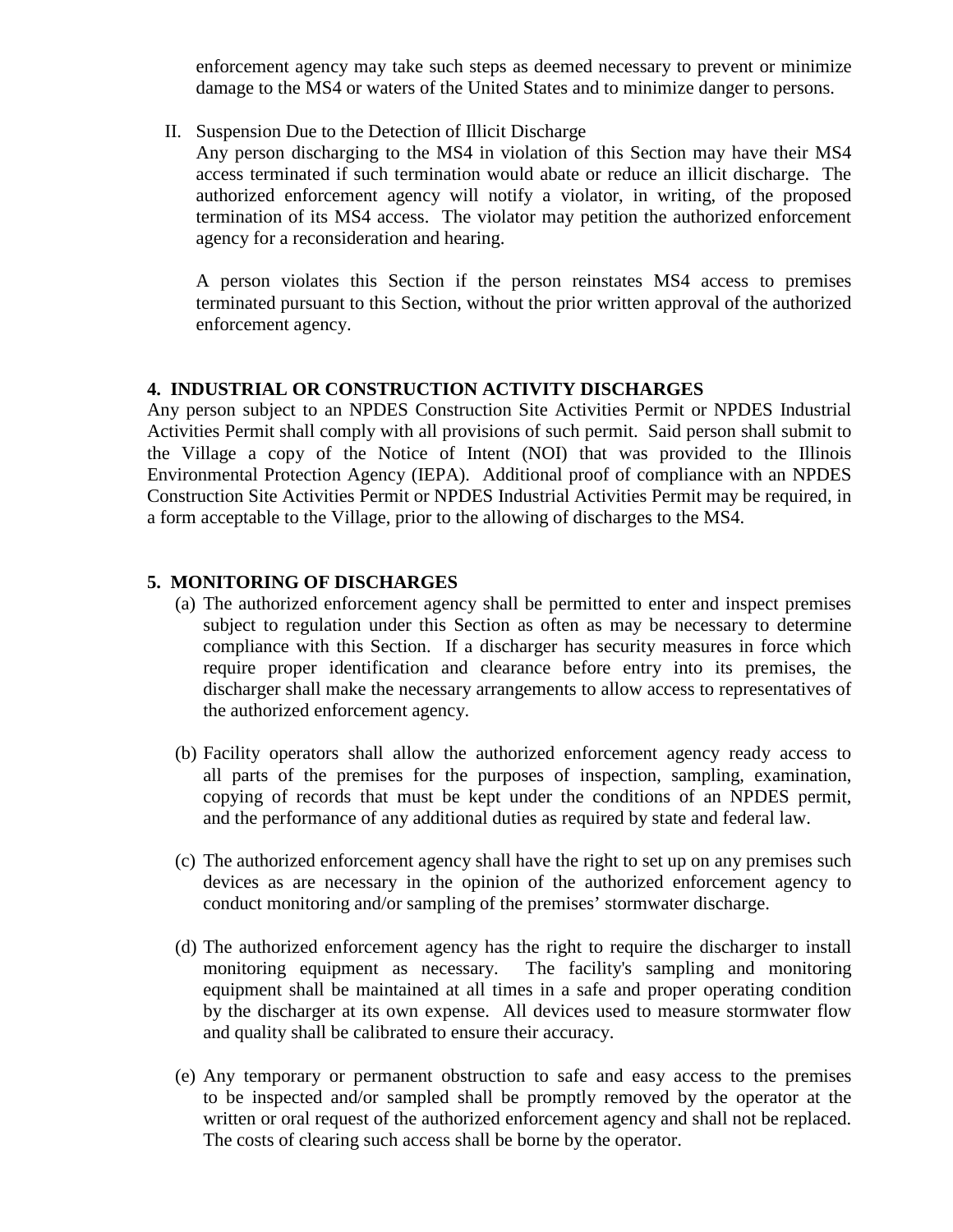enforcement agency may take such steps as deemed necessary to prevent or minimize damage to the MS4 or waters of the United States and to minimize danger to persons.

II. Suspension Due to the Detection of Illicit Discharge

Any person discharging to the MS4 in violation of this Section may have their MS4 access terminated if such termination would abate or reduce an illicit discharge. The authorized enforcement agency will notify a violator, in writing, of the proposed termination of its MS4 access. The violator may petition the authorized enforcement agency for a reconsideration and hearing.

A person violates this Section if the person reinstates MS4 access to premises terminated pursuant to this Section, without the prior written approval of the authorized enforcement agency.

## 4. INDUSTRIAL OR CONSTRUCTION ACTIVITY DISCHARGES

Any person subject to an NPDES Construction Site Activities Permit or NPDES Industrial Activities Permit shall comply with all provisions of such permit. Said person shall submit to the Village a copy of the Notice of Intent (NOI) that was provided to the Illinois Environmental Protection Agency (IEPA). Additional proof of compliance with an NPDES Construction Site Activities Permit or NPDES Industrial Activities Permit may be required, in a form acceptable to the Village, prior to the allowing of discharges to the MS4.

## 5. MONITORING OF DISCHARGES

(a) The authorized enforcement agency shall be permitted to enter and inspect premises subject to regulation under this Section as often as may be necessary to determine compliance with this Section. If a discharger has security measures in force which require proper identification and clearance before entry into its premises, the discharger shall make the necessary arrangements to allow access to representatives of the authorized enforcement agency.

(b) Facility operators shall allow the authorized enforcement agency ready access to all parts of the premises for the purposes of inspection, sampling, examination, copying of records that must be kept under the conditions of an NPDES permit, and the performance of any additional duties as required by state and federal law.

(c) The authorized enforcement agency shall have the right to set up on any premises such devices as are necessary in the opinion of the authorized enforcement agency to conduct monitoring and/or sampling of the premises' stormwater discharge.

(d) The authorized enforcement agency has the right to require the discharger to install monitoring equipment as necessary. The facility's sampling and monitoring equipment shall be maintained at all times in a safe and proper operating condition by the discharger at its own expense. All devices used to measure stormwater flow and quality shall be calibrated to ensure their accuracy.

(e) Any temporary or permanent obstruction to safe and easy access to the premises to be inspected and/or sampled shall be promptly removed by the operator at the written or oral request of the authorized enforcement agency and shall not be replaced. The costs of clearing such access shall be borne by the operator.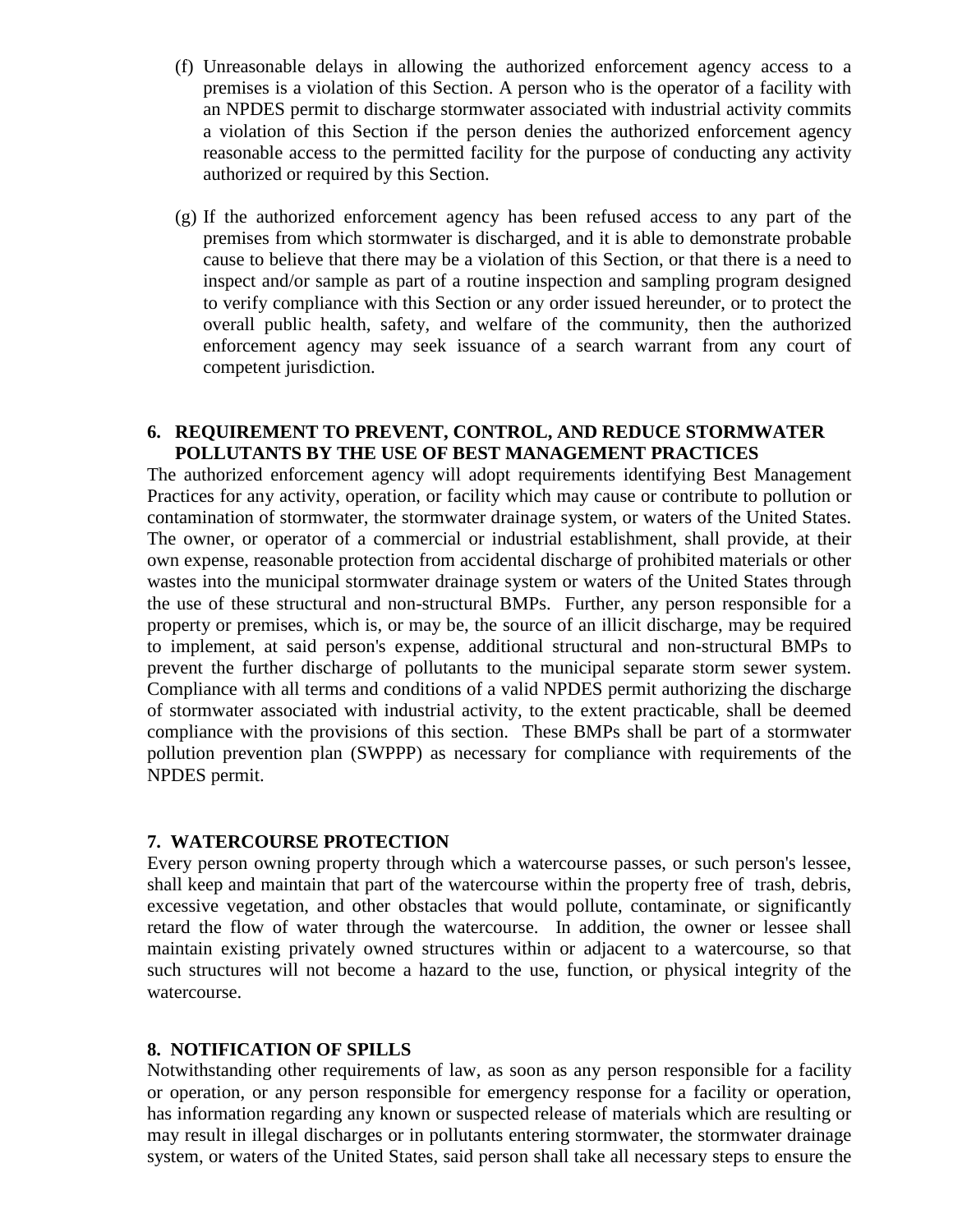(f) Unreasonable delays in allowing the authorized enforcement agency access to a premises is a violation of this Section. A person who is the operator of a facility with an NPDES permit to discharge stormwater associated with industrial activity commits a violation of this Section if the person denies the authorized enforcement agency reasonable access to the permitted facility for the purpose of conducting any activity authorized or required by this Section.

(g) If the authorized enforcement agency has been refused access to any part of the premises from which stormwater is discharged, and it is able to demonstrate probable cause to believe that there may be a violation of this Section, or that there is a need to inspect and/or sample as part of a routine inspection and sampling program designed to verify compliance with this Section or any order issued hereunder, or to protect the overall public health, safety, and welfare of the community, then the authorized enforcement agency may seek issuance of a search warrant from any court of competent jurisdiction.

## 6. REQUIREMENT TO PREVENT, CONTROL, AND REDUCE STORMWATER POLLUTANTS BY THE USE OF BEST MANAGEMENT PRACTICES

The authorized enforcement agency will adopt requirements identifying Best Management Practices for any activity, operation, or facility which may cause or contribute to pollution or contamination of stormwater, the stormwater drainage system, or waters of the United States. The owner, or operator of a commercial or industrial establishment, shall provide, at their own expense, reasonable protection from accidental discharge of prohibited materials or other wastes into the municipal stormwater drainage system or waters of the United States through the use of these structural and non-structural BMPs. Further, any person responsible for a property or premises, which is, or may be, the source of an illicit discharge, may be required to implement, at said person's expense, additional structural and non-structural BMPs to prevent the further discharge of pollutants to the municipal separate storm sewer system. Compliance with all terms and conditions of a valid NPDES permit authorizing the discharge of stormwater associated with industrial activity, to the extent practicable, shall be deemed compliance with the provisions of this section. These BMPs shall be part of a stormwater pollution prevention plan (SWPPP) as necessary for compliance with requirements of the NPDES permit.

## 7. WATERCOURSE PROTECTION

Every person owning property through which a watercourse passes, or such person's lessee, shall keep and maintain that part of the watercourse within the property free of trash, debris, excessive vegetation, and other obstacles that would pollute, contaminate, or significantly retard the flow of water through the watercourse. In addition, the owner or lessee shall maintain existing privately owned structures within or adjacent to a watercourse, so that such structures will not become a hazard to the use, function, or physical integrity of the watercourse.

## 8. NOTIFICATION OF SPILLS

Notwithstanding other requirements of law, as soon as any person responsible for a facility or operation, or any person responsible for emergency response for a facility or operation, has information regarding any known or suspected release of materials which are resulting or may result in illegal discharges or in pollutants entering stormwater, the stormwater drainage system, or waters of the United States, said person shall take all necessary steps to ensure the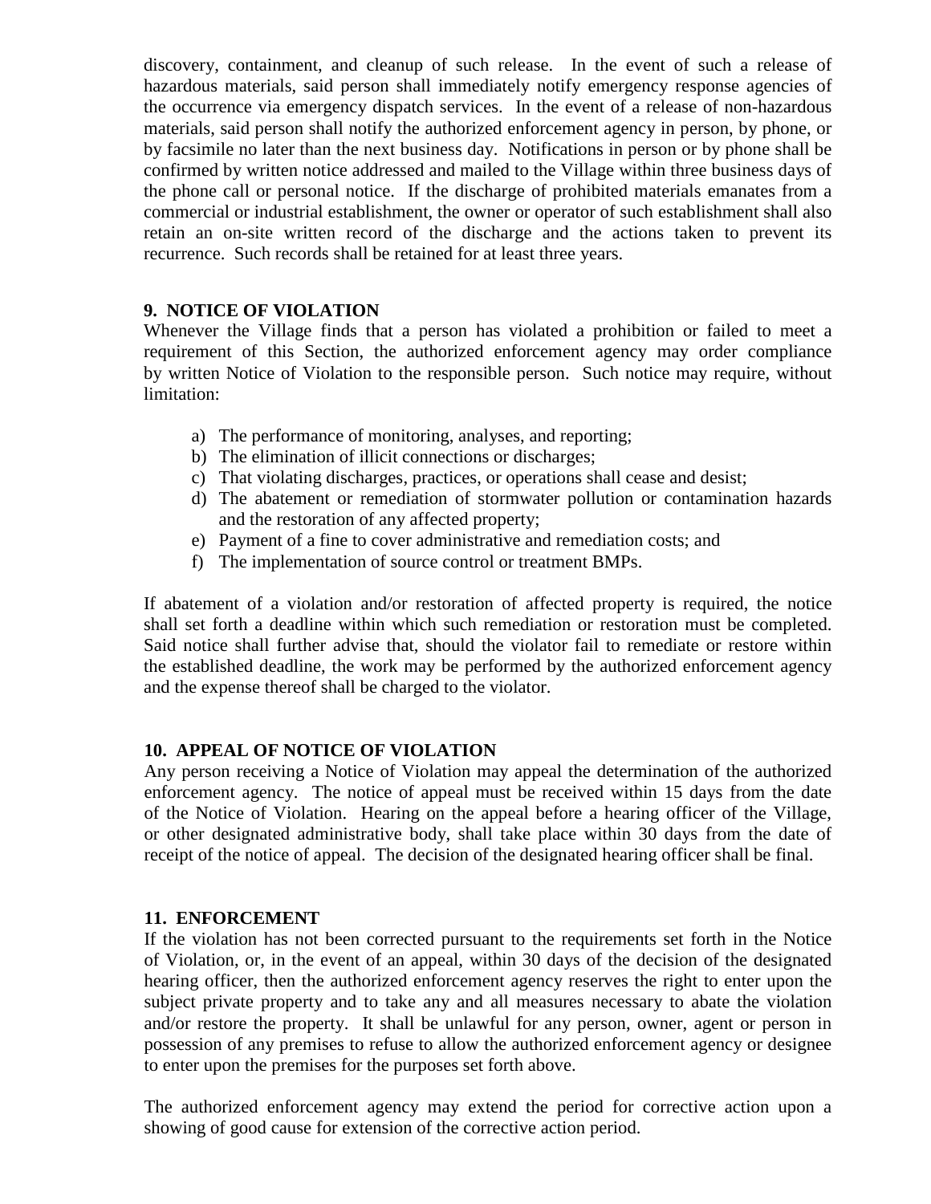discovery, containment, and cleanup of such release. In the event of such a release of hazardous materials, said person shall immediately notify emergency response agencies of the occurrence via emergency dispatch services. In the event of a release of non-hazardous materials, said person shall notify the authorized enforcement agency in person, by phone, or by facsimile no later than the next business day. Notifications in person or by phone shall be confirmed by written notice addressed and mailed to the Village within three business days of the phone call or personal notice. If the discharge of prohibited materials emanates from a commercial or industrial establishment, the owner or operator of such establishment shall also retain an on-site written record of the discharge and the actions taken to prevent its recurrence. Such records shall be retained for at least three years.

**9. NOTICE OF VIOLATION**

Whenever the Village finds that a person has violated a prohibition or failed to meet a requirement of this Section, the authorized enforcement agency may order compliance by written Notice of Violation to the responsible person. Such notice may require, without limitation:

a) The performance of monitoring, analyses, and reporting;
b) The elimination of illicit connections or discharges;
c) That violating discharges, practices, or operations shall cease and desist;
d) The abatement or remediation of stormwater pollution or contamination hazards and the restoration of any affected property;
e) Payment of a fine to cover administrative and remediation costs; and
f) The implementation of source control or treatment BMPs.

If abatement of a violation and/or restoration of affected property is required, the notice shall set forth a deadline within which such remediation or restoration must be completed. Said notice shall further advise that, should the violator fail to remediate or restore within the established deadline, the work may be performed by the authorized enforcement agency and the expense thereof shall be charged to the violator.

**10. APPEAL OF NOTICE OF VIOLATION**

Any person receiving a Notice of Violation may appeal the determination of the authorized enforcement agency. The notice of appeal must be received within 15 days from the date of the Notice of Violation. Hearing on the appeal before a hearing officer of the Village, or other designated administrative body, shall take place within 30 days from the date of receipt of the notice of appeal. The decision of the designated hearing officer shall be final.

**11. ENFORCEMENT**

If the violation has not been corrected pursuant to the requirements set forth in the Notice of Violation, or, in the event of an appeal, within 30 days of the decision of the designated hearing officer, then the authorized enforcement agency reserves the right to enter upon the subject private property and to take any and all measures necessary to abate the violation and/or restore the property. It shall be unlawful for any person, owner, agent or person in possession of any premises to refuse to allow the authorized enforcement agency or designee to enter upon the premises for the purposes set forth above.

The authorized enforcement agency may extend the period for corrective action upon a showing of good cause for extension of the corrective action period.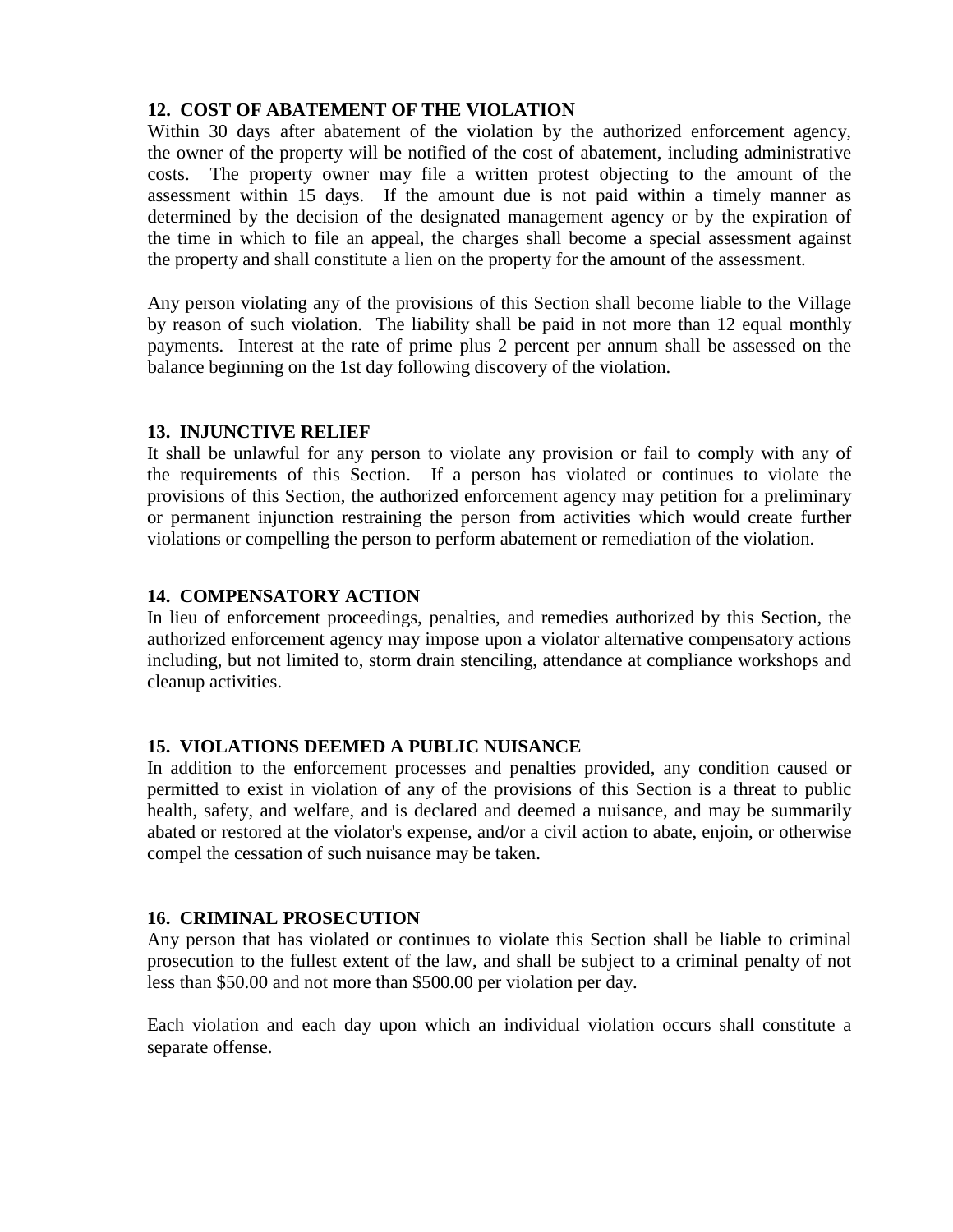#### 12. COST OF ABATEMENT OF THE VIOLATION

Within 30 days after abatement of the violation by the authorized enforcement agency, the owner of the property will be notified of the cost of abatement, including administrative costs. The property owner may file a written protest objecting to the amount of the assessment within 15 days. If the amount due is not paid within a timely manner as determined by the decision of the designated management agency or by the expiration of the time in which to file an appeal, the charges shall become a special assessment against the property and shall constitute a lien on the property for the amount of the assessment.

Any person violating any of the provisions of this Section shall become liable to the Village by reason of such violation. The liability shall be paid in not more than 12 equal monthly payments. Interest at the rate of prime plus 2 percent per annum shall be assessed on the balance beginning on the 1st day following discovery of the violation.

#### 13. INJUNCTIVE RELIEF

It shall be unlawful for any person to violate any provision or fail to comply with any of the requirements of this Section. If a person has violated or continues to violate the provisions of this Section, the authorized enforcement agency may petition for a preliminary or permanent injunction restraining the person from activities which would create further violations or compelling the person to perform abatement or remediation of the violation.

#### 14. COMPENSATORY ACTION

In lieu of enforcement proceedings, penalties, and remedies authorized by this Section, the authorized enforcement agency may impose upon a violator alternative compensatory actions including, but not limited to, storm drain stenciling, attendance at compliance workshops and cleanup activities.

#### 15. VIOLATIONS DEEMED A PUBLIC NUISANCE

In addition to the enforcement processes and penalties provided, any condition caused or permitted to exist in violation of any of the provisions of this Section is a threat to public health, safety, and welfare, and is declared and deemed a nuisance, and may be summarily abated or restored at the violator's expense, and/or a civil action to abate, enjoin, or otherwise compel the cessation of such nuisance may be taken.

#### 16. CRIMINAL PROSECUTION

Any person that has violated or continues to violate this Section shall be liable to criminal prosecution to the fullest extent of the law, and shall be subject to a criminal penalty of not less than $50.00 and not more than $500.00 per violation per day.

Each violation and each day upon which an individual violation occurs shall constitute a separate offense.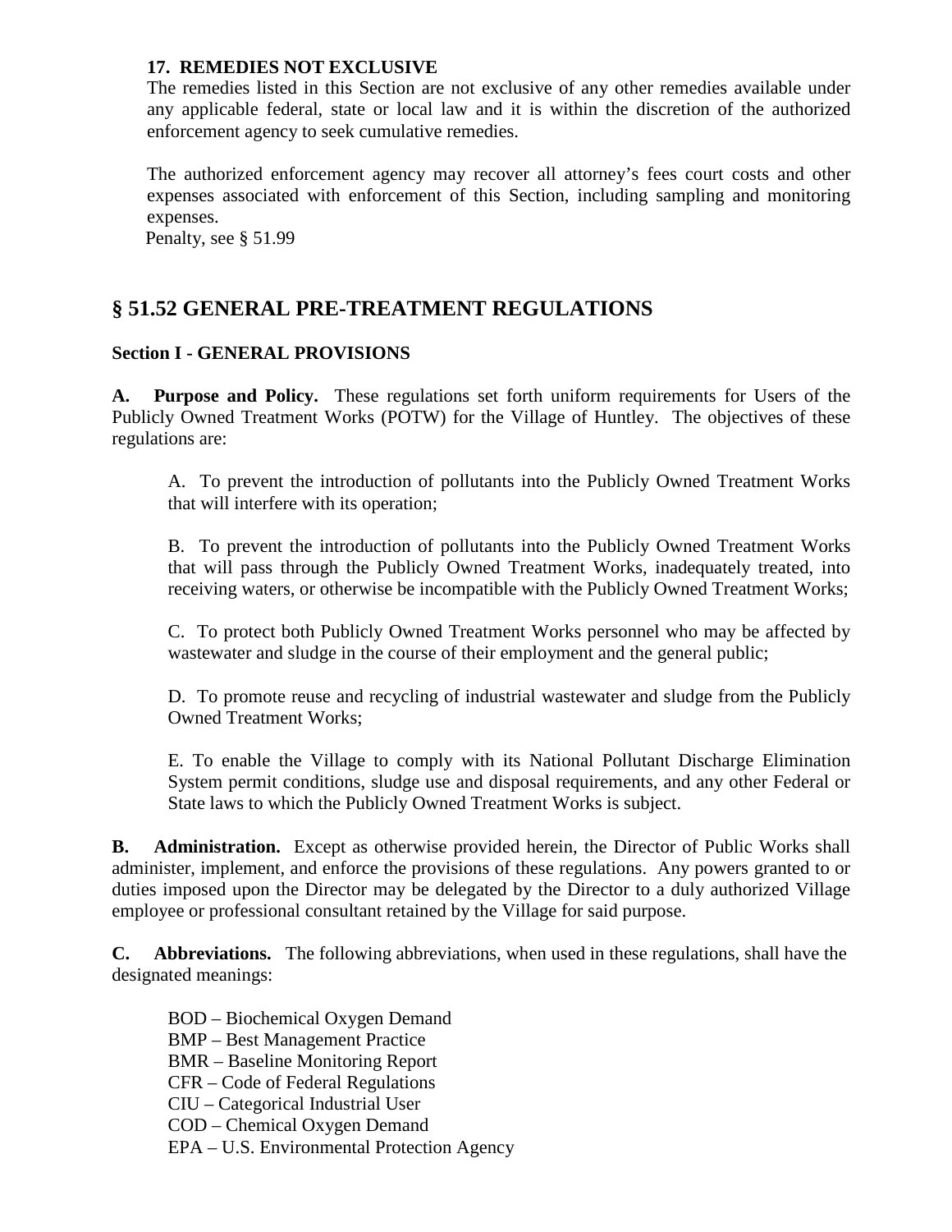**17. REMEDIES NOT EXCLUSIVE**

The remedies listed in this Section are not exclusive of any other remedies available under any applicable federal, state or local law and it is within the discretion of the authorized enforcement agency to seek cumulative remedies.

The authorized enforcement agency may recover all attorney's fees court costs and other expenses associated with enforcement of this Section, including sampling and monitoring expenses.

Penalty, see § 51.99

## § 51.52 GENERAL PRE-TREATMENT REGULATIONS

### Section I - GENERAL PROVISIONS

**A. Purpose and Policy.** These regulations set forth uniform requirements for Users of the Publicly Owned Treatment Works (POTW) for the Village of Huntley. The objectives of these regulations are:

A. To prevent the introduction of pollutants into the Publicly Owned Treatment Works that will interfere with its operation;

B. To prevent the introduction of pollutants into the Publicly Owned Treatment Works that will pass through the Publicly Owned Treatment Works, inadequately treated, into receiving waters, or otherwise be incompatible with the Publicly Owned Treatment Works;

C. To protect both Publicly Owned Treatment Works personnel who may be affected by wastewater and sludge in the course of their employment and the general public;

D. To promote reuse and recycling of industrial wastewater and sludge from the Publicly Owned Treatment Works;

E. To enable the Village to comply with its National Pollutant Discharge Elimination System permit conditions, sludge use and disposal requirements, and any other Federal or State laws to which the Publicly Owned Treatment Works is subject.

**B. Administration.** Except as otherwise provided herein, the Director of Public Works shall administer, implement, and enforce the provisions of these regulations. Any powers granted to or duties imposed upon the Director may be delegated by the Director to a duly authorized Village employee or professional consultant retained by the Village for said purpose.

**C. Abbreviations.** The following abbreviations, when used in these regulations, shall have the designated meanings:

BOD – Biochemical Oxygen Demand
BMP – Best Management Practice
BMR – Baseline Monitoring Report
CFR – Code of Federal Regulations
CIU – Categorical Industrial User
COD – Chemical Oxygen Demand
EPA – U.S. Environmental Protection Agency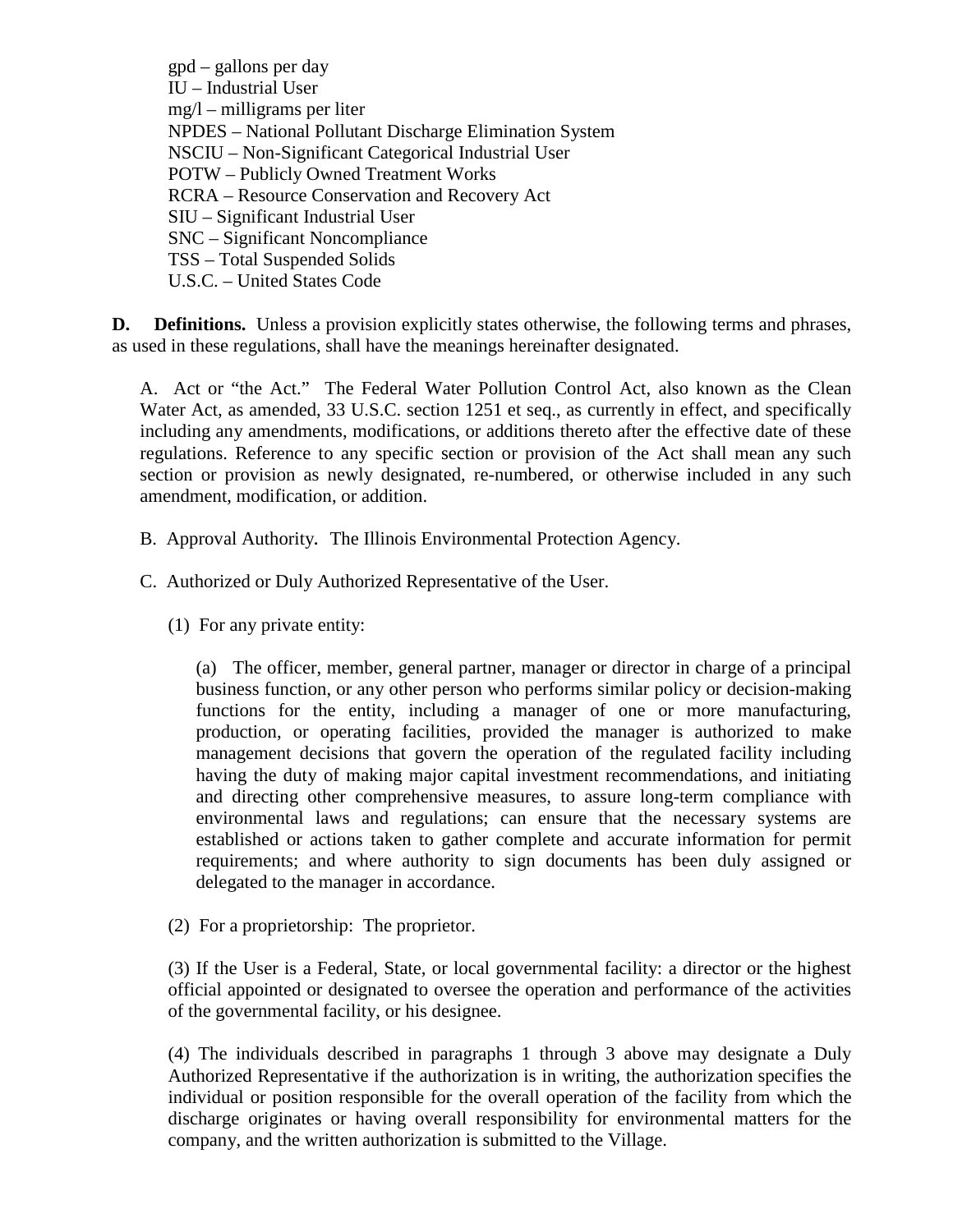gpd – gallons per day
IU – Industrial User
mg/l – milligrams per liter
NPDES – National Pollutant Discharge Elimination System
NSCIU – Non-Significant Categorical Industrial User
POTW – Publicly Owned Treatment Works
RCRA – Resource Conservation and Recovery Act
SIU – Significant Industrial User
SNC – Significant Noncompliance
TSS – Total Suspended Solids
U.S.C. – United States Code

**D. Definitions.** Unless a provision explicitly states otherwise, the following terms and phrases, as used in these regulations, shall have the meanings hereinafter designated.

A. Act or "the Act." The Federal Water Pollution Control Act, also known as the Clean Water Act, as amended, 33 U.S.C. section 1251 et seq., as currently in effect, and specifically including any amendments, modifications, or additions thereto after the effective date of these regulations. Reference to any specific section or provision of the Act shall mean any such section or provision as newly designated, re-numbered, or otherwise included in any such amendment, modification, or addition.

B. Approval Authority**.** The Illinois Environmental Protection Agency.

C. Authorized or Duly Authorized Representative of the User.

(1) For any private entity:

(a) The officer, member, general partner, manager or director in charge of a principal business function, or any other person who performs similar policy or decision-making functions for the entity, including a manager of one or more manufacturing, production, or operating facilities, provided the manager is authorized to make management decisions that govern the operation of the regulated facility including having the duty of making major capital investment recommendations, and initiating and directing other comprehensive measures, to assure long-term compliance with environmental laws and regulations; can ensure that the necessary systems are established or actions taken to gather complete and accurate information for permit requirements; and where authority to sign documents has been duly assigned or delegated to the manager in accordance.

(2) For a proprietorship: The proprietor.

(3) If the User is a Federal, State, or local governmental facility: a director or the highest official appointed or designated to oversee the operation and performance of the activities of the governmental facility, or his designee.

(4) The individuals described in paragraphs 1 through 3 above may designate a Duly Authorized Representative if the authorization is in writing, the authorization specifies the individual or position responsible for the overall operation of the facility from which the discharge originates or having overall responsibility for environmental matters for the company, and the written authorization is submitted to the Village.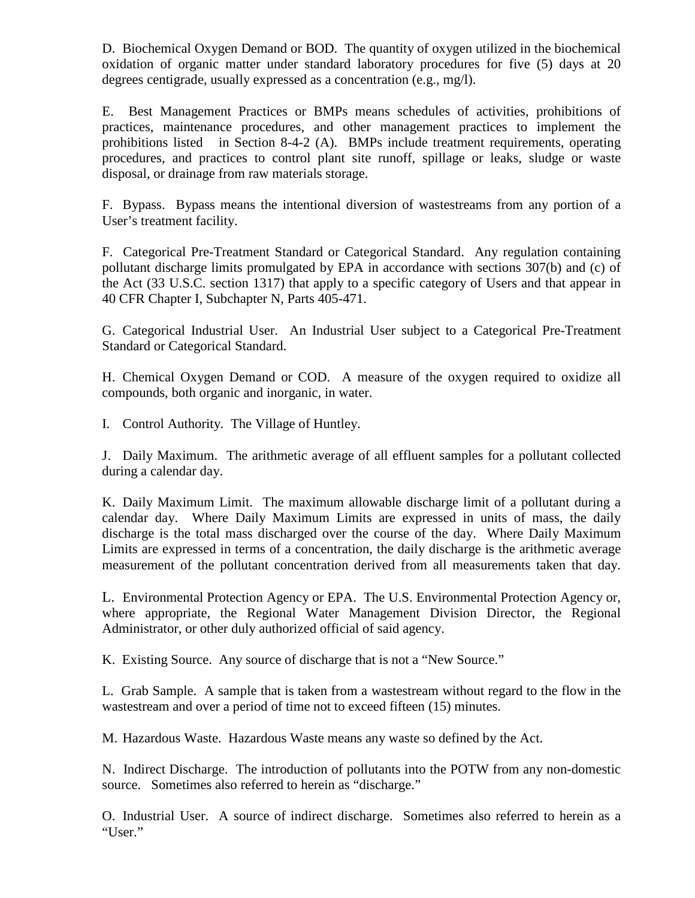D. Biochemical Oxygen Demand or BOD. The quantity of oxygen utilized in the biochemical oxidation of organic matter under standard laboratory procedures for five (5) days at 20 degrees centigrade, usually expressed as a concentration (e.g., mg/l).

E. Best Management Practices or BMPs means schedules of activities, prohibitions of practices, maintenance procedures, and other management practices to implement the prohibitions listed in Section 8-4-2 (A). BMPs include treatment requirements, operating procedures, and practices to control plant site runoff, spillage or leaks, sludge or waste disposal, or drainage from raw materials storage.

F. Bypass. Bypass means the intentional diversion of wastestreams from any portion of a User's treatment facility.

F. Categorical Pre-Treatment Standard or Categorical Standard. Any regulation containing pollutant discharge limits promulgated by EPA in accordance with sections 307(b) and (c) of the Act (33 U.S.C. section 1317) that apply to a specific category of Users and that appear in 40 CFR Chapter I, Subchapter N, Parts 405-471.

G. Categorical Industrial User. An Industrial User subject to a Categorical Pre-Treatment Standard or Categorical Standard.

H. Chemical Oxygen Demand or COD. A measure of the oxygen required to oxidize all compounds, both organic and inorganic, in water.

I. Control Authority. The Village of Huntley.

J. Daily Maximum. The arithmetic average of all effluent samples for a pollutant collected during a calendar day.

K. Daily Maximum Limit. The maximum allowable discharge limit of a pollutant during a calendar day. Where Daily Maximum Limits are expressed in units of mass, the daily discharge is the total mass discharged over the course of the day. Where Daily Maximum Limits are expressed in terms of a concentration, the daily discharge is the arithmetic average measurement of the pollutant concentration derived from all measurements taken that day.

L. Environmental Protection Agency or EPA. The U.S. Environmental Protection Agency or, where appropriate, the Regional Water Management Division Director, the Regional Administrator, or other duly authorized official of said agency.

K. Existing Source. Any source of discharge that is not a "New Source."

L. Grab Sample. A sample that is taken from a wastestream without regard to the flow in the wastestream and over a period of time not to exceed fifteen (15) minutes.

M. Hazardous Waste. Hazardous Waste means any waste so defined by the Act.

N. Indirect Discharge. The introduction of pollutants into the POTW from any non-domestic source. Sometimes also referred to herein as "discharge."

O. Industrial User. A source of indirect discharge. Sometimes also referred to herein as a "User."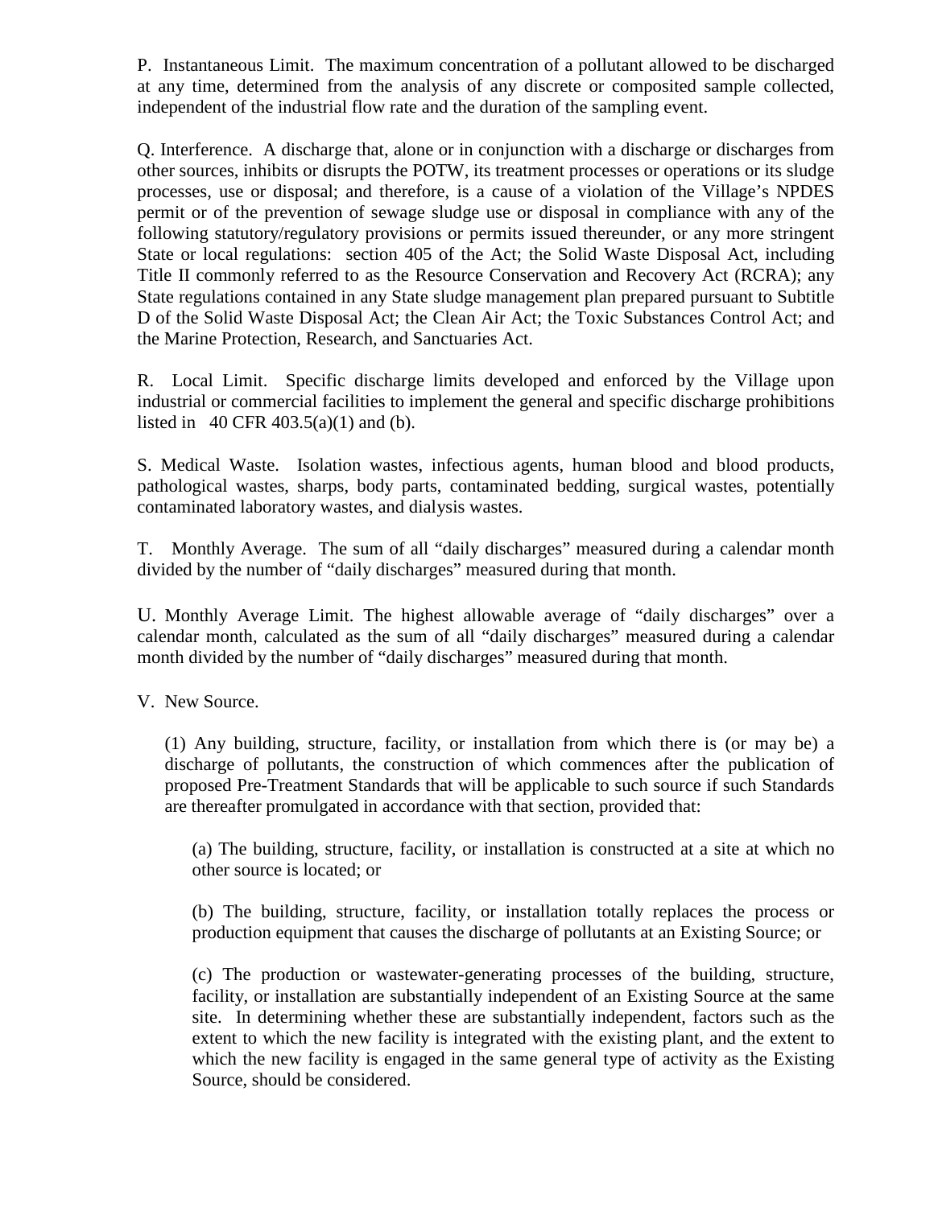P. Instantaneous Limit. The maximum concentration of a pollutant allowed to be discharged at any time, determined from the analysis of any discrete or composited sample collected, independent of the industrial flow rate and the duration of the sampling event.

Q. Interference. A discharge that, alone or in conjunction with a discharge or discharges from other sources, inhibits or disrupts the POTW, its treatment processes or operations or its sludge processes, use or disposal; and therefore, is a cause of a violation of the Village's NPDES permit or of the prevention of sewage sludge use or disposal in compliance with any of the following statutory/regulatory provisions or permits issued thereunder, or any more stringent State or local regulations: section 405 of the Act; the Solid Waste Disposal Act, including Title II commonly referred to as the Resource Conservation and Recovery Act (RCRA); any State regulations contained in any State sludge management plan prepared pursuant to Subtitle D of the Solid Waste Disposal Act; the Clean Air Act; the Toxic Substances Control Act; and the Marine Protection, Research, and Sanctuaries Act.

R. Local Limit. Specific discharge limits developed and enforced by the Village upon industrial or commercial facilities to implement the general and specific discharge prohibitions listed in 40 CFR 403.5(a)(1) and (b).

S. Medical Waste. Isolation wastes, infectious agents, human blood and blood products, pathological wastes, sharps, body parts, contaminated bedding, surgical wastes, potentially contaminated laboratory wastes, and dialysis wastes.

T. Monthly Average. The sum of all "daily discharges" measured during a calendar month divided by the number of "daily discharges" measured during that month.

U. Monthly Average Limit. The highest allowable average of "daily discharges" over a calendar month, calculated as the sum of all "daily discharges" measured during a calendar month divided by the number of "daily discharges" measured during that month.

V. New Source.

(1) Any building, structure, facility, or installation from which there is (or may be) a discharge of pollutants, the construction of which commences after the publication of proposed Pre-Treatment Standards that will be applicable to such source if such Standards are thereafter promulgated in accordance with that section, provided that:

(a) The building, structure, facility, or installation is constructed at a site at which no other source is located; or

(b) The building, structure, facility, or installation totally replaces the process or production equipment that causes the discharge of pollutants at an Existing Source; or

(c) The production or wastewater-generating processes of the building, structure, facility, or installation are substantially independent of an Existing Source at the same site. In determining whether these are substantially independent, factors such as the extent to which the new facility is integrated with the existing plant, and the extent to which the new facility is engaged in the same general type of activity as the Existing Source, should be considered.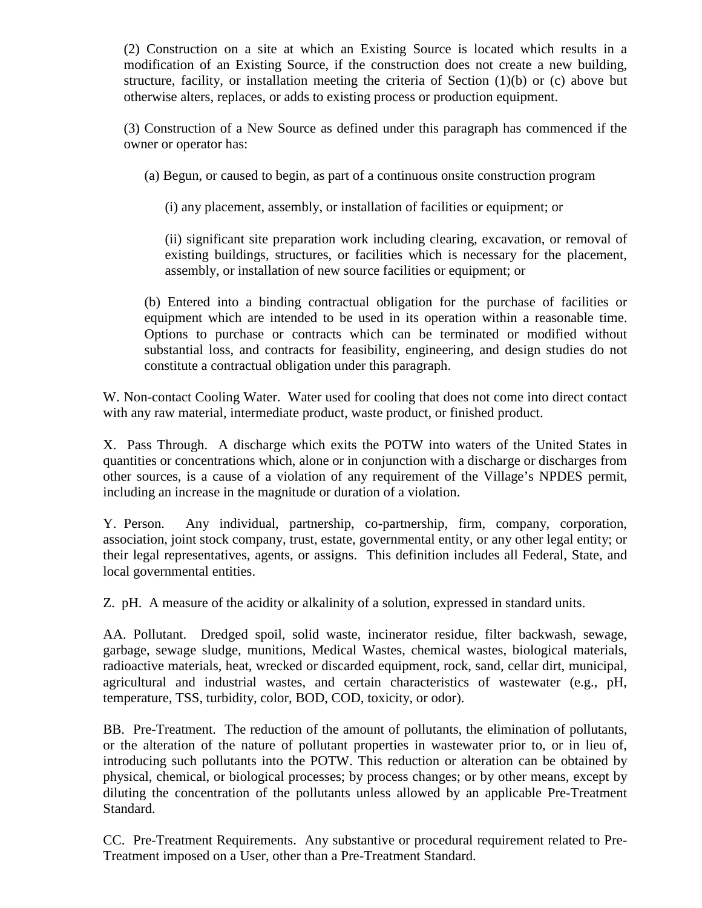(2) Construction on a site at which an Existing Source is located which results in a modification of an Existing Source, if the construction does not create a new building, structure, facility, or installation meeting the criteria of Section (1)(b) or (c) above but otherwise alters, replaces, or adds to existing process or production equipment.

(3) Construction of a New Source as defined under this paragraph has commenced if the owner or operator has:

(a) Begun, or caused to begin, as part of a continuous onsite construction program

(i) any placement, assembly, or installation of facilities or equipment; or

(ii) significant site preparation work including clearing, excavation, or removal of existing buildings, structures, or facilities which is necessary for the placement, assembly, or installation of new source facilities or equipment; or

(b) Entered into a binding contractual obligation for the purchase of facilities or equipment which are intended to be used in its operation within a reasonable time. Options to purchase or contracts which can be terminated or modified without substantial loss, and contracts for feasibility, engineering, and design studies do not constitute a contractual obligation under this paragraph.

W. Non-contact Cooling Water. Water used for cooling that does not come into direct contact with any raw material, intermediate product, waste product, or finished product.

X. Pass Through. A discharge which exits the POTW into waters of the United States in quantities or concentrations which, alone or in conjunction with a discharge or discharges from other sources, is a cause of a violation of any requirement of the Village's NPDES permit, including an increase in the magnitude or duration of a violation.

Y. Person. Any individual, partnership, co-partnership, firm, company, corporation, association, joint stock company, trust, estate, governmental entity, or any other legal entity; or their legal representatives, agents, or assigns. This definition includes all Federal, State, and local governmental entities.

Z. pH. A measure of the acidity or alkalinity of a solution, expressed in standard units.

AA. Pollutant. Dredged spoil, solid waste, incinerator residue, filter backwash, sewage, garbage, sewage sludge, munitions, Medical Wastes, chemical wastes, biological materials, radioactive materials, heat, wrecked or discarded equipment, rock, sand, cellar dirt, municipal, agricultural and industrial wastes, and certain characteristics of wastewater (e.g., pH, temperature, TSS, turbidity, color, BOD, COD, toxicity, or odor).

BB. Pre-Treatment. The reduction of the amount of pollutants, the elimination of pollutants, or the alteration of the nature of pollutant properties in wastewater prior to, or in lieu of, introducing such pollutants into the POTW. This reduction or alteration can be obtained by physical, chemical, or biological processes; by process changes; or by other means, except by diluting the concentration of the pollutants unless allowed by an applicable Pre-Treatment Standard.

CC. Pre-Treatment Requirements. Any substantive or procedural requirement related to Pre-Treatment imposed on a User, other than a Pre-Treatment Standard.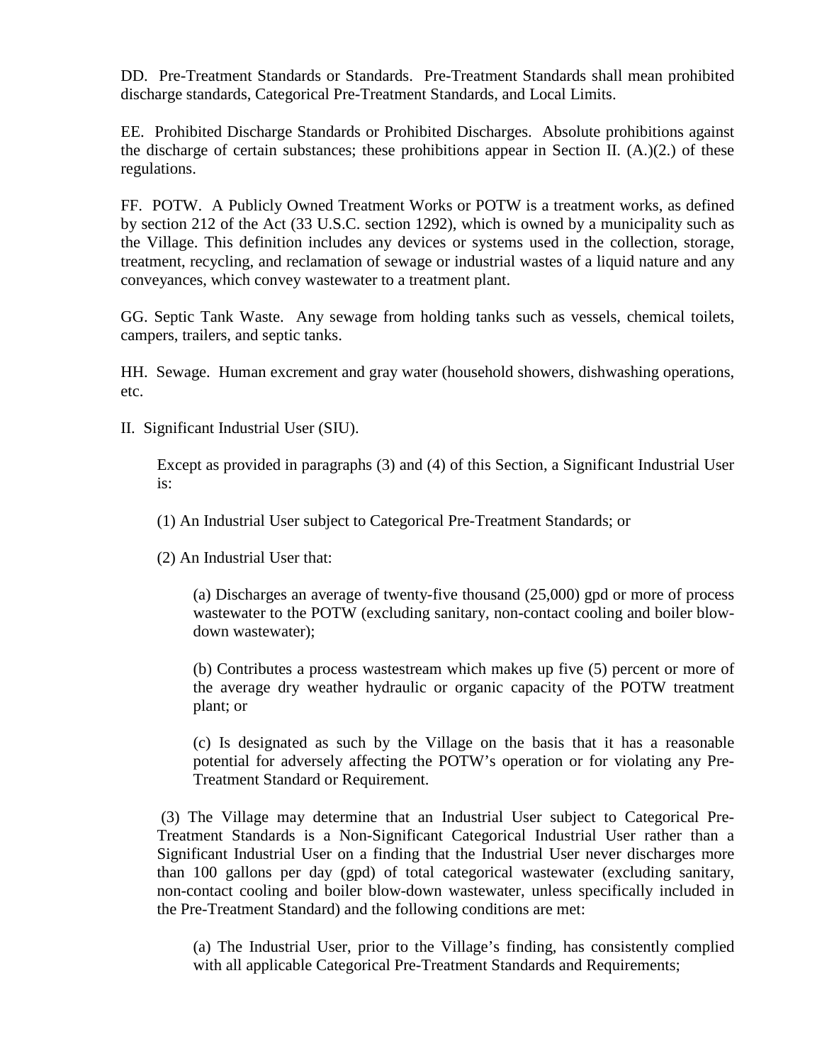DD. Pre-Treatment Standards or Standards. Pre-Treatment Standards shall mean prohibited discharge standards, Categorical Pre-Treatment Standards, and Local Limits.

EE. Prohibited Discharge Standards or Prohibited Discharges. Absolute prohibitions against the discharge of certain substances; these prohibitions appear in Section II. (A.)(2.) of these regulations.

FF. POTW. A Publicly Owned Treatment Works or POTW is a treatment works, as defined by section 212 of the Act (33 U.S.C. section 1292), which is owned by a municipality such as the Village. This definition includes any devices or systems used in the collection, storage, treatment, recycling, and reclamation of sewage or industrial wastes of a liquid nature and any conveyances, which convey wastewater to a treatment plant.

GG. Septic Tank Waste. Any sewage from holding tanks such as vessels, chemical toilets, campers, trailers, and septic tanks.

HH. Sewage. Human excrement and gray water (household showers, dishwashing operations, etc.

II. Significant Industrial User (SIU).

Except as provided in paragraphs (3) and (4) of this Section, a Significant Industrial User is:

(1) An Industrial User subject to Categorical Pre-Treatment Standards; or

(2) An Industrial User that:

(a) Discharges an average of twenty-five thousand (25,000) gpd or more of process wastewater to the POTW (excluding sanitary, non-contact cooling and boiler blow-down wastewater);

(b) Contributes a process wastestream which makes up five (5) percent or more of the average dry weather hydraulic or organic capacity of the POTW treatment plant; or

(c) Is designated as such by the Village on the basis that it has a reasonable potential for adversely affecting the POTW's operation or for violating any Pre-Treatment Standard or Requirement.

(3) The Village may determine that an Industrial User subject to Categorical Pre-Treatment Standards is a Non-Significant Categorical Industrial User rather than a Significant Industrial User on a finding that the Industrial User never discharges more than 100 gallons per day (gpd) of total categorical wastewater (excluding sanitary, non-contact cooling and boiler blow-down wastewater, unless specifically included in the Pre-Treatment Standard) and the following conditions are met:

(a) The Industrial User, prior to the Village's finding, has consistently complied with all applicable Categorical Pre-Treatment Standards and Requirements;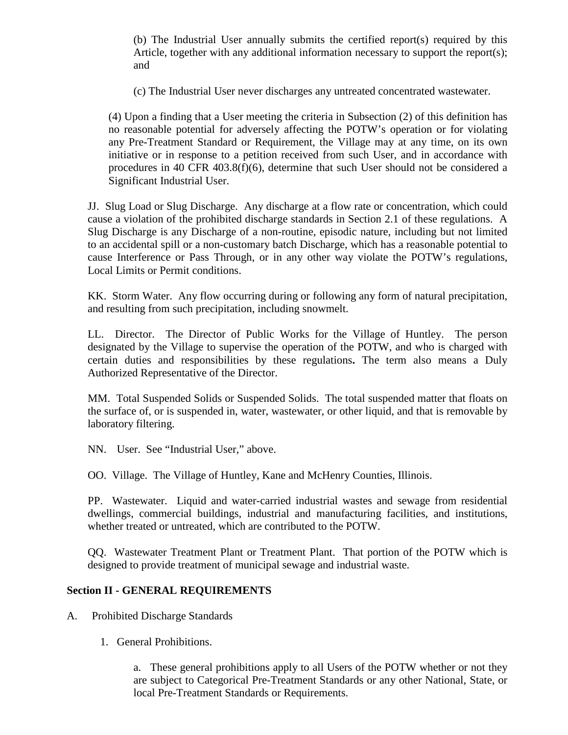(b) The Industrial User annually submits the certified report(s) required by this Article, together with any additional information necessary to support the report(s); and

(c) The Industrial User never discharges any untreated concentrated wastewater.

(4) Upon a finding that a User meeting the criteria in Subsection (2) of this definition has no reasonable potential for adversely affecting the POTW's operation or for violating any Pre-Treatment Standard or Requirement, the Village may at any time, on its own initiative or in response to a petition received from such User, and in accordance with procedures in 40 CFR 403.8(f)(6), determine that such User should not be considered a Significant Industrial User.

JJ. Slug Load or Slug Discharge. Any discharge at a flow rate or concentration, which could cause a violation of the prohibited discharge standards in Section 2.1 of these regulations. A Slug Discharge is any Discharge of a non-routine, episodic nature, including but not limited to an accidental spill or a non-customary batch Discharge, which has a reasonable potential to cause Interference or Pass Through, or in any other way violate the POTW's regulations, Local Limits or Permit conditions.

KK. Storm Water. Any flow occurring during or following any form of natural precipitation, and resulting from such precipitation, including snowmelt.

LL. Director. The Director of Public Works for the Village of Huntley. The person designated by the Village to supervise the operation of the POTW, and who is charged with certain duties and responsibilities by these regulations**.** The term also means a Duly Authorized Representative of the Director.

MM. Total Suspended Solids or Suspended Solids. The total suspended matter that floats on the surface of, or is suspended in, water, wastewater, or other liquid, and that is removable by laboratory filtering.

NN. User. See "Industrial User," above.

OO. Village. The Village of Huntley, Kane and McHenry Counties, Illinois.

PP. Wastewater. Liquid and water-carried industrial wastes and sewage from residential dwellings, commercial buildings, industrial and manufacturing facilities, and institutions, whether treated or untreated, which are contributed to the POTW.

QQ. Wastewater Treatment Plant or Treatment Plant. That portion of the POTW which is designed to provide treatment of municipal sewage and industrial waste.

## Section II - GENERAL REQUIREMENTS

A. Prohibited Discharge Standards

1. General Prohibitions.

a. These general prohibitions apply to all Users of the POTW whether or not they are subject to Categorical Pre-Treatment Standards or any other National, State, or local Pre-Treatment Standards or Requirements.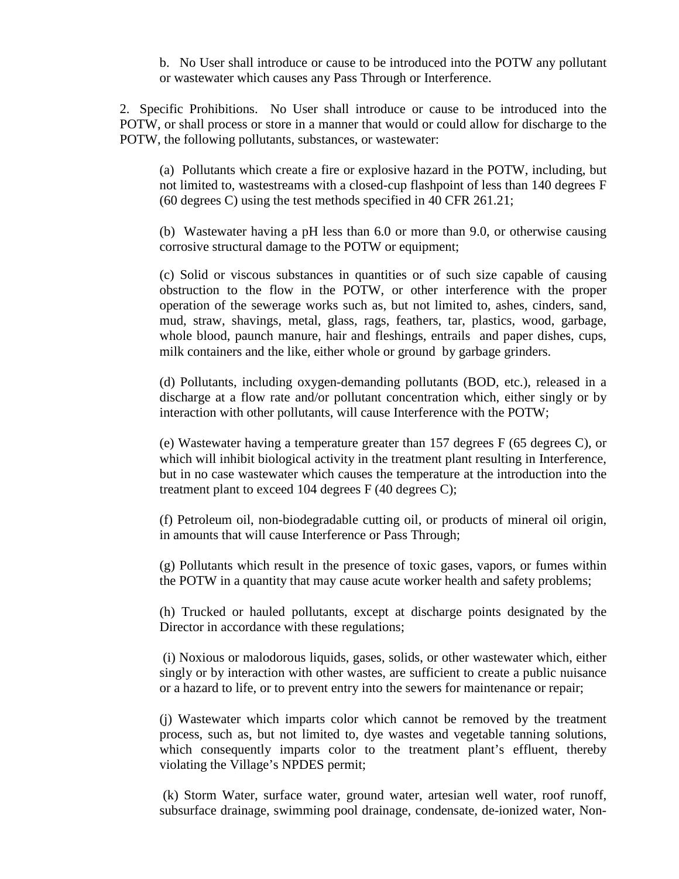b. No User shall introduce or cause to be introduced into the POTW any pollutant or wastewater which causes any Pass Through or Interference.

2. Specific Prohibitions. No User shall introduce or cause to be introduced into the POTW, or shall process or store in a manner that would or could allow for discharge to the POTW, the following pollutants, substances, or wastewater:

(a) Pollutants which create a fire or explosive hazard in the POTW, including, but not limited to, wastestreams with a closed-cup flashpoint of less than 140 degrees F (60 degrees C) using the test methods specified in 40 CFR 261.21;

(b) Wastewater having a pH less than 6.0 or more than 9.0, or otherwise causing corrosive structural damage to the POTW or equipment;

(c) Solid or viscous substances in quantities or of such size capable of causing obstruction to the flow in the POTW, or other interference with the proper operation of the sewerage works such as, but not limited to, ashes, cinders, sand, mud, straw, shavings, metal, glass, rags, feathers, tar, plastics, wood, garbage, whole blood, paunch manure, hair and fleshings, entrails and paper dishes, cups, milk containers and the like, either whole or ground by garbage grinders.

(d) Pollutants, including oxygen-demanding pollutants (BOD, etc.), released in a discharge at a flow rate and/or pollutant concentration which, either singly or by interaction with other pollutants, will cause Interference with the POTW;

(e) Wastewater having a temperature greater than 157 degrees F (65 degrees C), or which will inhibit biological activity in the treatment plant resulting in Interference, but in no case wastewater which causes the temperature at the introduction into the treatment plant to exceed 104 degrees F (40 degrees C);

(f) Petroleum oil, non-biodegradable cutting oil, or products of mineral oil origin, in amounts that will cause Interference or Pass Through;

(g) Pollutants which result in the presence of toxic gases, vapors, or fumes within the POTW in a quantity that may cause acute worker health and safety problems;

(h) Trucked or hauled pollutants, except at discharge points designated by the Director in accordance with these regulations;

(i) Noxious or malodorous liquids, gases, solids, or other wastewater which, either singly or by interaction with other wastes, are sufficient to create a public nuisance or a hazard to life, or to prevent entry into the sewers for maintenance or repair;

(j) Wastewater which imparts color which cannot be removed by the treatment process, such as, but not limited to, dye wastes and vegetable tanning solutions, which consequently imparts color to the treatment plant's effluent, thereby violating the Village's NPDES permit;

(k) Storm Water, surface water, ground water, artesian well water, roof runoff, subsurface drainage, swimming pool drainage, condensate, de-ionized water, Non-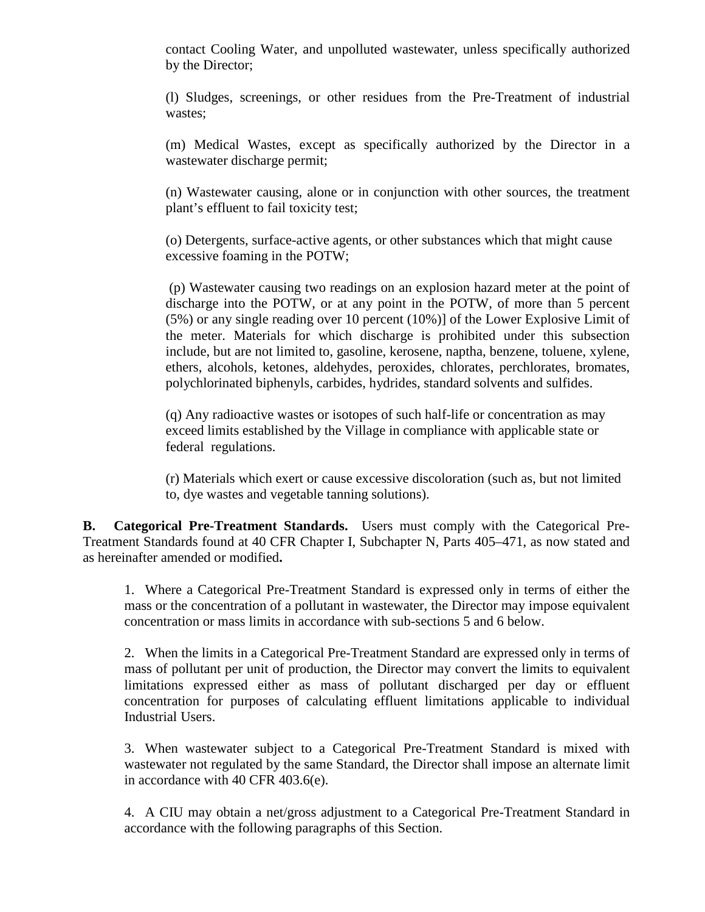contact Cooling Water, and unpolluted wastewater, unless specifically authorized by the Director;

(l) Sludges, screenings, or other residues from the Pre-Treatment of industrial wastes;

(m) Medical Wastes, except as specifically authorized by the Director in a wastewater discharge permit;

(n) Wastewater causing, alone or in conjunction with other sources, the treatment plant's effluent to fail toxicity test;

(o) Detergents, surface-active agents, or other substances which that might cause excessive foaming in the POTW;

(p) Wastewater causing two readings on an explosion hazard meter at the point of discharge into the POTW, or at any point in the POTW, of more than 5 percent (5%) or any single reading over 10 percent (10%)] of the Lower Explosive Limit of the meter. Materials for which discharge is prohibited under this subsection include, but are not limited to, gasoline, kerosene, naptha, benzene, toluene, xylene, ethers, alcohols, ketones, aldehydes, peroxides, chlorates, perchlorates, bromates, polychlorinated biphenyls, carbides, hydrides, standard solvents and sulfides.

(q) Any radioactive wastes or isotopes of such half-life or concentration as may exceed limits established by the Village in compliance with applicable state or federal regulations.

(r) Materials which exert or cause excessive discoloration (such as, but not limited to, dye wastes and vegetable tanning solutions).

**B. Categorical Pre-Treatment Standards.** Users must comply with the Categorical Pre-Treatment Standards found at 40 CFR Chapter I, Subchapter N, Parts 405–471, as now stated and as hereinafter amended or modified**.**

1. Where a Categorical Pre-Treatment Standard is expressed only in terms of either the mass or the concentration of a pollutant in wastewater, the Director may impose equivalent concentration or mass limits in accordance with sub-sections 5 and 6 below.

2. When the limits in a Categorical Pre-Treatment Standard are expressed only in terms of mass of pollutant per unit of production, the Director may convert the limits to equivalent limitations expressed either as mass of pollutant discharged per day or effluent concentration for purposes of calculating effluent limitations applicable to individual Industrial Users.

3. When wastewater subject to a Categorical Pre-Treatment Standard is mixed with wastewater not regulated by the same Standard, the Director shall impose an alternate limit in accordance with 40 CFR 403.6(e).

4. A CIU may obtain a net/gross adjustment to a Categorical Pre-Treatment Standard in accordance with the following paragraphs of this Section.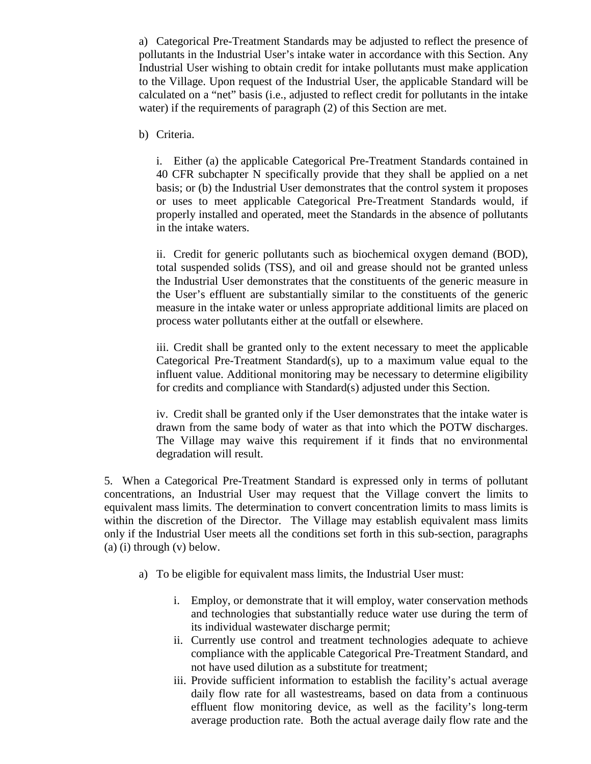a) Categorical Pre-Treatment Standards may be adjusted to reflect the presence of pollutants in the Industrial User's intake water in accordance with this Section. Any Industrial User wishing to obtain credit for intake pollutants must make application to the Village. Upon request of the Industrial User, the applicable Standard will be calculated on a "net" basis (i.e., adjusted to reflect credit for pollutants in the intake water) if the requirements of paragraph (2) of this Section are met.

b) Criteria.

i. Either (a) the applicable Categorical Pre-Treatment Standards contained in 40 CFR subchapter N specifically provide that they shall be applied on a net basis; or (b) the Industrial User demonstrates that the control system it proposes or uses to meet applicable Categorical Pre-Treatment Standards would, if properly installed and operated, meet the Standards in the absence of pollutants in the intake waters.

ii. Credit for generic pollutants such as biochemical oxygen demand (BOD), total suspended solids (TSS), and oil and grease should not be granted unless the Industrial User demonstrates that the constituents of the generic measure in the User's effluent are substantially similar to the constituents of the generic measure in the intake water or unless appropriate additional limits are placed on process water pollutants either at the outfall or elsewhere.

iii. Credit shall be granted only to the extent necessary to meet the applicable Categorical Pre-Treatment Standard(s), up to a maximum value equal to the influent value. Additional monitoring may be necessary to determine eligibility for credits and compliance with Standard(s) adjusted under this Section.

iv. Credit shall be granted only if the User demonstrates that the intake water is drawn from the same body of water as that into which the POTW discharges. The Village may waive this requirement if it finds that no environmental degradation will result.

5. When a Categorical Pre-Treatment Standard is expressed only in terms of pollutant concentrations, an Industrial User may request that the Village convert the limits to equivalent mass limits. The determination to convert concentration limits to mass limits is within the discretion of the Director. The Village may establish equivalent mass limits only if the Industrial User meets all the conditions set forth in this sub-section, paragraphs (a) (i) through (v) below.

a) To be eligible for equivalent mass limits, the Industrial User must:

i. Employ, or demonstrate that it will employ, water conservation methods and technologies that substantially reduce water use during the term of its individual wastewater discharge permit;
ii. Currently use control and treatment technologies adequate to achieve compliance with the applicable Categorical Pre-Treatment Standard, and not have used dilution as a substitute for treatment;
iii. Provide sufficient information to establish the facility's actual average daily flow rate for all wastestreams, based on data from a continuous effluent flow monitoring device, as well as the facility's long-term average production rate. Both the actual average daily flow rate and the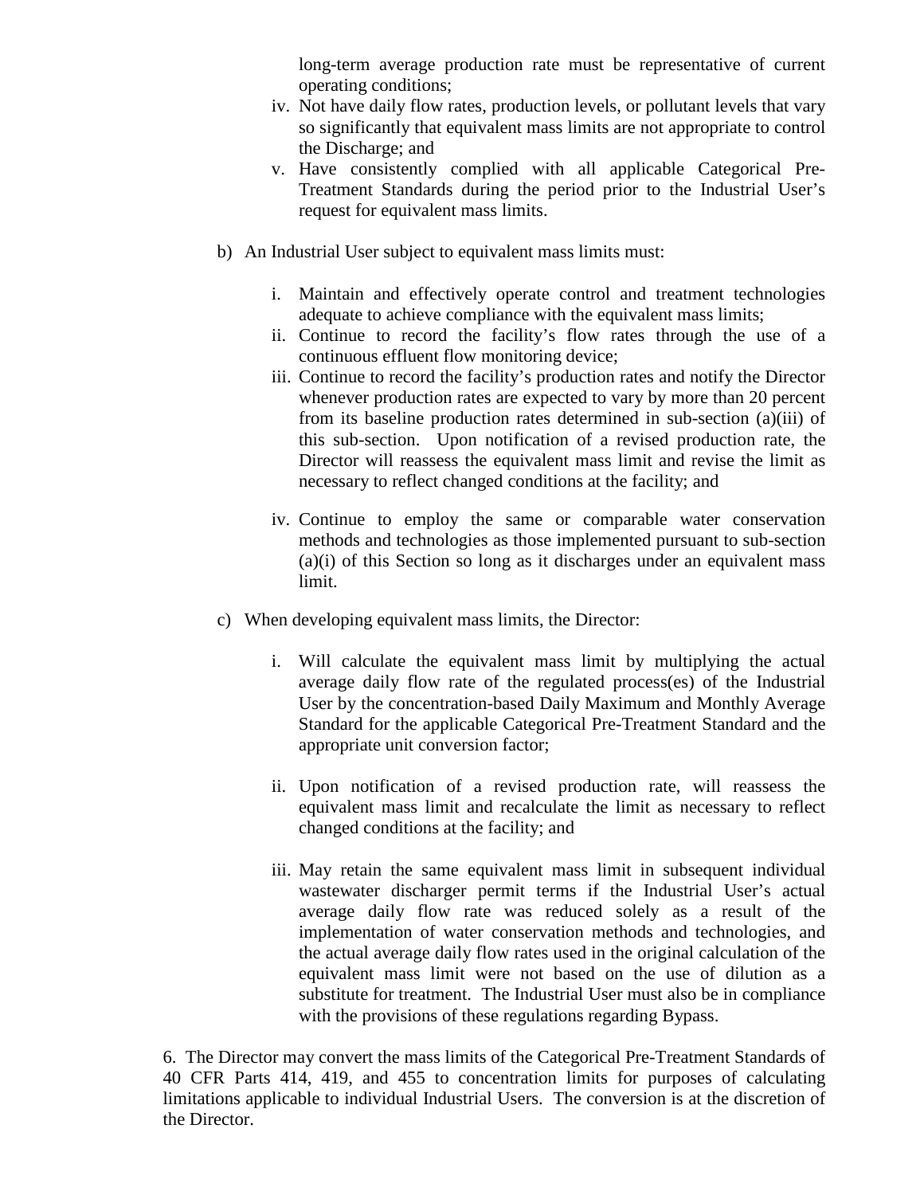long-term average production rate must be representative of current operating conditions;

iv. Not have daily flow rates, production levels, or pollutant levels that vary so significantly that equivalent mass limits are not appropriate to control the Discharge; and

v. Have consistently complied with all applicable Categorical Pre-Treatment Standards during the period prior to the Industrial User's request for equivalent mass limits.

b) An Industrial User subject to equivalent mass limits must:

i. Maintain and effectively operate control and treatment technologies adequate to achieve compliance with the equivalent mass limits;

ii. Continue to record the facility's flow rates through the use of a continuous effluent flow monitoring device;

iii. Continue to record the facility's production rates and notify the Director whenever production rates are expected to vary by more than 20 percent from its baseline production rates determined in sub-section (a)(iii) of this sub-section. Upon notification of a revised production rate, the Director will reassess the equivalent mass limit and revise the limit as necessary to reflect changed conditions at the facility; and

iv. Continue to employ the same or comparable water conservation methods and technologies as those implemented pursuant to sub-section (a)(i) of this Section so long as it discharges under an equivalent mass limit.

c) When developing equivalent mass limits, the Director:

i. Will calculate the equivalent mass limit by multiplying the actual average daily flow rate of the regulated process(es) of the Industrial User by the concentration-based Daily Maximum and Monthly Average Standard for the applicable Categorical Pre-Treatment Standard and the appropriate unit conversion factor;

ii. Upon notification of a revised production rate, will reassess the equivalent mass limit and recalculate the limit as necessary to reflect changed conditions at the facility; and

iii. May retain the same equivalent mass limit in subsequent individual wastewater discharger permit terms if the Industrial User's actual average daily flow rate was reduced solely as a result of the implementation of water conservation methods and technologies, and the actual average daily flow rates used in the original calculation of the equivalent mass limit were not based on the use of dilution as a substitute for treatment. The Industrial User must also be in compliance with the provisions of these regulations regarding Bypass.

6. The Director may convert the mass limits of the Categorical Pre-Treatment Standards of 40 CFR Parts 414, 419, and 455 to concentration limits for purposes of calculating limitations applicable to individual Industrial Users. The conversion is at the discretion of the Director.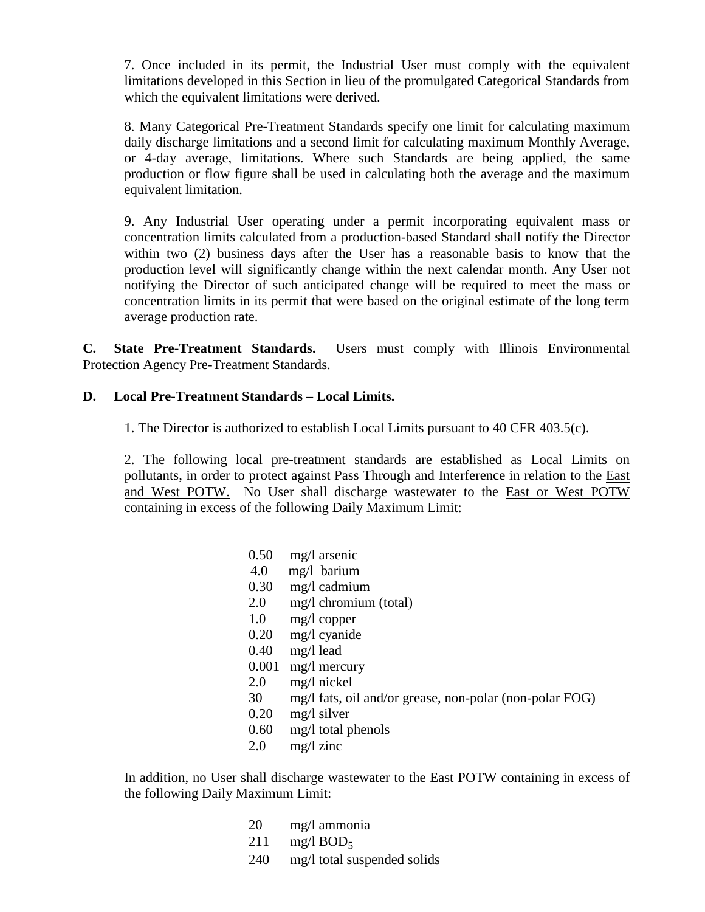7. Once included in its permit, the Industrial User must comply with the equivalent limitations developed in this Section in lieu of the promulgated Categorical Standards from which the equivalent limitations were derived.

8. Many Categorical Pre-Treatment Standards specify one limit for calculating maximum daily discharge limitations and a second limit for calculating maximum Monthly Average, or 4-day average, limitations. Where such Standards are being applied, the same production or flow figure shall be used in calculating both the average and the maximum equivalent limitation.

9. Any Industrial User operating under a permit incorporating equivalent mass or concentration limits calculated from a production-based Standard shall notify the Director within two (2) business days after the User has a reasonable basis to know that the production level will significantly change within the next calendar month. Any User not notifying the Director of such anticipated change will be required to meet the mass or concentration limits in its permit that were based on the original estimate of the long term average production rate.

**C. State Pre-Treatment Standards.** Users must comply with Illinois Environmental Protection Agency Pre-Treatment Standards.

**D. Local Pre-Treatment Standards – Local Limits.**

1. The Director is authorized to establish Local Limits pursuant to 40 CFR 403.5(c).

2. The following local pre-treatment standards are established as Local Limits on pollutants, in order to protect against Pass Through and Interference in relation to the East and West POTW. No User shall discharge wastewater to the East or West POTW containing in excess of the following Daily Maximum Limit:

| | |
|---|---|
| 0.50 | mg/l arsenic |
| 4.0 | mg/l barium |
| 0.30 | mg/l cadmium |
| 2.0 | mg/l chromium (total) |
| 1.0 | mg/l copper |
| 0.20 | mg/l cyanide |
| 0.40 | mg/l lead |
| 0.001 | mg/l mercury |
| 2.0 | mg/l nickel |
| 30 | mg/l fats, oil and/or grease, non-polar (non-polar FOG) |
| 0.20 | mg/l silver |
| 0.60 | mg/l total phenols |
| 2.0 | mg/l zinc |

In addition, no User shall discharge wastewater to the East POTW containing in excess of the following Daily Maximum Limit:

| | |
|---|---|
| 20 | mg/l ammonia |
| 211 | mg/l $BOD_5$ |
| 240 | mg/l total suspended solids |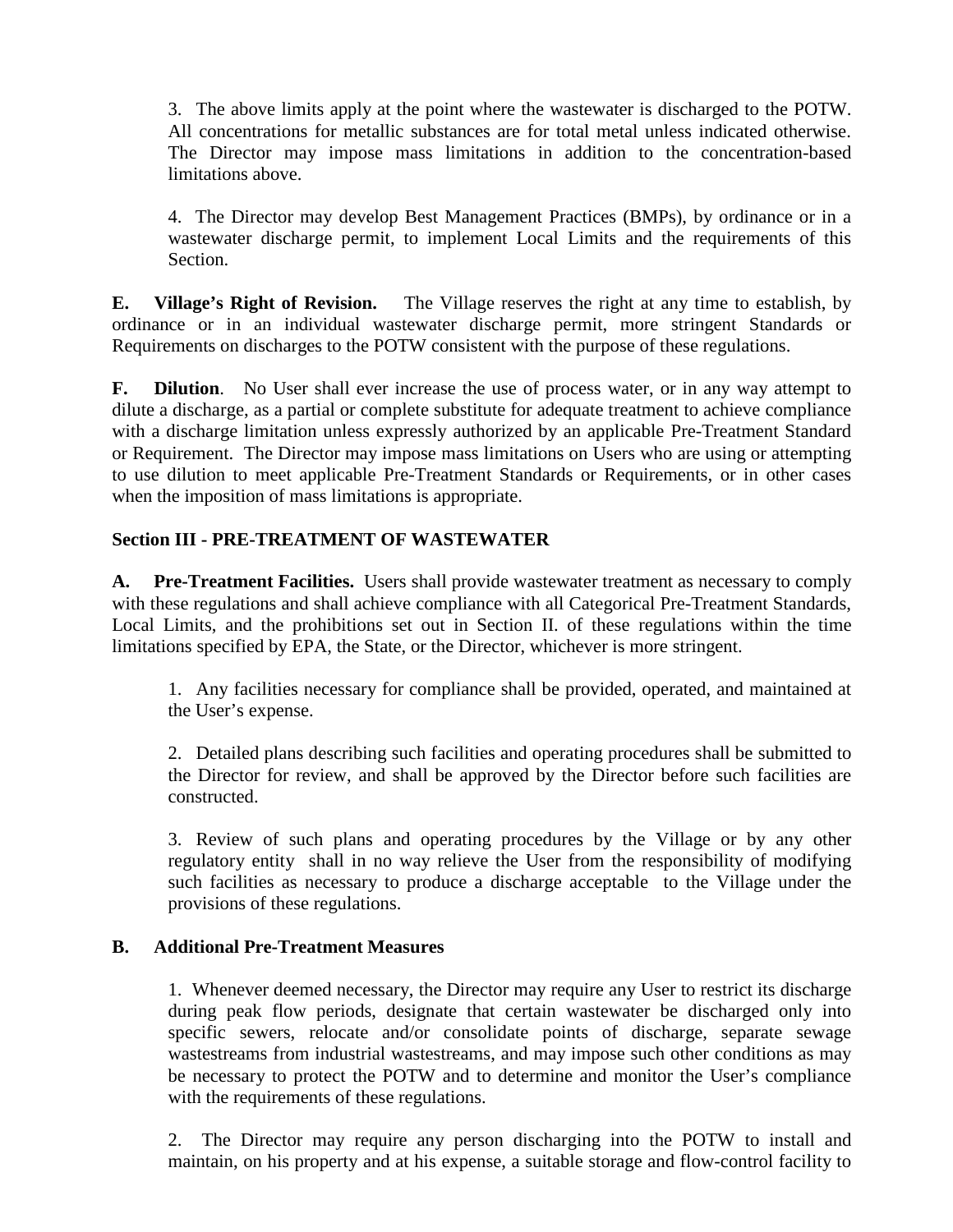3. The above limits apply at the point where the wastewater is discharged to the POTW. All concentrations for metallic substances are for total metal unless indicated otherwise. The Director may impose mass limitations in addition to the concentration-based limitations above.

4. The Director may develop Best Management Practices (BMPs), by ordinance or in a wastewater discharge permit, to implement Local Limits and the requirements of this Section.

**E. Village's Right of Revision.** The Village reserves the right at any time to establish, by ordinance or in an individual wastewater discharge permit, more stringent Standards or Requirements on discharges to the POTW consistent with the purpose of these regulations.

**F. Dilution**. No User shall ever increase the use of process water, or in any way attempt to dilute a discharge, as a partial or complete substitute for adequate treatment to achieve compliance with a discharge limitation unless expressly authorized by an applicable Pre-Treatment Standard or Requirement. The Director may impose mass limitations on Users who are using or attempting to use dilution to meet applicable Pre-Treatment Standards or Requirements, or in other cases when the imposition of mass limitations is appropriate.

## Section III - PRE-TREATMENT OF WASTEWATER

**A. Pre-Treatment Facilities.** Users shall provide wastewater treatment as necessary to comply with these regulations and shall achieve compliance with all Categorical Pre-Treatment Standards, Local Limits, and the prohibitions set out in Section II. of these regulations within the time limitations specified by EPA, the State, or the Director, whichever is more stringent.

1. Any facilities necessary for compliance shall be provided, operated, and maintained at the User's expense.

2. Detailed plans describing such facilities and operating procedures shall be submitted to the Director for review, and shall be approved by the Director before such facilities are constructed.

3. Review of such plans and operating procedures by the Village or by any other regulatory entity shall in no way relieve the User from the responsibility of modifying such facilities as necessary to produce a discharge acceptable to the Village under the provisions of these regulations.

**B. Additional Pre-Treatment Measures**

1. Whenever deemed necessary, the Director may require any User to restrict its discharge during peak flow periods, designate that certain wastewater be discharged only into specific sewers, relocate and/or consolidate points of discharge, separate sewage wastestreams from industrial wastestreams, and may impose such other conditions as may be necessary to protect the POTW and to determine and monitor the User's compliance with the requirements of these regulations.

2. The Director may require any person discharging into the POTW to install and maintain, on his property and at his expense, a suitable storage and flow-control facility to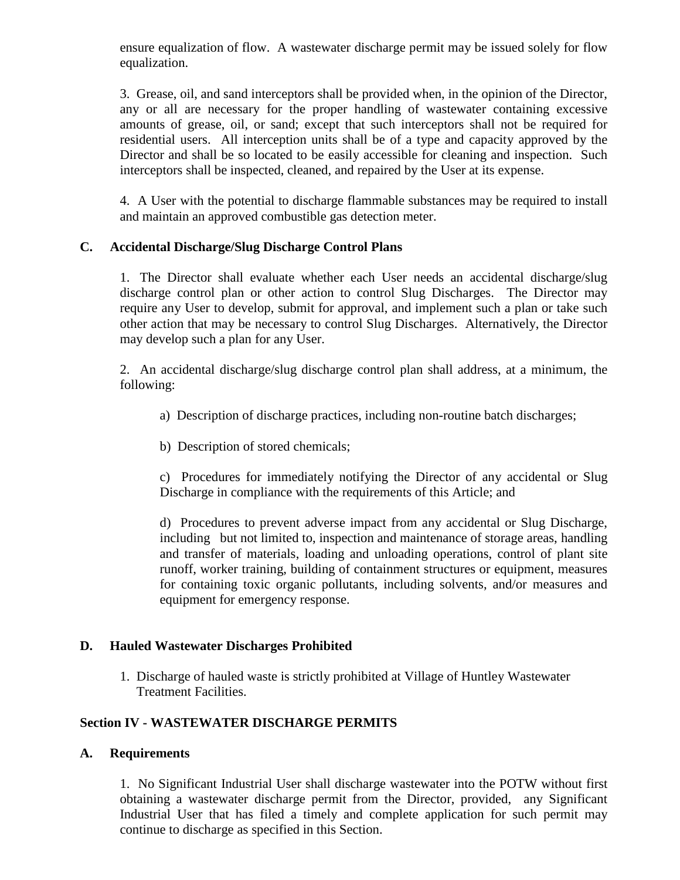ensure equalization of flow. A wastewater discharge permit may be issued solely for flow equalization.

3. Grease, oil, and sand interceptors shall be provided when, in the opinion of the Director, any or all are necessary for the proper handling of wastewater containing excessive amounts of grease, oil, or sand; except that such interceptors shall not be required for residential users. All interception units shall be of a type and capacity approved by the Director and shall be so located to be easily accessible for cleaning and inspection. Such interceptors shall be inspected, cleaned, and repaired by the User at its expense.

4. A User with the potential to discharge flammable substances may be required to install and maintain an approved combustible gas detection meter.

### C. Accidental Discharge/Slug Discharge Control Plans

1. The Director shall evaluate whether each User needs an accidental discharge/slug discharge control plan or other action to control Slug Discharges. The Director may require any User to develop, submit for approval, and implement such a plan or take such other action that may be necessary to control Slug Discharges. Alternatively, the Director may develop such a plan for any User.

2. An accidental discharge/slug discharge control plan shall address, at a minimum, the following:

a) Description of discharge practices, including non-routine batch discharges;

b) Description of stored chemicals;

c) Procedures for immediately notifying the Director of any accidental or Slug Discharge in compliance with the requirements of this Article; and

d) Procedures to prevent adverse impact from any accidental or Slug Discharge, including but not limited to, inspection and maintenance of storage areas, handling and transfer of materials, loading and unloading operations, control of plant site runoff, worker training, building of containment structures or equipment, measures for containing toxic organic pollutants, including solvents, and/or measures and equipment for emergency response.

### D. Hauled Wastewater Discharges Prohibited

1. Discharge of hauled waste is strictly prohibited at Village of Huntley Wastewater Treatment Facilities.

## Section IV - WASTEWATER DISCHARGE PERMITS

### A. Requirements

1. No Significant Industrial User shall discharge wastewater into the POTW without first obtaining a wastewater discharge permit from the Director, provided, any Significant Industrial User that has filed a timely and complete application for such permit may continue to discharge as specified in this Section.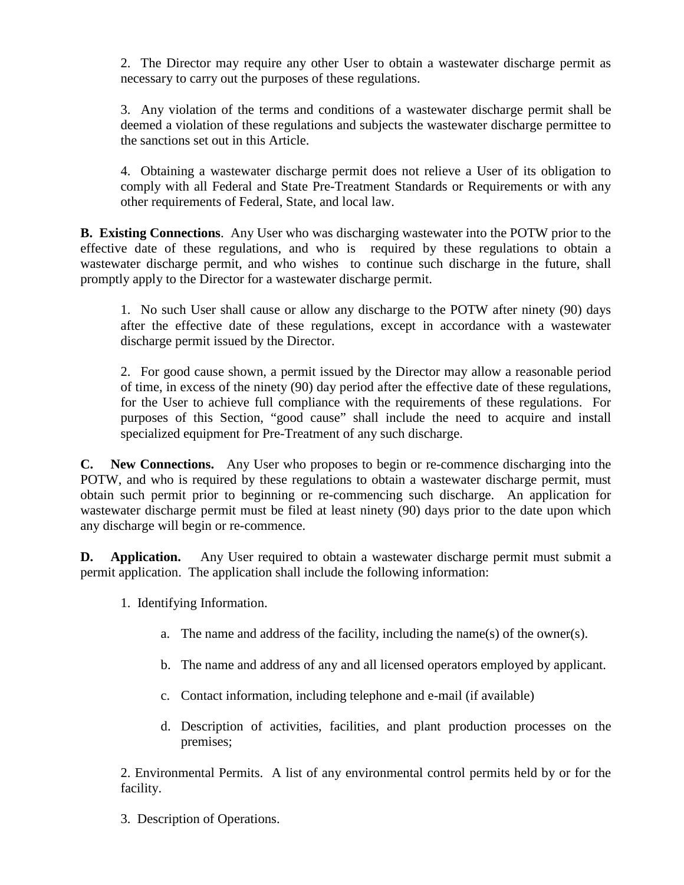2. The Director may require any other User to obtain a wastewater discharge permit as necessary to carry out the purposes of these regulations.

3. Any violation of the terms and conditions of a wastewater discharge permit shall be deemed a violation of these regulations and subjects the wastewater discharge permittee to the sanctions set out in this Article.

4. Obtaining a wastewater discharge permit does not relieve a User of its obligation to comply with all Federal and State Pre-Treatment Standards or Requirements or with any other requirements of Federal, State, and local law.

**B. Existing Connections**. Any User who was discharging wastewater into the POTW prior to the effective date of these regulations, and who is required by these regulations to obtain a wastewater discharge permit, and who wishes to continue such discharge in the future, shall promptly apply to the Director for a wastewater discharge permit.

1. No such User shall cause or allow any discharge to the POTW after ninety (90) days after the effective date of these regulations, except in accordance with a wastewater discharge permit issued by the Director.

2. For good cause shown, a permit issued by the Director may allow a reasonable period of time, in excess of the ninety (90) day period after the effective date of these regulations, for the User to achieve full compliance with the requirements of these regulations. For purposes of this Section, "good cause" shall include the need to acquire and install specialized equipment for Pre-Treatment of any such discharge.

**C. New Connections.** Any User who proposes to begin or re-commence discharging into the POTW, and who is required by these regulations to obtain a wastewater discharge permit, must obtain such permit prior to beginning or re-commencing such discharge. An application for wastewater discharge permit must be filed at least ninety (90) days prior to the date upon which any discharge will begin or re-commence.

**D. Application.** Any User required to obtain a wastewater discharge permit must submit a permit application. The application shall include the following information:

1. Identifying Information.

   a. The name and address of the facility, including the name(s) of the owner(s).

   b. The name and address of any and all licensed operators employed by applicant.

   c. Contact information, including telephone and e-mail (if available)

   d. Description of activities, facilities, and plant production processes on the premises;

2. Environmental Permits. A list of any environmental control permits held by or for the facility.

3. Description of Operations.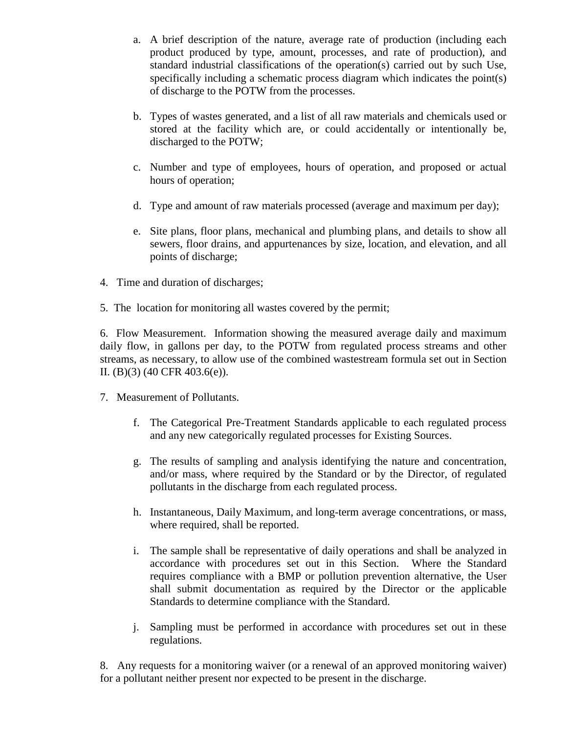a. A brief description of the nature, average rate of production (including each product produced by type, amount, processes, and rate of production), and standard industrial classifications of the operation(s) carried out by such Use, specifically including a schematic process diagram which indicates the point(s) of discharge to the POTW from the processes.

b. Types of wastes generated, and a list of all raw materials and chemicals used or stored at the facility which are, or could accidentally or intentionally be, discharged to the POTW;

c. Number and type of employees, hours of operation, and proposed or actual hours of operation;

d. Type and amount of raw materials processed (average and maximum per day);

e. Site plans, floor plans, mechanical and plumbing plans, and details to show all sewers, floor drains, and appurtenances by size, location, and elevation, and all points of discharge;

4. Time and duration of discharges;

5. The location for monitoring all wastes covered by the permit;

6. Flow Measurement. Information showing the measured average daily and maximum daily flow, in gallons per day, to the POTW from regulated process streams and other streams, as necessary, to allow use of the combined wastestream formula set out in Section II. (B)(3) (40 CFR 403.6(e)).

7. Measurement of Pollutants.

f. The Categorical Pre-Treatment Standards applicable to each regulated process and any new categorically regulated processes for Existing Sources.

g. The results of sampling and analysis identifying the nature and concentration, and/or mass, where required by the Standard or by the Director, of regulated pollutants in the discharge from each regulated process.

h. Instantaneous, Daily Maximum, and long-term average concentrations, or mass, where required, shall be reported.

i. The sample shall be representative of daily operations and shall be analyzed in accordance with procedures set out in this Section. Where the Standard requires compliance with a BMP or pollution prevention alternative, the User shall submit documentation as required by the Director or the applicable Standards to determine compliance with the Standard.

j. Sampling must be performed in accordance with procedures set out in these regulations.

8. Any requests for a monitoring waiver (or a renewal of an approved monitoring waiver) for a pollutant neither present nor expected to be present in the discharge.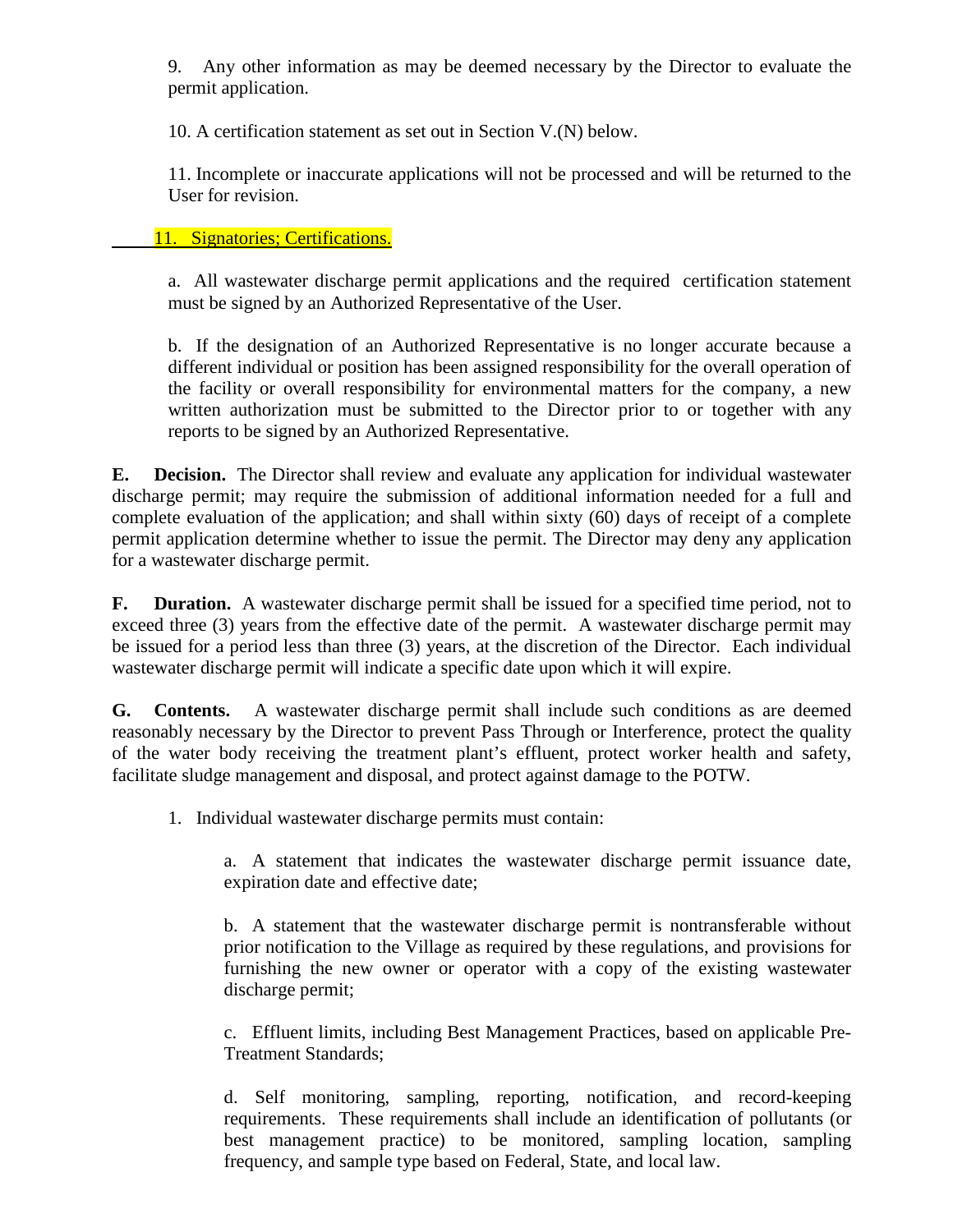9. Any other information as may be deemed necessary by the Director to evaluate the permit application.

10. A certification statement as set out in Section V.(N) below.

11. Incomplete or inaccurate applications will not be processed and will be returned to the User for revision.

11. Signatories; Certifications.

a. All wastewater discharge permit applications and the required certification statement must be signed by an Authorized Representative of the User.

b. If the designation of an Authorized Representative is no longer accurate because a different individual or position has been assigned responsibility for the overall operation of the facility or overall responsibility for environmental matters for the company, a new written authorization must be submitted to the Director prior to or together with any reports to be signed by an Authorized Representative.

**E. Decision.** The Director shall review and evaluate any application for individual wastewater discharge permit; may require the submission of additional information needed for a full and complete evaluation of the application; and shall within sixty (60) days of receipt of a complete permit application determine whether to issue the permit. The Director may deny any application for a wastewater discharge permit.

**F. Duration.** A wastewater discharge permit shall be issued for a specified time period, not to exceed three (3) years from the effective date of the permit. A wastewater discharge permit may be issued for a period less than three (3) years, at the discretion of the Director. Each individual wastewater discharge permit will indicate a specific date upon which it will expire.

**G. Contents.** A wastewater discharge permit shall include such conditions as are deemed reasonably necessary by the Director to prevent Pass Through or Interference, protect the quality of the water body receiving the treatment plant's effluent, protect worker health and safety, facilitate sludge management and disposal, and protect against damage to the POTW.

1. Individual wastewater discharge permits must contain:

   a. A statement that indicates the wastewater discharge permit issuance date, expiration date and effective date;

   b. A statement that the wastewater discharge permit is nontransferable without prior notification to the Village as required by these regulations, and provisions for furnishing the new owner or operator with a copy of the existing wastewater discharge permit;

   c. Effluent limits, including Best Management Practices, based on applicable Pre-Treatment Standards;

   d. Self monitoring, sampling, reporting, notification, and record-keeping requirements. These requirements shall include an identification of pollutants (or best management practice) to be monitored, sampling location, sampling frequency, and sample type based on Federal, State, and local law.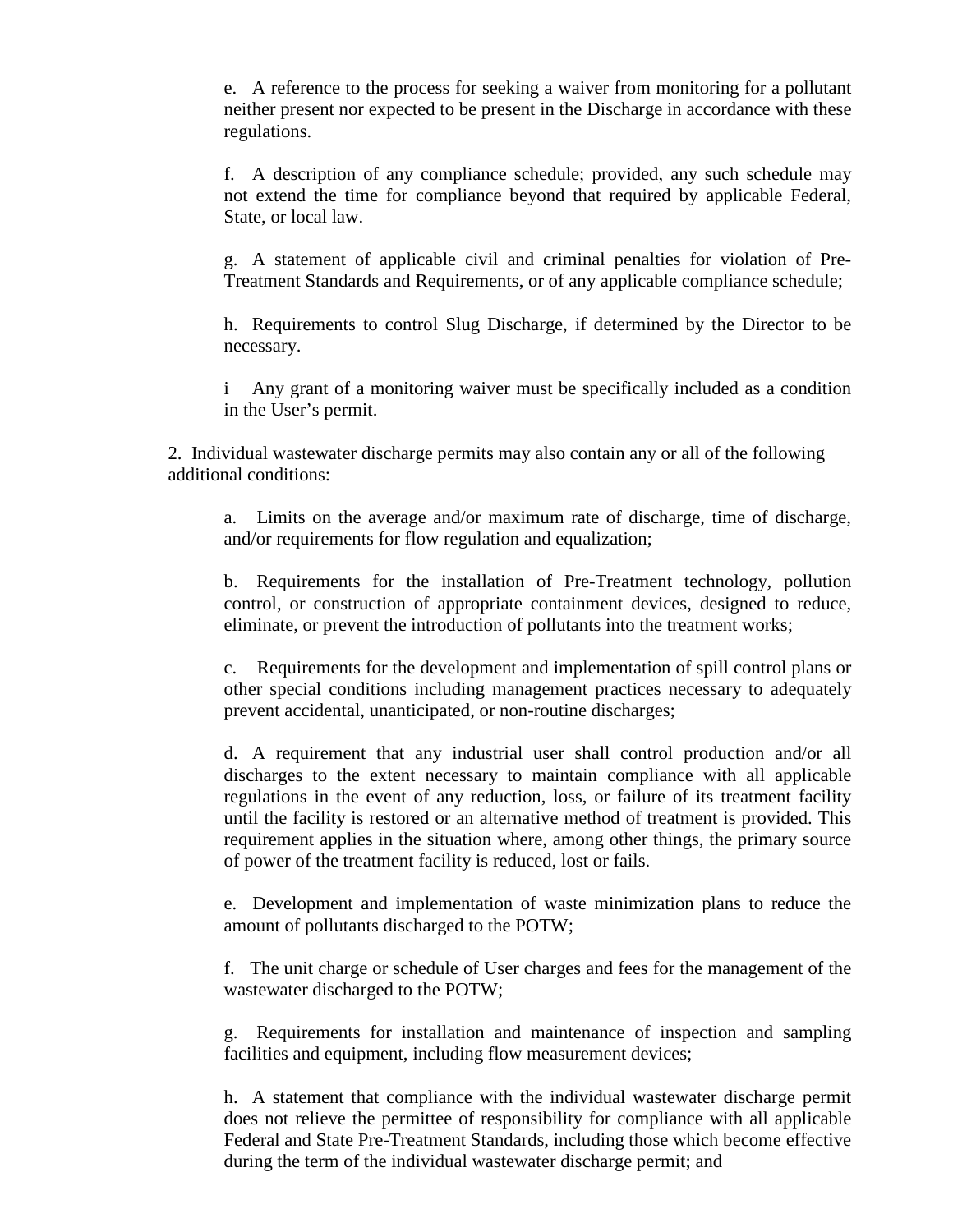e. A reference to the process for seeking a waiver from monitoring for a pollutant neither present nor expected to be present in the Discharge in accordance with these regulations.

f. A description of any compliance schedule; provided, any such schedule may not extend the time for compliance beyond that required by applicable Federal, State, or local law.

g. A statement of applicable civil and criminal penalties for violation of Pre-Treatment Standards and Requirements, or of any applicable compliance schedule;

h. Requirements to control Slug Discharge, if determined by the Director to be necessary.

i Any grant of a monitoring waiver must be specifically included as a condition in the User's permit.

2. Individual wastewater discharge permits may also contain any or all of the following additional conditions:

a. Limits on the average and/or maximum rate of discharge, time of discharge, and/or requirements for flow regulation and equalization;

b. Requirements for the installation of Pre-Treatment technology, pollution control, or construction of appropriate containment devices, designed to reduce, eliminate, or prevent the introduction of pollutants into the treatment works;

c. Requirements for the development and implementation of spill control plans or other special conditions including management practices necessary to adequately prevent accidental, unanticipated, or non-routine discharges;

d. A requirement that any industrial user shall control production and/or all discharges to the extent necessary to maintain compliance with all applicable regulations in the event of any reduction, loss, or failure of its treatment facility until the facility is restored or an alternative method of treatment is provided. This requirement applies in the situation where, among other things, the primary source of power of the treatment facility is reduced, lost or fails.

e. Development and implementation of waste minimization plans to reduce the amount of pollutants discharged to the POTW;

f. The unit charge or schedule of User charges and fees for the management of the wastewater discharged to the POTW;

g. Requirements for installation and maintenance of inspection and sampling facilities and equipment, including flow measurement devices;

h. A statement that compliance with the individual wastewater discharge permit does not relieve the permittee of responsibility for compliance with all applicable Federal and State Pre-Treatment Standards, including those which become effective during the term of the individual wastewater discharge permit; and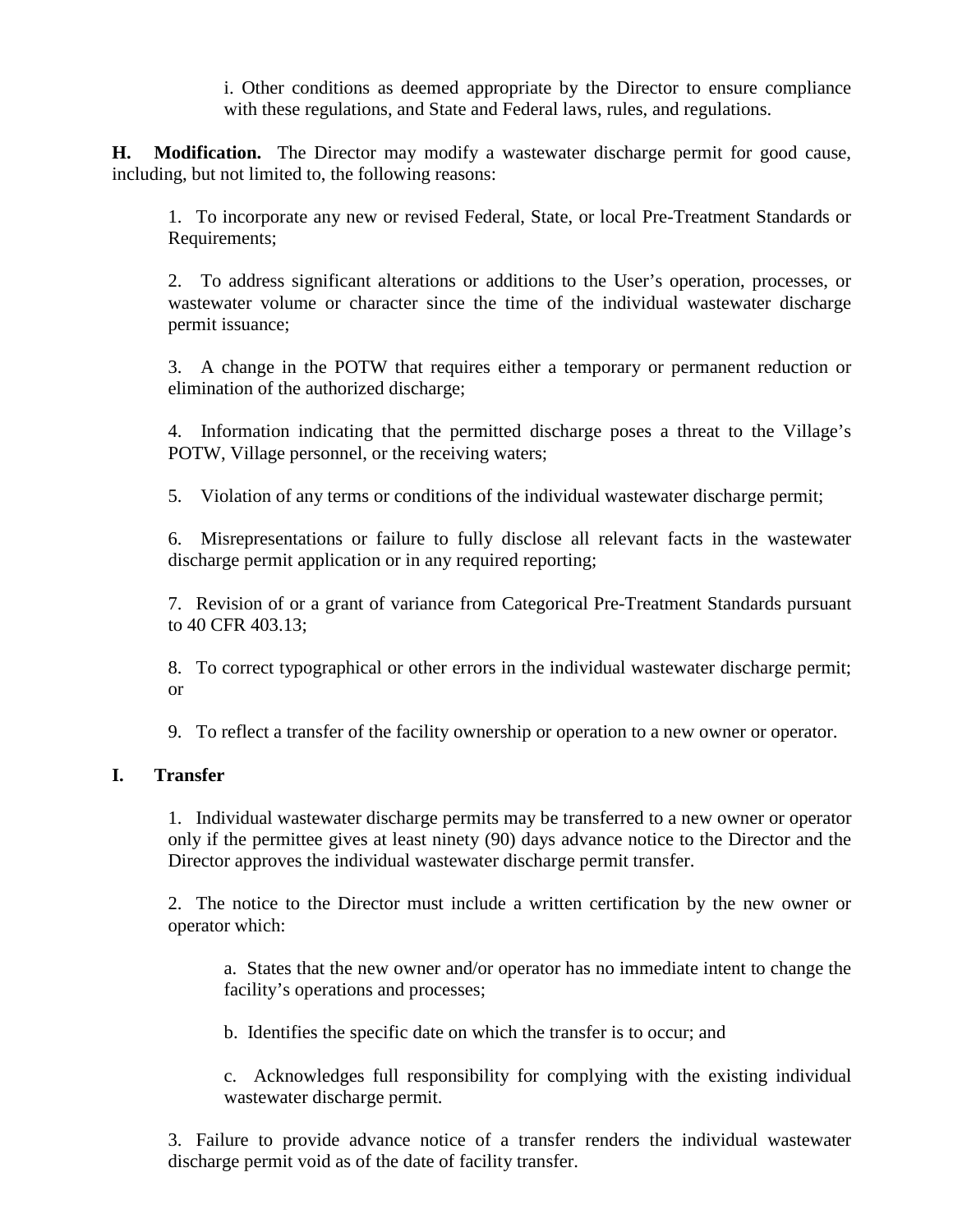i. Other conditions as deemed appropriate by the Director to ensure compliance with these regulations, and State and Federal laws, rules, and regulations.

**H. Modification.** The Director may modify a wastewater discharge permit for good cause, including, but not limited to, the following reasons:

1. To incorporate any new or revised Federal, State, or local Pre-Treatment Standards or Requirements;

2. To address significant alterations or additions to the User's operation, processes, or wastewater volume or character since the time of the individual wastewater discharge permit issuance;

3. A change in the POTW that requires either a temporary or permanent reduction or elimination of the authorized discharge;

4. Information indicating that the permitted discharge poses a threat to the Village's POTW, Village personnel, or the receiving waters;

5. Violation of any terms or conditions of the individual wastewater discharge permit;

6. Misrepresentations or failure to fully disclose all relevant facts in the wastewater discharge permit application or in any required reporting;

7. Revision of or a grant of variance from Categorical Pre-Treatment Standards pursuant to 40 CFR 403.13;

8. To correct typographical or other errors in the individual wastewater discharge permit; or

9. To reflect a transfer of the facility ownership or operation to a new owner or operator.

**I. Transfer**

1. Individual wastewater discharge permits may be transferred to a new owner or operator only if the permittee gives at least ninety (90) days advance notice to the Director and the Director approves the individual wastewater discharge permit transfer.

2. The notice to the Director must include a written certification by the new owner or operator which:

   a. States that the new owner and/or operator has no immediate intent to change the facility's operations and processes;

   b. Identifies the specific date on which the transfer is to occur; and

   c. Acknowledges full responsibility for complying with the existing individual wastewater discharge permit.

3. Failure to provide advance notice of a transfer renders the individual wastewater discharge permit void as of the date of facility transfer.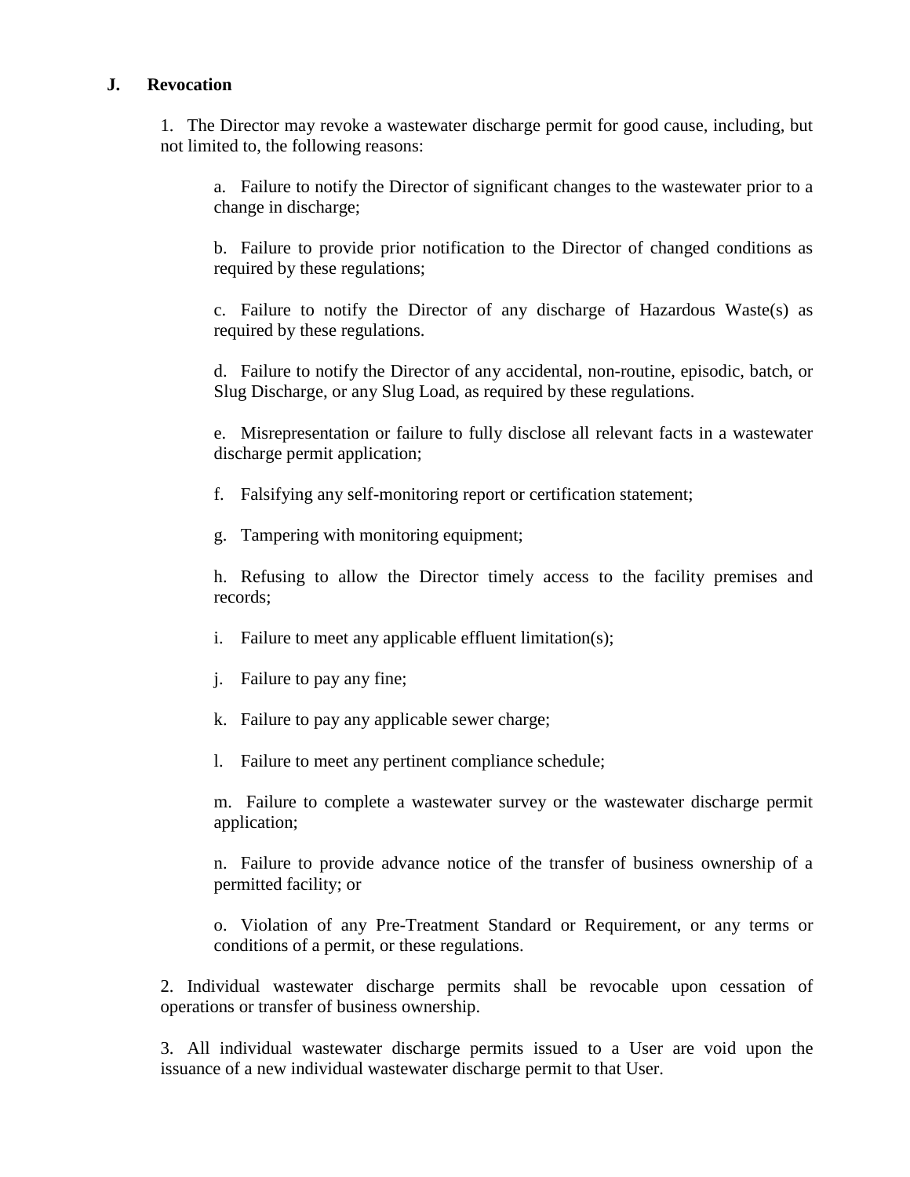### J. Revocation

1. The Director may revoke a wastewater discharge permit for good cause, including, but not limited to, the following reasons:

   a. Failure to notify the Director of significant changes to the wastewater prior to a change in discharge;

   b. Failure to provide prior notification to the Director of changed conditions as required by these regulations;

   c. Failure to notify the Director of any discharge of Hazardous Waste(s) as required by these regulations.

   d. Failure to notify the Director of any accidental, non-routine, episodic, batch, or Slug Discharge, or any Slug Load, as required by these regulations.

   e. Misrepresentation or failure to fully disclose all relevant facts in a wastewater discharge permit application;

   f. Falsifying any self-monitoring report or certification statement;

   g. Tampering with monitoring equipment;

   h. Refusing to allow the Director timely access to the facility premises and records;

   i. Failure to meet any applicable effluent limitation(s);

   j. Failure to pay any fine;

   k. Failure to pay any applicable sewer charge;

   l. Failure to meet any pertinent compliance schedule;

   m. Failure to complete a wastewater survey or the wastewater discharge permit application;

   n. Failure to provide advance notice of the transfer of business ownership of a permitted facility; or

   o. Violation of any Pre-Treatment Standard or Requirement, or any terms or conditions of a permit, or these regulations.

2. Individual wastewater discharge permits shall be revocable upon cessation of operations or transfer of business ownership.

3. All individual wastewater discharge permits issued to a User are void upon the issuance of a new individual wastewater discharge permit to that User.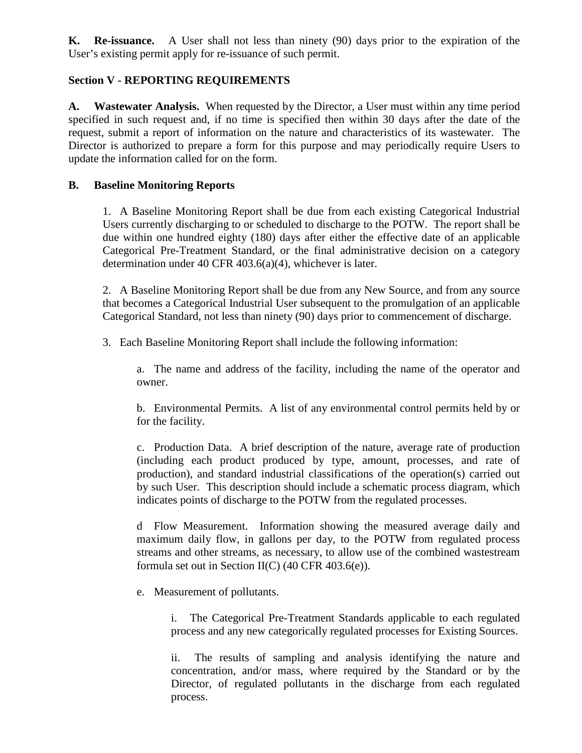**K. Re-issuance.** A User shall not less than ninety (90) days prior to the expiration of the User's existing permit apply for re-issuance of such permit.

## Section V - REPORTING REQUIREMENTS

**A. Wastewater Analysis.** When requested by the Director, a User must within any time period specified in such request and, if no time is specified then within 30 days after the date of the request, submit a report of information on the nature and characteristics of its wastewater. The Director is authorized to prepare a form for this purpose and may periodically require Users to update the information called for on the form.

**B. Baseline Monitoring Reports**

1. A Baseline Monitoring Report shall be due from each existing Categorical Industrial Users currently discharging to or scheduled to discharge to the POTW. The report shall be due within one hundred eighty (180) days after either the effective date of an applicable Categorical Pre-Treatment Standard, or the final administrative decision on a category determination under 40 CFR 403.6(a)(4), whichever is later.

2. A Baseline Monitoring Report shall be due from any New Source, and from any source that becomes a Categorical Industrial User subsequent to the promulgation of an applicable Categorical Standard, not less than ninety (90) days prior to commencement of discharge.

3. Each Baseline Monitoring Report shall include the following information:

   a. The name and address of the facility, including the name of the operator and owner.

   b. Environmental Permits. A list of any environmental control permits held by or for the facility.

   c. Production Data. A brief description of the nature, average rate of production (including each product produced by type, amount, processes, and rate of production), and standard industrial classifications of the operation(s) carried out by such User. This description should include a schematic process diagram, which indicates points of discharge to the POTW from the regulated processes.

   d Flow Measurement. Information showing the measured average daily and maximum daily flow, in gallons per day, to the POTW from regulated process streams and other streams, as necessary, to allow use of the combined wastestream formula set out in Section II(C) (40 CFR 403.6(e)).

   e. Measurement of pollutants.

      i. The Categorical Pre-Treatment Standards applicable to each regulated process and any new categorically regulated processes for Existing Sources.

      ii. The results of sampling and analysis identifying the nature and concentration, and/or mass, where required by the Standard or by the Director, of regulated pollutants in the discharge from each regulated process.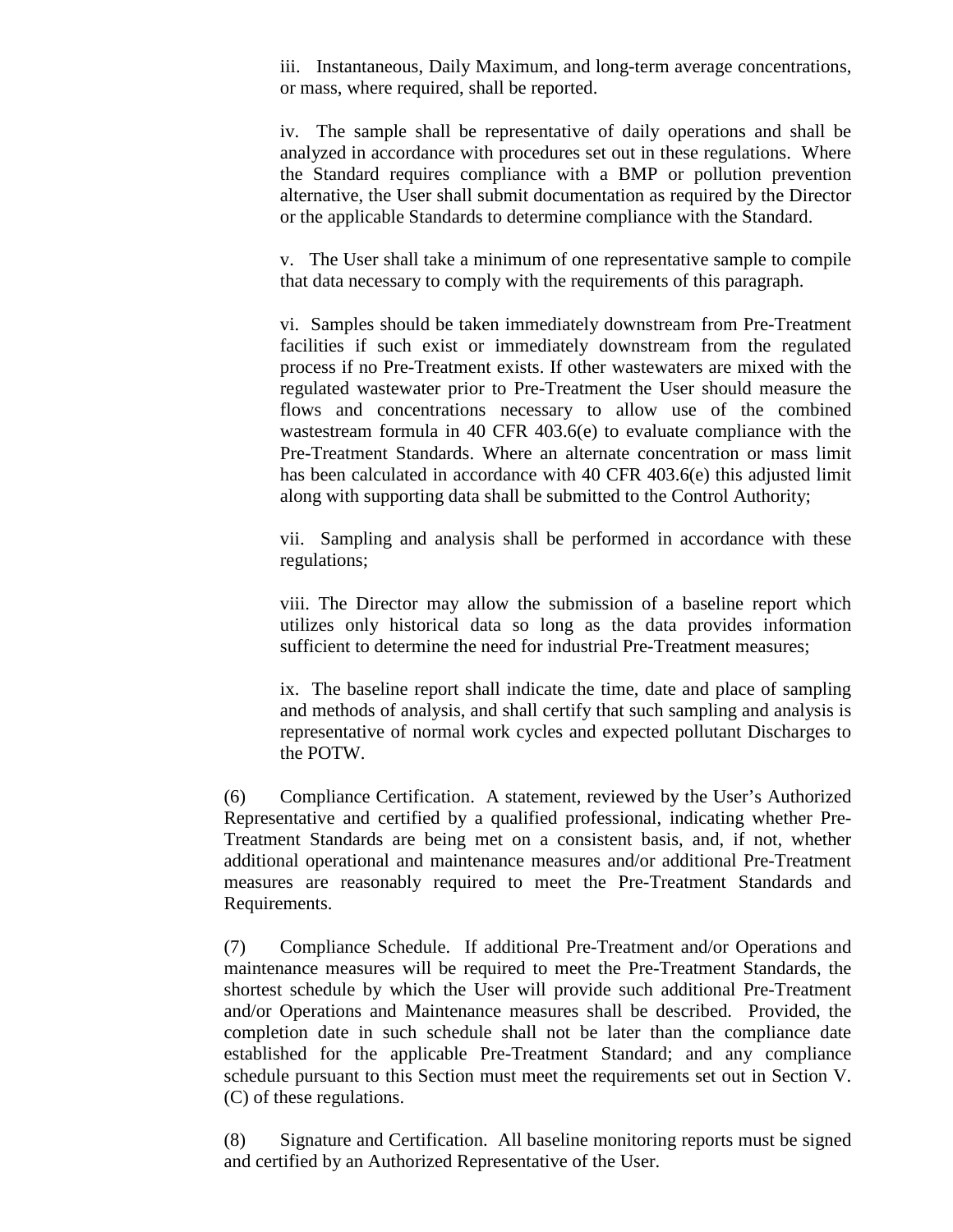iii. Instantaneous, Daily Maximum, and long-term average concentrations, or mass, where required, shall be reported.

iv. The sample shall be representative of daily operations and shall be analyzed in accordance with procedures set out in these regulations. Where the Standard requires compliance with a BMP or pollution prevention alternative, the User shall submit documentation as required by the Director or the applicable Standards to determine compliance with the Standard.

v. The User shall take a minimum of one representative sample to compile that data necessary to comply with the requirements of this paragraph.

vi. Samples should be taken immediately downstream from Pre-Treatment facilities if such exist or immediately downstream from the regulated process if no Pre-Treatment exists. If other wastewaters are mixed with the regulated wastewater prior to Pre-Treatment the User should measure the flows and concentrations necessary to allow use of the combined wastestream formula in 40 CFR 403.6(e) to evaluate compliance with the Pre-Treatment Standards. Where an alternate concentration or mass limit has been calculated in accordance with 40 CFR 403.6(e) this adjusted limit along with supporting data shall be submitted to the Control Authority;

vii. Sampling and analysis shall be performed in accordance with these regulations;

viii. The Director may allow the submission of a baseline report which utilizes only historical data so long as the data provides information sufficient to determine the need for industrial Pre-Treatment measures;

ix. The baseline report shall indicate the time, date and place of sampling and methods of analysis, and shall certify that such sampling and analysis is representative of normal work cycles and expected pollutant Discharges to the POTW.

(6) Compliance Certification. A statement, reviewed by the User's Authorized Representative and certified by a qualified professional, indicating whether Pre-Treatment Standards are being met on a consistent basis, and, if not, whether additional operational and maintenance measures and/or additional Pre-Treatment measures are reasonably required to meet the Pre-Treatment Standards and Requirements.

(7) Compliance Schedule. If additional Pre-Treatment and/or Operations and maintenance measures will be required to meet the Pre-Treatment Standards, the shortest schedule by which the User will provide such additional Pre-Treatment and/or Operations and Maintenance measures shall be described. Provided, the completion date in such schedule shall not be later than the compliance date established for the applicable Pre-Treatment Standard; and any compliance schedule pursuant to this Section must meet the requirements set out in Section V.(C) of these regulations.

(8) Signature and Certification. All baseline monitoring reports must be signed and certified by an Authorized Representative of the User.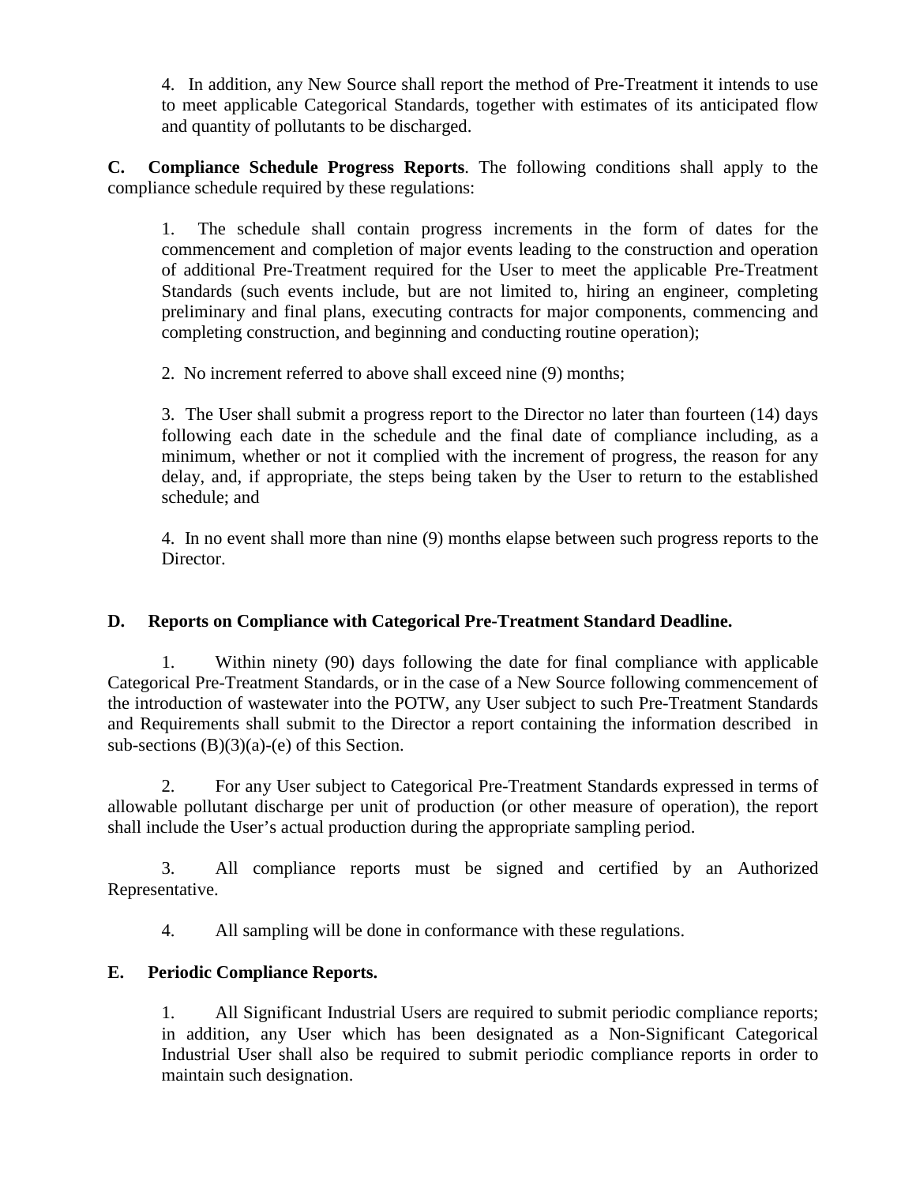4. In addition, any New Source shall report the method of Pre-Treatment it intends to use to meet applicable Categorical Standards, together with estimates of its anticipated flow and quantity of pollutants to be discharged.

**C. Compliance Schedule Progress Reports**. The following conditions shall apply to the compliance schedule required by these regulations:

1. The schedule shall contain progress increments in the form of dates for the commencement and completion of major events leading to the construction and operation of additional Pre-Treatment required for the User to meet the applicable Pre-Treatment Standards (such events include, but are not limited to, hiring an engineer, completing preliminary and final plans, executing contracts for major components, commencing and completing construction, and beginning and conducting routine operation);

2. No increment referred to above shall exceed nine (9) months;

3. The User shall submit a progress report to the Director no later than fourteen (14) days following each date in the schedule and the final date of compliance including, as a minimum, whether or not it complied with the increment of progress, the reason for any delay, and, if appropriate, the steps being taken by the User to return to the established schedule; and

4. In no event shall more than nine (9) months elapse between such progress reports to the Director.

**D. Reports on Compliance with Categorical Pre-Treatment Standard Deadline.**

1. Within ninety (90) days following the date for final compliance with applicable Categorical Pre-Treatment Standards, or in the case of a New Source following commencement of the introduction of wastewater into the POTW, any User subject to such Pre-Treatment Standards and Requirements shall submit to the Director a report containing the information described in sub-sections (B)(3)(a)-(e) of this Section.

2. For any User subject to Categorical Pre-Treatment Standards expressed in terms of allowable pollutant discharge per unit of production (or other measure of operation), the report shall include the User's actual production during the appropriate sampling period.

3. All compliance reports must be signed and certified by an Authorized Representative.

4. All sampling will be done in conformance with these regulations.

**E. Periodic Compliance Reports.**

1. All Significant Industrial Users are required to submit periodic compliance reports; in addition, any User which has been designated as a Non-Significant Categorical Industrial User shall also be required to submit periodic compliance reports in order to maintain such designation.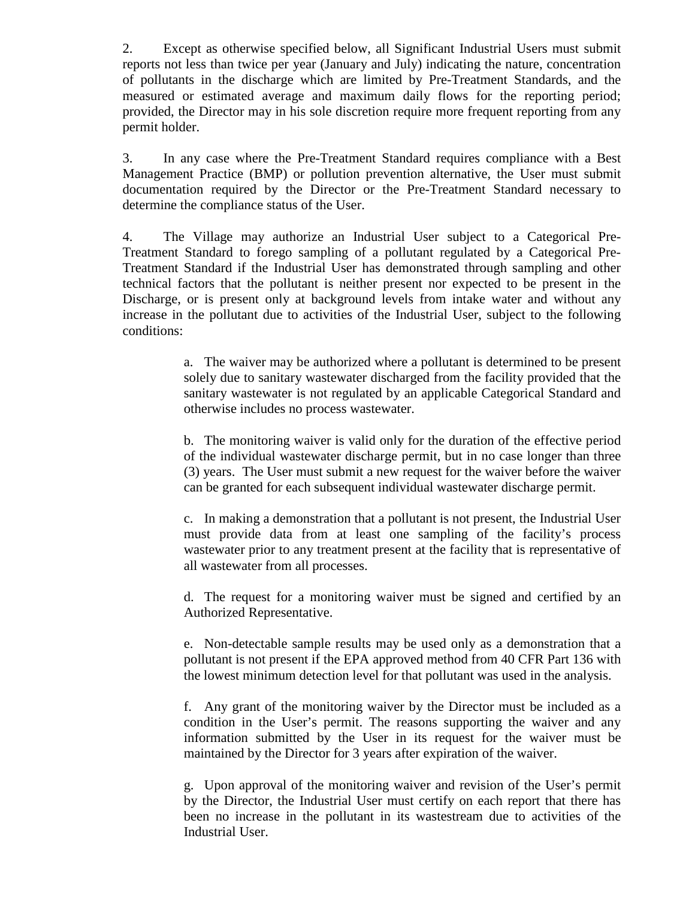2. Except as otherwise specified below, all Significant Industrial Users must submit reports not less than twice per year (January and July) indicating the nature, concentration of pollutants in the discharge which are limited by Pre-Treatment Standards, and the measured or estimated average and maximum daily flows for the reporting period; provided, the Director may in his sole discretion require more frequent reporting from any permit holder.

3. In any case where the Pre-Treatment Standard requires compliance with a Best Management Practice (BMP) or pollution prevention alternative, the User must submit documentation required by the Director or the Pre-Treatment Standard necessary to determine the compliance status of the User.

4. The Village may authorize an Industrial User subject to a Categorical Pre-Treatment Standard to forego sampling of a pollutant regulated by a Categorical Pre-Treatment Standard if the Industrial User has demonstrated through sampling and other technical factors that the pollutant is neither present nor expected to be present in the Discharge, or is present only at background levels from intake water and without any increase in the pollutant due to activities of the Industrial User, subject to the following conditions:

> a. The waiver may be authorized where a pollutant is determined to be present solely due to sanitary wastewater discharged from the facility provided that the sanitary wastewater is not regulated by an applicable Categorical Standard and otherwise includes no process wastewater.
>
> b. The monitoring waiver is valid only for the duration of the effective period of the individual wastewater discharge permit, but in no case longer than three (3) years. The User must submit a new request for the waiver before the waiver can be granted for each subsequent individual wastewater discharge permit.
>
> c. In making a demonstration that a pollutant is not present, the Industrial User must provide data from at least one sampling of the facility's process wastewater prior to any treatment present at the facility that is representative of all wastewater from all processes.
>
> d. The request for a monitoring waiver must be signed and certified by an Authorized Representative.
>
> e. Non-detectable sample results may be used only as a demonstration that a pollutant is not present if the EPA approved method from 40 CFR Part 136 with the lowest minimum detection level for that pollutant was used in the analysis.
>
> f. Any grant of the monitoring waiver by the Director must be included as a condition in the User's permit. The reasons supporting the waiver and any information submitted by the User in its request for the waiver must be maintained by the Director for 3 years after expiration of the waiver.
>
> g. Upon approval of the monitoring waiver and revision of the User's permit by the Director, the Industrial User must certify on each report that there has been no increase in the pollutant in its wastestream due to activities of the Industrial User.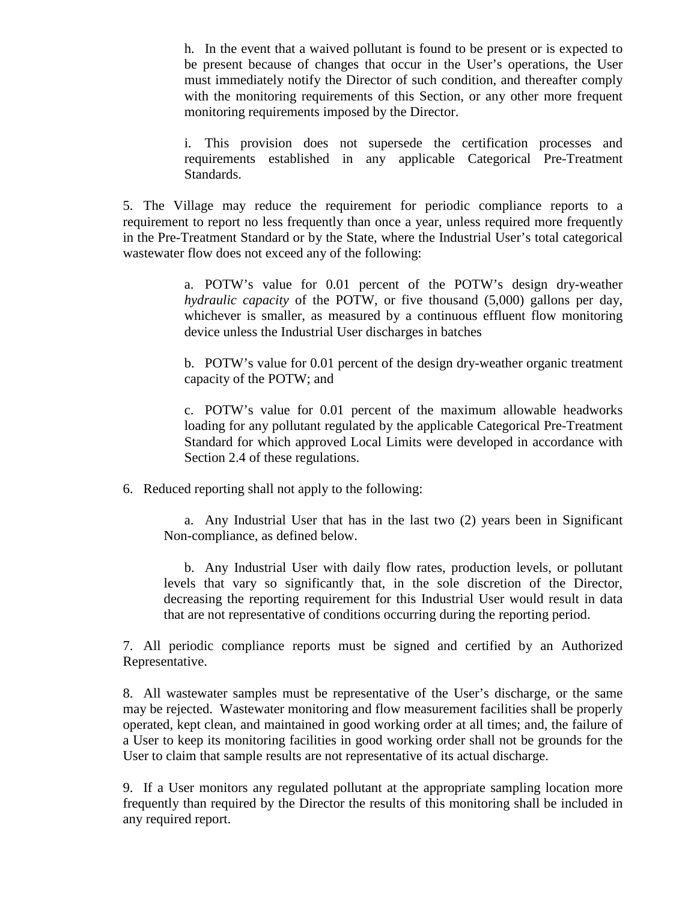h. In the event that a waived pollutant is found to be present or is expected to be present because of changes that occur in the User's operations, the User must immediately notify the Director of such condition, and thereafter comply with the monitoring requirements of this Section, or any other more frequent monitoring requirements imposed by the Director.

i. This provision does not supersede the certification processes and requirements established in any applicable Categorical Pre-Treatment Standards.

5. The Village may reduce the requirement for periodic compliance reports to a requirement to report no less frequently than once a year, unless required more frequently in the Pre-Treatment Standard or by the State, where the Industrial User's total categorical wastewater flow does not exceed any of the following:

a. POTW's value for 0.01 percent of the POTW's design dry-weather *hydraulic capacity* of the POTW, or five thousand (5,000) gallons per day, whichever is smaller, as measured by a continuous effluent flow monitoring device unless the Industrial User discharges in batches

b. POTW's value for 0.01 percent of the design dry-weather organic treatment capacity of the POTW; and

c. POTW's value for 0.01 percent of the maximum allowable headworks loading for any pollutant regulated by the applicable Categorical Pre-Treatment Standard for which approved Local Limits were developed in accordance with Section 2.4 of these regulations.

6. Reduced reporting shall not apply to the following:

a. Any Industrial User that has in the last two (2) years been in Significant Non-compliance, as defined below.

b. Any Industrial User with daily flow rates, production levels, or pollutant levels that vary so significantly that, in the sole discretion of the Director, decreasing the reporting requirement for this Industrial User would result in data that are not representative of conditions occurring during the reporting period.

7. All periodic compliance reports must be signed and certified by an Authorized Representative.

8. All wastewater samples must be representative of the User's discharge, or the same may be rejected. Wastewater monitoring and flow measurement facilities shall be properly operated, kept clean, and maintained in good working order at all times; and, the failure of a User to keep its monitoring facilities in good working order shall not be grounds for the User to claim that sample results are not representative of its actual discharge.

9. If a User monitors any regulated pollutant at the appropriate sampling location more frequently than required by the Director the results of this monitoring shall be included in any required report.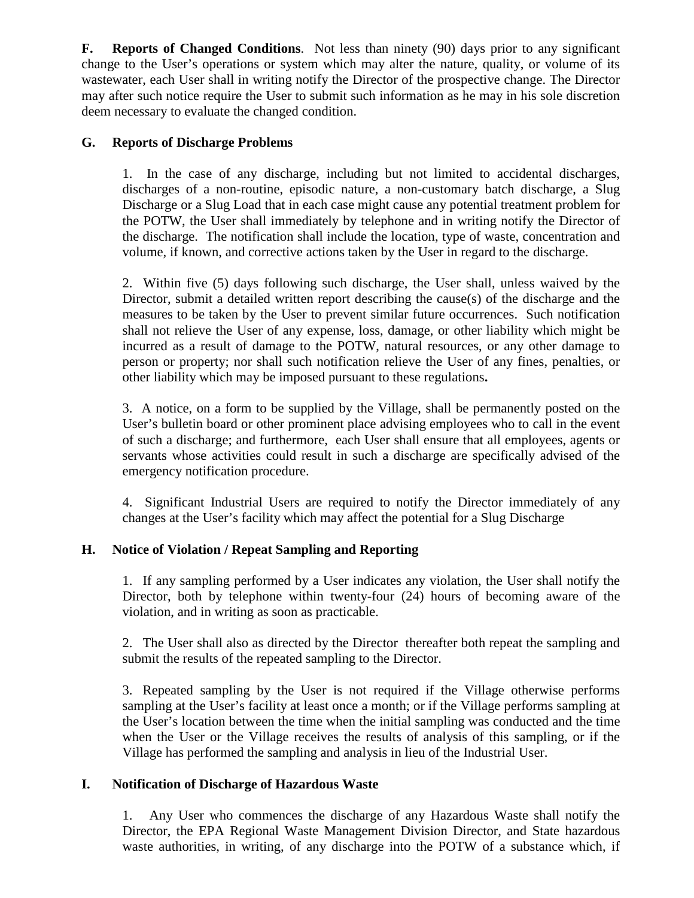**F. Reports of Changed Conditions**. Not less than ninety (90) days prior to any significant change to the User's operations or system which may alter the nature, quality, or volume of its wastewater, each User shall in writing notify the Director of the prospective change. The Director may after such notice require the User to submit such information as he may in his sole discretion deem necessary to evaluate the changed condition.

**G. Reports of Discharge Problems**

1. In the case of any discharge, including but not limited to accidental discharges, discharges of a non-routine, episodic nature, a non-customary batch discharge, a Slug Discharge or a Slug Load that in each case might cause any potential treatment problem for the POTW, the User shall immediately by telephone and in writing notify the Director of the discharge. The notification shall include the location, type of waste, concentration and volume, if known, and corrective actions taken by the User in regard to the discharge.

2. Within five (5) days following such discharge, the User shall, unless waived by the Director, submit a detailed written report describing the cause(s) of the discharge and the measures to be taken by the User to prevent similar future occurrences. Such notification shall not relieve the User of any expense, loss, damage, or other liability which might be incurred as a result of damage to the POTW, natural resources, or any other damage to person or property; nor shall such notification relieve the User of any fines, penalties, or other liability which may be imposed pursuant to these regulations**.**

3. A notice, on a form to be supplied by the Village, shall be permanently posted on the User's bulletin board or other prominent place advising employees who to call in the event of such a discharge; and furthermore, each User shall ensure that all employees, agents or servants whose activities could result in such a discharge are specifically advised of the emergency notification procedure.

4. Significant Industrial Users are required to notify the Director immediately of any changes at the User's facility which may affect the potential for a Slug Discharge

**H. Notice of Violation / Repeat Sampling and Reporting**

1. If any sampling performed by a User indicates any violation, the User shall notify the Director, both by telephone within twenty-four (24) hours of becoming aware of the violation, and in writing as soon as practicable.

2. The User shall also as directed by the Director thereafter both repeat the sampling and submit the results of the repeated sampling to the Director.

3. Repeated sampling by the User is not required if the Village otherwise performs sampling at the User's facility at least once a month; or if the Village performs sampling at the User's location between the time when the initial sampling was conducted and the time when the User or the Village receives the results of analysis of this sampling, or if the Village has performed the sampling and analysis in lieu of the Industrial User.

**I. Notification of Discharge of Hazardous Waste**

1. Any User who commences the discharge of any Hazardous Waste shall notify the Director, the EPA Regional Waste Management Division Director, and State hazardous waste authorities, in writing, of any discharge into the POTW of a substance which, if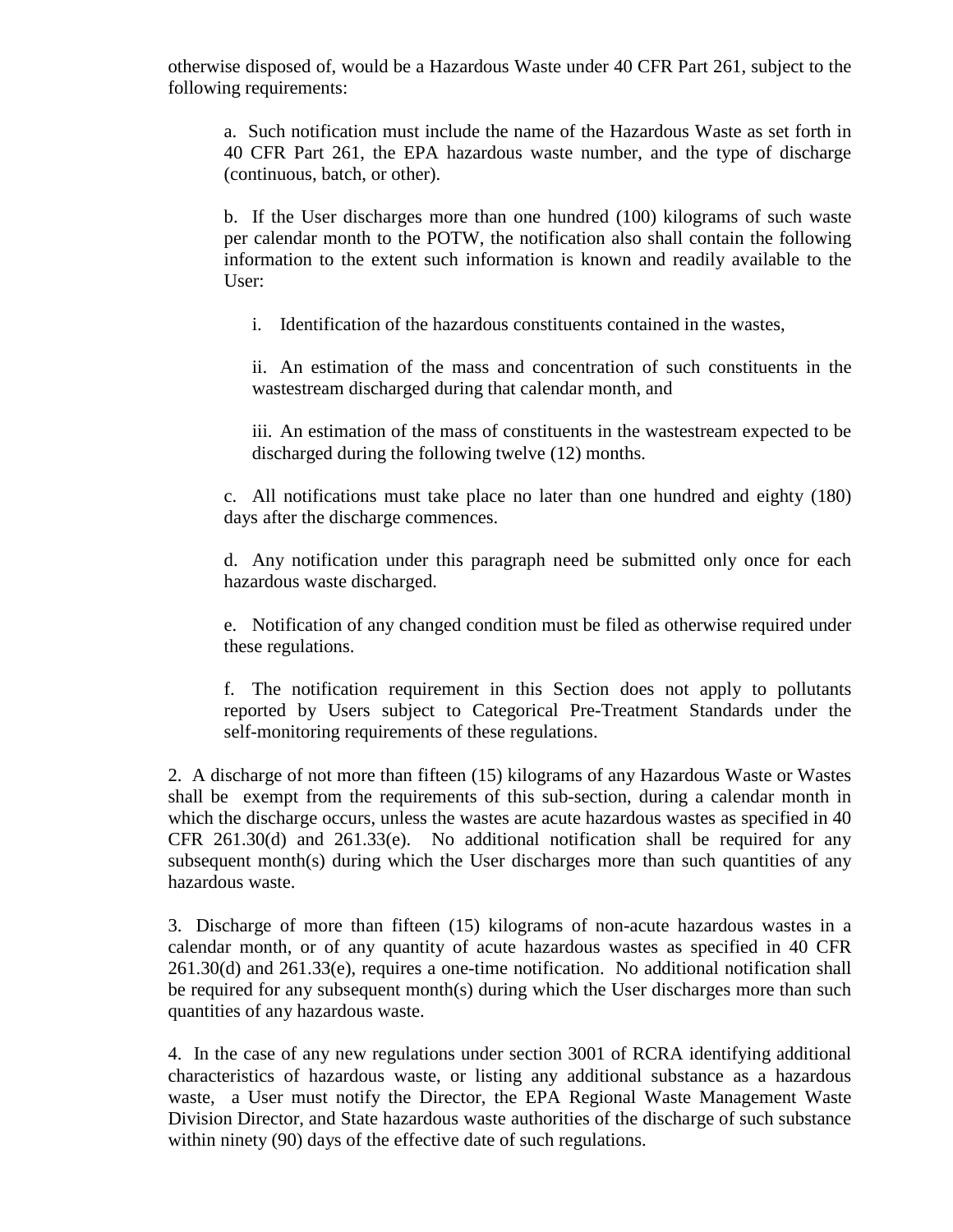otherwise disposed of, would be a Hazardous Waste under 40 CFR Part 261, subject to the following requirements:

a. Such notification must include the name of the Hazardous Waste as set forth in 40 CFR Part 261, the EPA hazardous waste number, and the type of discharge (continuous, batch, or other).

b. If the User discharges more than one hundred (100) kilograms of such waste per calendar month to the POTW, the notification also shall contain the following information to the extent such information is known and readily available to the User:

i. Identification of the hazardous constituents contained in the wastes,

ii. An estimation of the mass and concentration of such constituents in the wastestream discharged during that calendar month, and

iii. An estimation of the mass of constituents in the wastestream expected to be discharged during the following twelve (12) months.

c. All notifications must take place no later than one hundred and eighty (180) days after the discharge commences.

d. Any notification under this paragraph need be submitted only once for each hazardous waste discharged.

e. Notification of any changed condition must be filed as otherwise required under these regulations.

f. The notification requirement in this Section does not apply to pollutants reported by Users subject to Categorical Pre-Treatment Standards under the self-monitoring requirements of these regulations.

2. A discharge of not more than fifteen (15) kilograms of any Hazardous Waste or Wastes shall be exempt from the requirements of this sub-section, during a calendar month in which the discharge occurs, unless the wastes are acute hazardous wastes as specified in 40 CFR 261.30(d) and 261.33(e). No additional notification shall be required for any subsequent month(s) during which the User discharges more than such quantities of any hazardous waste.

3. Discharge of more than fifteen (15) kilograms of non-acute hazardous wastes in a calendar month, or of any quantity of acute hazardous wastes as specified in 40 CFR 261.30(d) and 261.33(e), requires a one-time notification. No additional notification shall be required for any subsequent month(s) during which the User discharges more than such quantities of any hazardous waste.

4. In the case of any new regulations under section 3001 of RCRA identifying additional characteristics of hazardous waste, or listing any additional substance as a hazardous waste, a User must notify the Director, the EPA Regional Waste Management Waste Division Director, and State hazardous waste authorities of the discharge of such substance within ninety (90) days of the effective date of such regulations.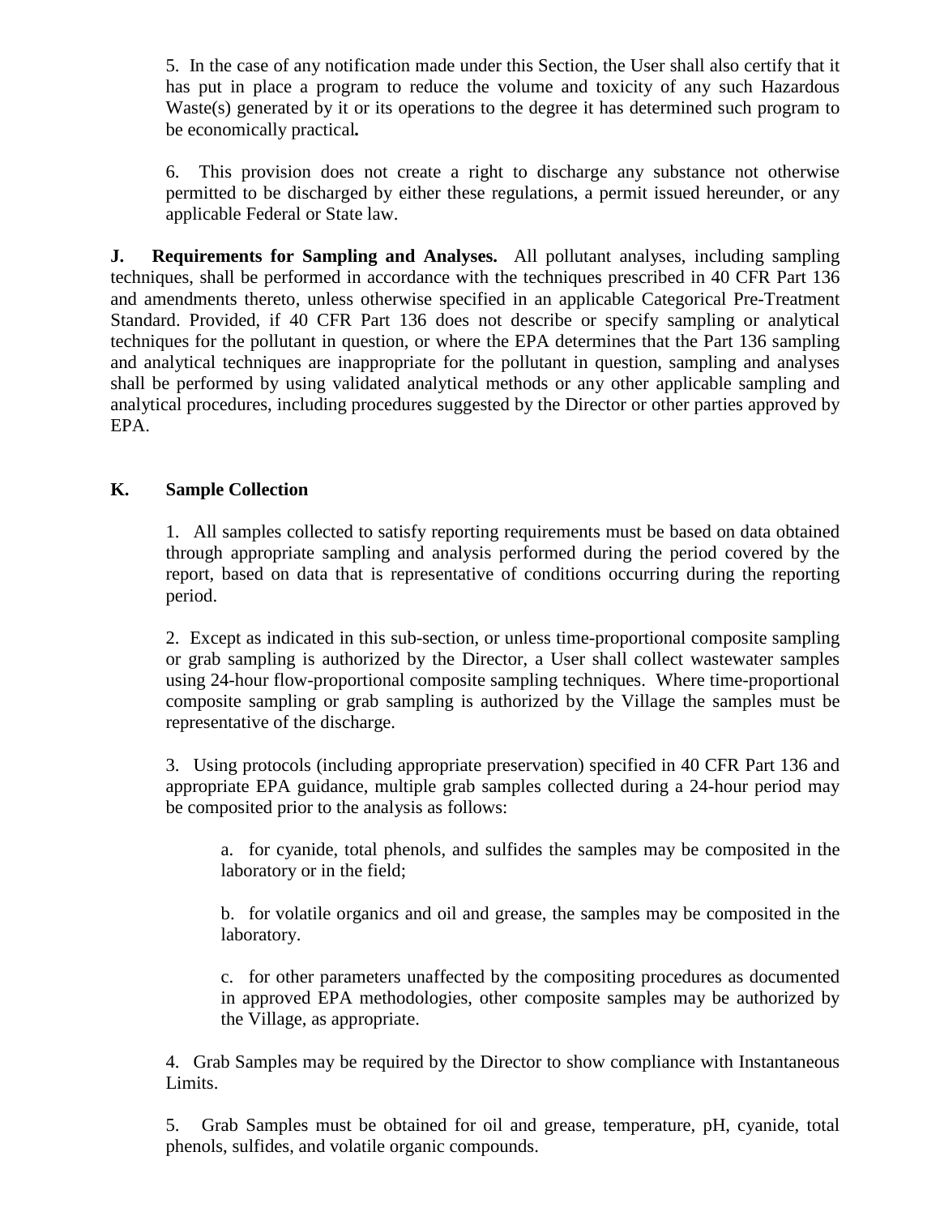5. In the case of any notification made under this Section, the User shall also certify that it has put in place a program to reduce the volume and toxicity of any such Hazardous Waste(s) generated by it or its operations to the degree it has determined such program to be economically practical**.**

6. This provision does not create a right to discharge any substance not otherwise permitted to be discharged by either these regulations, a permit issued hereunder, or any applicable Federal or State law.

**J. Requirements for Sampling and Analyses.** All pollutant analyses, including sampling techniques, shall be performed in accordance with the techniques prescribed in 40 CFR Part 136 and amendments thereto, unless otherwise specified in an applicable Categorical Pre-Treatment Standard. Provided, if 40 CFR Part 136 does not describe or specify sampling or analytical techniques for the pollutant in question, or where the EPA determines that the Part 136 sampling and analytical techniques are inappropriate for the pollutant in question, sampling and analyses shall be performed by using validated analytical methods or any other applicable sampling and analytical procedures, including procedures suggested by the Director or other parties approved by EPA.

**K. Sample Collection**

1. All samples collected to satisfy reporting requirements must be based on data obtained through appropriate sampling and analysis performed during the period covered by the report, based on data that is representative of conditions occurring during the reporting period.

2. Except as indicated in this sub-section, or unless time-proportional composite sampling or grab sampling is authorized by the Director, a User shall collect wastewater samples using 24-hour flow-proportional composite sampling techniques. Where time-proportional composite sampling or grab sampling is authorized by the Village the samples must be representative of the discharge.

3. Using protocols (including appropriate preservation) specified in 40 CFR Part 136 and appropriate EPA guidance, multiple grab samples collected during a 24-hour period may be composited prior to the analysis as follows:

   a. for cyanide, total phenols, and sulfides the samples may be composited in the laboratory or in the field;

   b. for volatile organics and oil and grease, the samples may be composited in the laboratory.

   c. for other parameters unaffected by the compositing procedures as documented in approved EPA methodologies, other composite samples may be authorized by the Village, as appropriate.

4. Grab Samples may be required by the Director to show compliance with Instantaneous Limits.

5. Grab Samples must be obtained for oil and grease, temperature, pH, cyanide, total phenols, sulfides, and volatile organic compounds.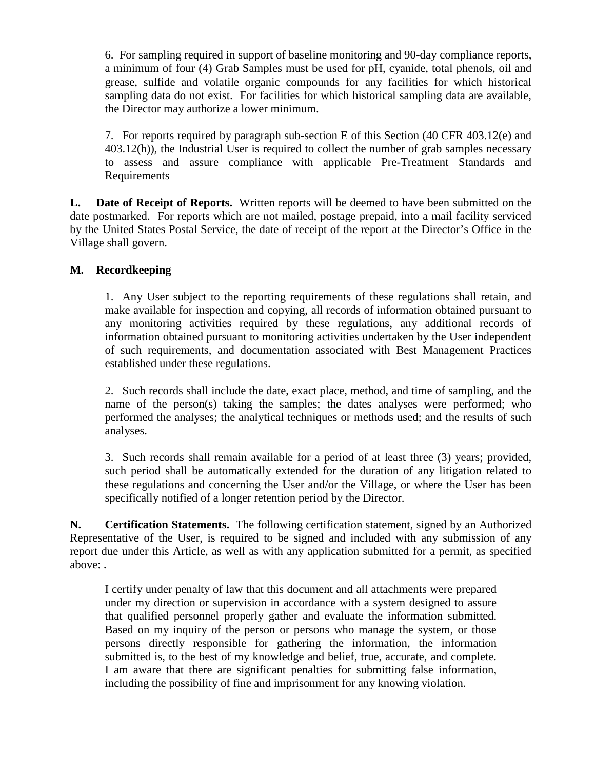6. For sampling required in support of baseline monitoring and 90-day compliance reports, a minimum of four (4) Grab Samples must be used for pH, cyanide, total phenols, oil and grease, sulfide and volatile organic compounds for any facilities for which historical sampling data do not exist. For facilities for which historical sampling data are available, the Director may authorize a lower minimum.

7. For reports required by paragraph sub-section E of this Section (40 CFR 403.12(e) and 403.12(h)), the Industrial User is required to collect the number of grab samples necessary to assess and assure compliance with applicable Pre-Treatment Standards and Requirements

**L. Date of Receipt of Reports.** Written reports will be deemed to have been submitted on the date postmarked. For reports which are not mailed, postage prepaid, into a mail facility serviced by the United States Postal Service, the date of receipt of the report at the Director's Office in the Village shall govern.

**M. Recordkeeping**

1. Any User subject to the reporting requirements of these regulations shall retain, and make available for inspection and copying, all records of information obtained pursuant to any monitoring activities required by these regulations, any additional records of information obtained pursuant to monitoring activities undertaken by the User independent of such requirements, and documentation associated with Best Management Practices established under these regulations.

2. Such records shall include the date, exact place, method, and time of sampling, and the name of the person(s) taking the samples; the dates analyses were performed; who performed the analyses; the analytical techniques or methods used; and the results of such analyses.

3. Such records shall remain available for a period of at least three (3) years; provided, such period shall be automatically extended for the duration of any litigation related to these regulations and concerning the User and/or the Village, or where the User has been specifically notified of a longer retention period by the Director.

**N. Certification Statements.** The following certification statement, signed by an Authorized Representative of the User, is required to be signed and included with any submission of any report due under this Article, as well as with any application submitted for a permit, as specified above: .

> I certify under penalty of law that this document and all attachments were prepared under my direction or supervision in accordance with a system designed to assure that qualified personnel properly gather and evaluate the information submitted. Based on my inquiry of the person or persons who manage the system, or those persons directly responsible for gathering the information, the information submitted is, to the best of my knowledge and belief, true, accurate, and complete. I am aware that there are significant penalties for submitting false information, including the possibility of fine and imprisonment for any knowing violation.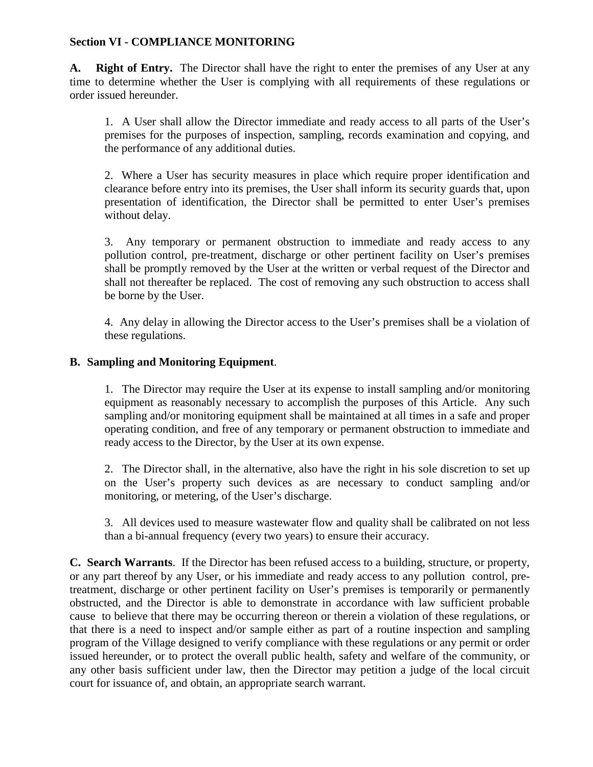**Section VI - COMPLIANCE MONITORING**

**A. Right of Entry.** The Director shall have the right to enter the premises of any User at any time to determine whether the User is complying with all requirements of these regulations or order issued hereunder.

1. A User shall allow the Director immediate and ready access to all parts of the User's premises for the purposes of inspection, sampling, records examination and copying, and the performance of any additional duties.

2. Where a User has security measures in place which require proper identification and clearance before entry into its premises, the User shall inform its security guards that, upon presentation of identification, the Director shall be permitted to enter User's premises without delay.

3. Any temporary or permanent obstruction to immediate and ready access to any pollution control, pre-treatment, discharge or other pertinent facility on User's premises shall be promptly removed by the User at the written or verbal request of the Director and shall not thereafter be replaced. The cost of removing any such obstruction to access shall be borne by the User.

4. Any delay in allowing the Director access to the User's premises shall be a violation of these regulations.

**B. Sampling and Monitoring Equipment**.

1. The Director may require the User at its expense to install sampling and/or monitoring equipment as reasonably necessary to accomplish the purposes of this Article. Any such sampling and/or monitoring equipment shall be maintained at all times in a safe and proper operating condition, and free of any temporary or permanent obstruction to immediate and ready access to the Director, by the User at its own expense.

2. The Director shall, in the alternative, also have the right in his sole discretion to set up on the User's property such devices as are necessary to conduct sampling and/or monitoring, or metering, of the User's discharge.

3. All devices used to measure wastewater flow and quality shall be calibrated on not less than a bi-annual frequency (every two years) to ensure their accuracy.

**C. Search Warrants**. If the Director has been refused access to a building, structure, or property, or any part thereof by any User, or his immediate and ready access to any pollution control, pre-treatment, discharge or other pertinent facility on User's premises is temporarily or permanently obstructed, and the Director is able to demonstrate in accordance with law sufficient probable cause to believe that there may be occurring thereon or therein a violation of these regulations, or that there is a need to inspect and/or sample either as part of a routine inspection and sampling program of the Village designed to verify compliance with these regulations or any permit or order issued hereunder, or to protect the overall public health, safety and welfare of the community, or any other basis sufficient under law, then the Director may petition a judge of the local circuit court for issuance of, and obtain, an appropriate search warrant.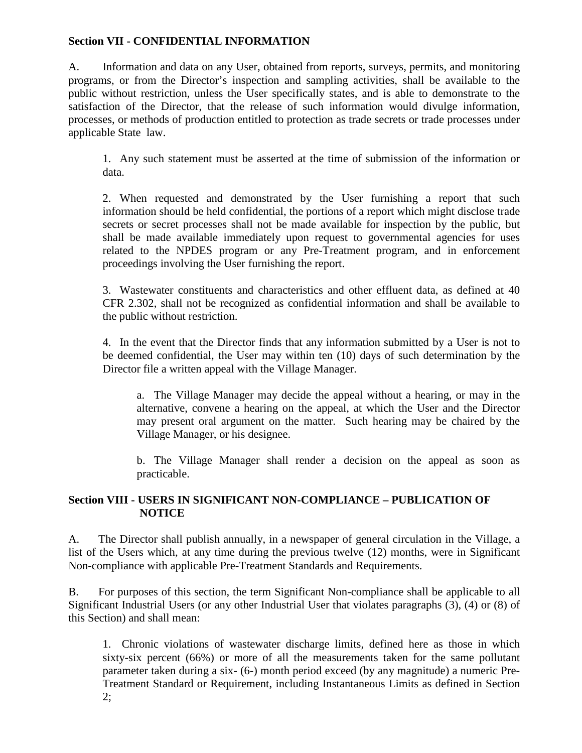**Section VII - CONFIDENTIAL INFORMATION**

A. Information and data on any User, obtained from reports, surveys, permits, and monitoring programs, or from the Director's inspection and sampling activities, shall be available to the public without restriction, unless the User specifically states, and is able to demonstrate to the satisfaction of the Director, that the release of such information would divulge information, processes, or methods of production entitled to protection as trade secrets or trade processes under applicable State law.

1. Any such statement must be asserted at the time of submission of the information or data.

2. When requested and demonstrated by the User furnishing a report that such information should be held confidential, the portions of a report which might disclose trade secrets or secret processes shall not be made available for inspection by the public, but shall be made available immediately upon request to governmental agencies for uses related to the NPDES program or any Pre-Treatment program, and in enforcement proceedings involving the User furnishing the report.

3. Wastewater constituents and characteristics and other effluent data, as defined at 40 CFR 2.302, shall not be recognized as confidential information and shall be available to the public without restriction.

4. In the event that the Director finds that any information submitted by a User is not to be deemed confidential, the User may within ten (10) days of such determination by the Director file a written appeal with the Village Manager.

a. The Village Manager may decide the appeal without a hearing, or may in the alternative, convene a hearing on the appeal, at which the User and the Director may present oral argument on the matter. Such hearing may be chaired by the Village Manager, or his designee.

b. The Village Manager shall render a decision on the appeal as soon as practicable.

**Section VIII - USERS IN SIGNIFICANT NON-COMPLIANCE – PUBLICATION OF NOTICE**

A. The Director shall publish annually, in a newspaper of general circulation in the Village, a list of the Users which, at any time during the previous twelve (12) months, were in Significant Non-compliance with applicable Pre-Treatment Standards and Requirements.

B. For purposes of this section, the term Significant Non-compliance shall be applicable to all Significant Industrial Users (or any other Industrial User that violates paragraphs (3), (4) or (8) of this Section) and shall mean:

1. Chronic violations of wastewater discharge limits, defined here as those in which sixty-six percent (66%) or more of all the measurements taken for the same pollutant parameter taken during a six- (6-) month period exceed (by any magnitude) a numeric Pre-Treatment Standard or Requirement, including Instantaneous Limits as defined in Section 2;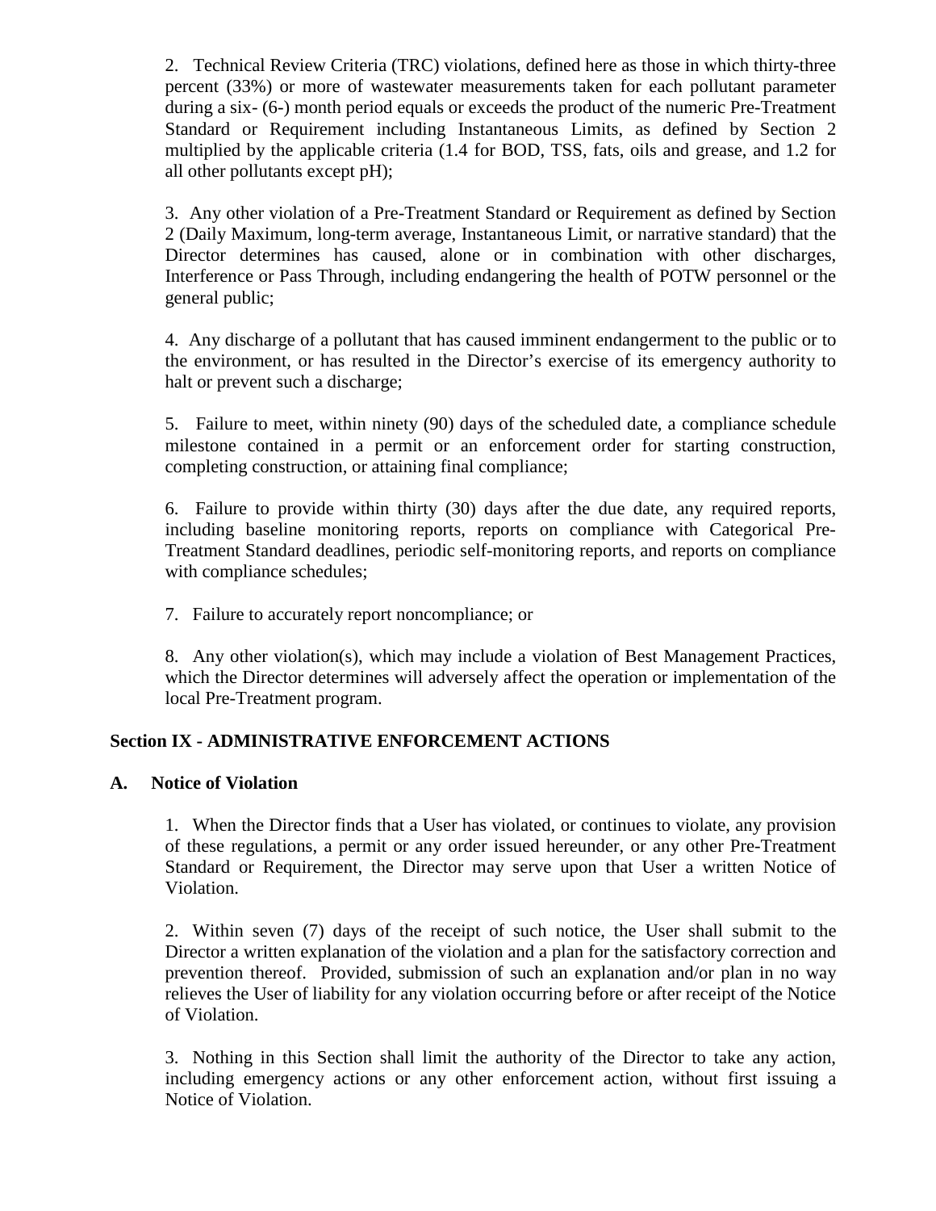2. Technical Review Criteria (TRC) violations, defined here as those in which thirty-three percent (33%) or more of wastewater measurements taken for each pollutant parameter during a six- (6-) month period equals or exceeds the product of the numeric Pre-Treatment Standard or Requirement including Instantaneous Limits, as defined by Section 2 multiplied by the applicable criteria (1.4 for BOD, TSS, fats, oils and grease, and 1.2 for all other pollutants except pH);

3. Any other violation of a Pre-Treatment Standard or Requirement as defined by Section 2 (Daily Maximum, long-term average, Instantaneous Limit, or narrative standard) that the Director determines has caused, alone or in combination with other discharges, Interference or Pass Through, including endangering the health of POTW personnel or the general public;

4. Any discharge of a pollutant that has caused imminent endangerment to the public or to the environment, or has resulted in the Director's exercise of its emergency authority to halt or prevent such a discharge;

5. Failure to meet, within ninety (90) days of the scheduled date, a compliance schedule milestone contained in a permit or an enforcement order for starting construction, completing construction, or attaining final compliance;

6. Failure to provide within thirty (30) days after the due date, any required reports, including baseline monitoring reports, reports on compliance with Categorical Pre-Treatment Standard deadlines, periodic self-monitoring reports, and reports on compliance with compliance schedules;

7. Failure to accurately report noncompliance; or

8. Any other violation(s), which may include a violation of Best Management Practices, which the Director determines will adversely affect the operation or implementation of the local Pre-Treatment program.

## Section IX - ADMINISTRATIVE ENFORCEMENT ACTIONS

### A. Notice of Violation

1. When the Director finds that a User has violated, or continues to violate, any provision of these regulations, a permit or any order issued hereunder, or any other Pre-Treatment Standard or Requirement, the Director may serve upon that User a written Notice of Violation.

2. Within seven (7) days of the receipt of such notice, the User shall submit to the Director a written explanation of the violation and a plan for the satisfactory correction and prevention thereof. Provided, submission of such an explanation and/or plan in no way relieves the User of liability for any violation occurring before or after receipt of the Notice of Violation.

3. Nothing in this Section shall limit the authority of the Director to take any action, including emergency actions or any other enforcement action, without first issuing a Notice of Violation.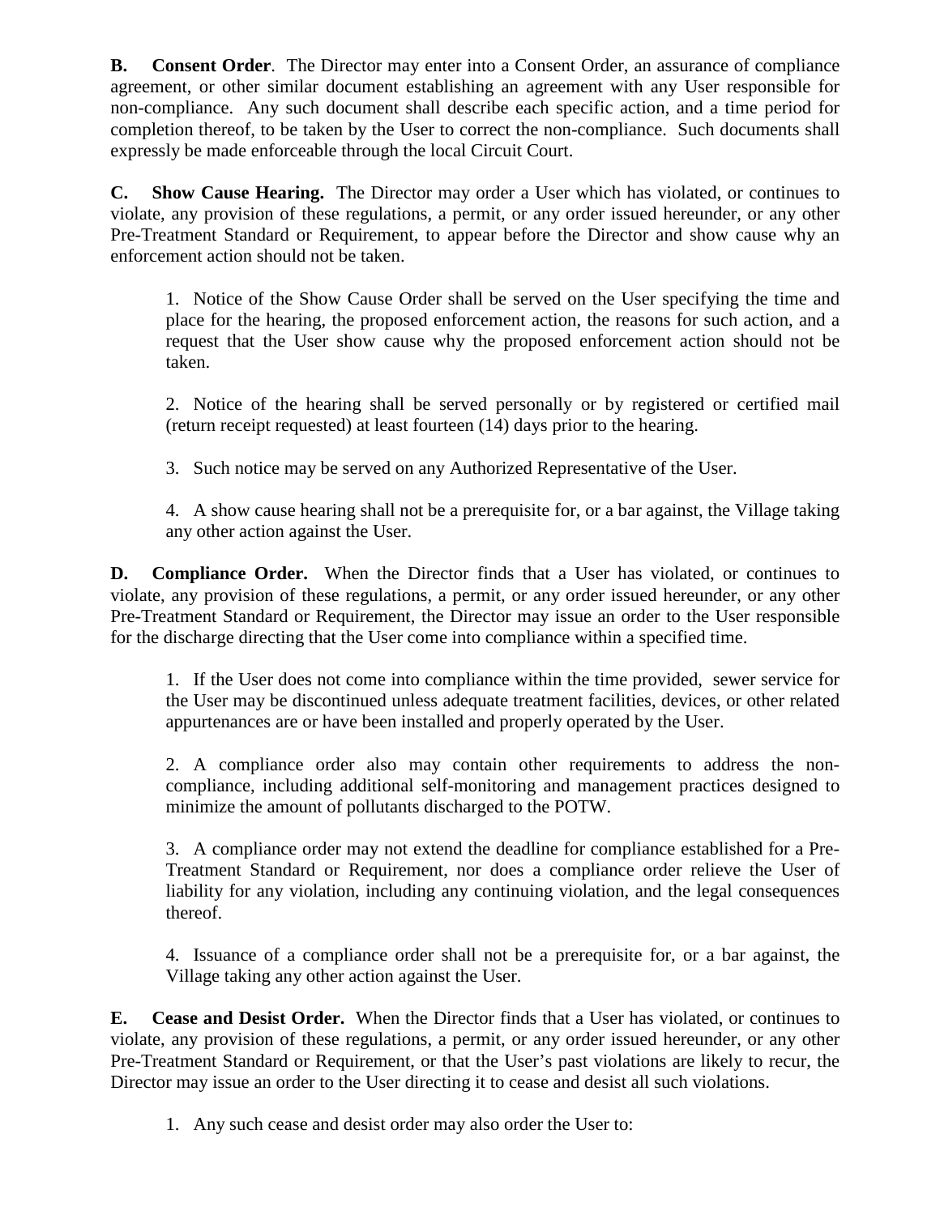**B. Consent Order**. The Director may enter into a Consent Order, an assurance of compliance agreement, or other similar document establishing an agreement with any User responsible for non-compliance. Any such document shall describe each specific action, and a time period for completion thereof, to be taken by the User to correct the non-compliance. Such documents shall expressly be made enforceable through the local Circuit Court.

**C. Show Cause Hearing.** The Director may order a User which has violated, or continues to violate, any provision of these regulations, a permit, or any order issued hereunder, or any other Pre-Treatment Standard or Requirement, to appear before the Director and show cause why an enforcement action should not be taken.

1. Notice of the Show Cause Order shall be served on the User specifying the time and place for the hearing, the proposed enforcement action, the reasons for such action, and a request that the User show cause why the proposed enforcement action should not be taken.

2. Notice of the hearing shall be served personally or by registered or certified mail (return receipt requested) at least fourteen (14) days prior to the hearing.

3. Such notice may be served on any Authorized Representative of the User.

4. A show cause hearing shall not be a prerequisite for, or a bar against, the Village taking any other action against the User.

**D. Compliance Order.** When the Director finds that a User has violated, or continues to violate, any provision of these regulations, a permit, or any order issued hereunder, or any other Pre-Treatment Standard or Requirement, the Director may issue an order to the User responsible for the discharge directing that the User come into compliance within a specified time.

1. If the User does not come into compliance within the time provided, sewer service for the User may be discontinued unless adequate treatment facilities, devices, or other related appurtenances are or have been installed and properly operated by the User.

2. A compliance order also may contain other requirements to address the non-compliance, including additional self-monitoring and management practices designed to minimize the amount of pollutants discharged to the POTW.

3. A compliance order may not extend the deadline for compliance established for a Pre-Treatment Standard or Requirement, nor does a compliance order relieve the User of liability for any violation, including any continuing violation, and the legal consequences thereof.

4. Issuance of a compliance order shall not be a prerequisite for, or a bar against, the Village taking any other action against the User.

**E. Cease and Desist Order.** When the Director finds that a User has violated, or continues to violate, any provision of these regulations, a permit, or any order issued hereunder, or any other Pre-Treatment Standard or Requirement, or that the User's past violations are likely to recur, the Director may issue an order to the User directing it to cease and desist all such violations.

1. Any such cease and desist order may also order the User to: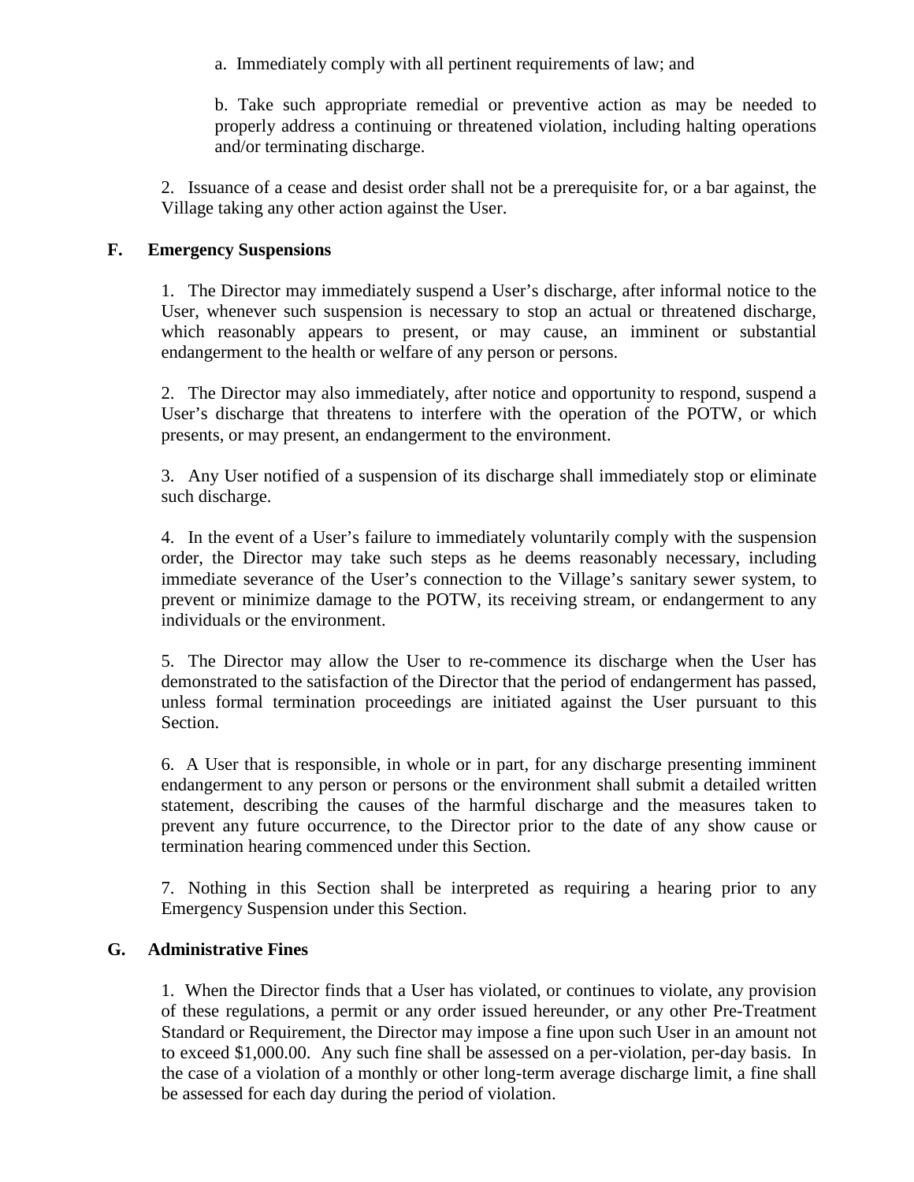a. Immediately comply with all pertinent requirements of law; and

b. Take such appropriate remedial or preventive action as may be needed to properly address a continuing or threatened violation, including halting operations and/or terminating discharge.

2. Issuance of a cease and desist order shall not be a prerequisite for, or a bar against, the Village taking any other action against the User.

**F. Emergency Suspensions**

1. The Director may immediately suspend a User's discharge, after informal notice to the User, whenever such suspension is necessary to stop an actual or threatened discharge, which reasonably appears to present, or may cause, an imminent or substantial endangerment to the health or welfare of any person or persons.

2. The Director may also immediately, after notice and opportunity to respond, suspend a User's discharge that threatens to interfere with the operation of the POTW, or which presents, or may present, an endangerment to the environment.

3. Any User notified of a suspension of its discharge shall immediately stop or eliminate such discharge.

4. In the event of a User's failure to immediately voluntarily comply with the suspension order, the Director may take such steps as he deems reasonably necessary, including immediate severance of the User's connection to the Village's sanitary sewer system, to prevent or minimize damage to the POTW, its receiving stream, or endangerment to any individuals or the environment.

5. The Director may allow the User to re-commence its discharge when the User has demonstrated to the satisfaction of the Director that the period of endangerment has passed, unless formal termination proceedings are initiated against the User pursuant to this Section.

6. A User that is responsible, in whole or in part, for any discharge presenting imminent endangerment to any person or persons or the environment shall submit a detailed written statement, describing the causes of the harmful discharge and the measures taken to prevent any future occurrence, to the Director prior to the date of any show cause or termination hearing commenced under this Section.

7. Nothing in this Section shall be interpreted as requiring a hearing prior to any Emergency Suspension under this Section.

**G. Administrative Fines**

1. When the Director finds that a User has violated, or continues to violate, any provision of these regulations, a permit or any order issued hereunder, or any other Pre-Treatment Standard or Requirement, the Director may impose a fine upon such User in an amount not to exceed $1,000.00. Any such fine shall be assessed on a per-violation, per-day basis. In the case of a violation of a monthly or other long-term average discharge limit, a fine shall be assessed for each day during the period of violation.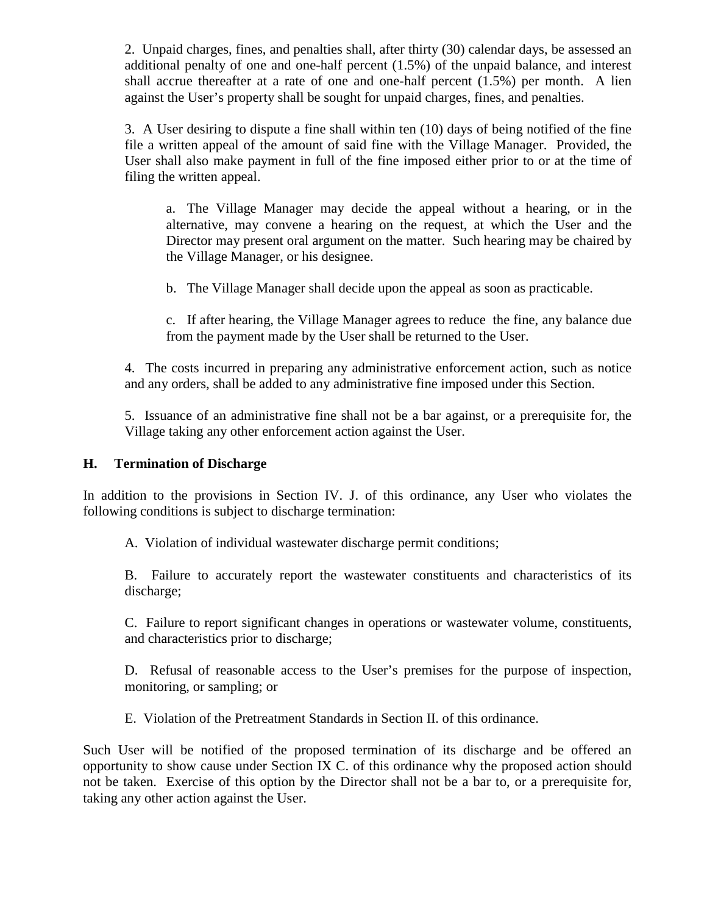2. Unpaid charges, fines, and penalties shall, after thirty (30) calendar days, be assessed an additional penalty of one and one-half percent (1.5%) of the unpaid balance, and interest shall accrue thereafter at a rate of one and one-half percent (1.5%) per month. A lien against the User's property shall be sought for unpaid charges, fines, and penalties.

3. A User desiring to dispute a fine shall within ten (10) days of being notified of the fine file a written appeal of the amount of said fine with the Village Manager. Provided, the User shall also make payment in full of the fine imposed either prior to or at the time of filing the written appeal.

a. The Village Manager may decide the appeal without a hearing, or in the alternative, may convene a hearing on the request, at which the User and the Director may present oral argument on the matter. Such hearing may be chaired by the Village Manager, or his designee.

b. The Village Manager shall decide upon the appeal as soon as practicable.

c. If after hearing, the Village Manager agrees to reduce the fine, any balance due from the payment made by the User shall be returned to the User.

4. The costs incurred in preparing any administrative enforcement action, such as notice and any orders, shall be added to any administrative fine imposed under this Section.

5. Issuance of an administrative fine shall not be a bar against, or a prerequisite for, the Village taking any other enforcement action against the User.

**H. Termination of Discharge**

In addition to the provisions in Section IV. J. of this ordinance, any User who violates the following conditions is subject to discharge termination:

A. Violation of individual wastewater discharge permit conditions;

B. Failure to accurately report the wastewater constituents and characteristics of its discharge;

C. Failure to report significant changes in operations or wastewater volume, constituents, and characteristics prior to discharge;

D. Refusal of reasonable access to the User's premises for the purpose of inspection, monitoring, or sampling; or

E. Violation of the Pretreatment Standards in Section II. of this ordinance.

Such User will be notified of the proposed termination of its discharge and be offered an opportunity to show cause under Section IX C. of this ordinance why the proposed action should not be taken. Exercise of this option by the Director shall not be a bar to, or a prerequisite for, taking any other action against the User.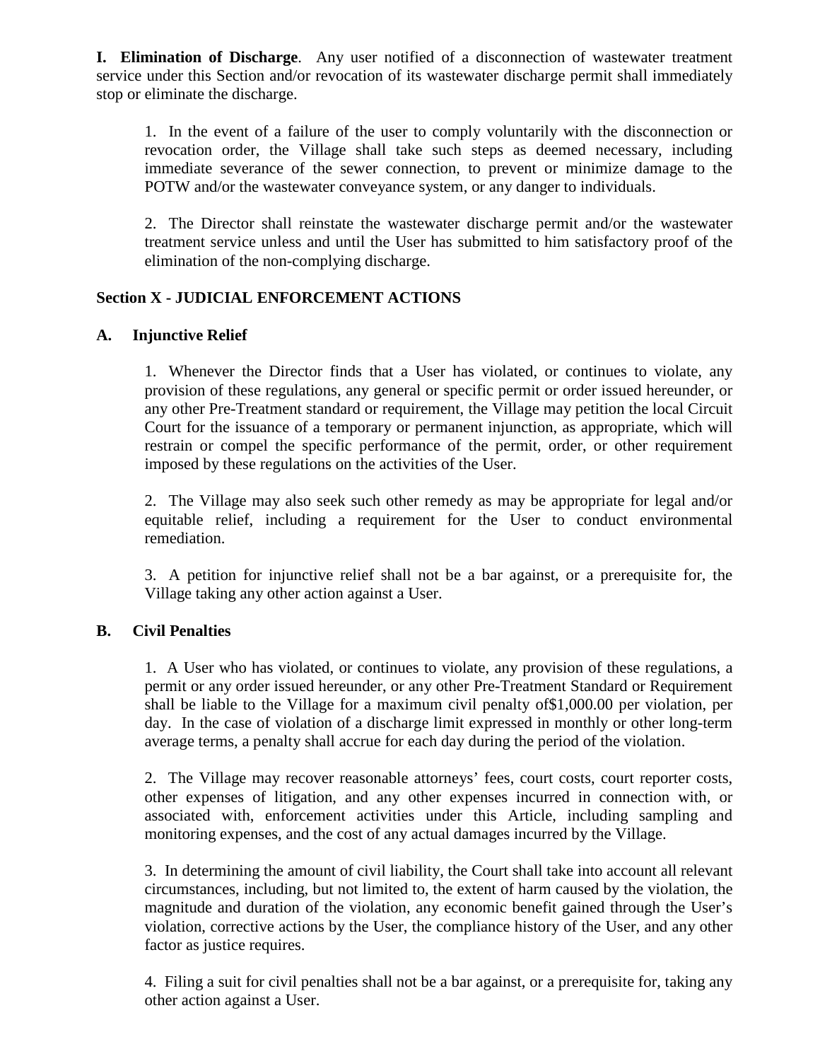**I. Elimination of Discharge**. Any user notified of a disconnection of wastewater treatment service under this Section and/or revocation of its wastewater discharge permit shall immediately stop or eliminate the discharge.

1. In the event of a failure of the user to comply voluntarily with the disconnection or revocation order, the Village shall take such steps as deemed necessary, including immediate severance of the sewer connection, to prevent or minimize damage to the POTW and/or the wastewater conveyance system, or any danger to individuals.

2. The Director shall reinstate the wastewater discharge permit and/or the wastewater treatment service unless and until the User has submitted to him satisfactory proof of the elimination of the non-complying discharge.

## Section X - JUDICIAL ENFORCEMENT ACTIONS

### A. Injunctive Relief

1. Whenever the Director finds that a User has violated, or continues to violate, any provision of these regulations, any general or specific permit or order issued hereunder, or any other Pre-Treatment standard or requirement, the Village may petition the local Circuit Court for the issuance of a temporary or permanent injunction, as appropriate, which will restrain or compel the specific performance of the permit, order, or other requirement imposed by these regulations on the activities of the User.

2. The Village may also seek such other remedy as may be appropriate for legal and/or equitable relief, including a requirement for the User to conduct environmental remediation.

3. A petition for injunctive relief shall not be a bar against, or a prerequisite for, the Village taking any other action against a User.

### B. Civil Penalties

1. A User who has violated, or continues to violate, any provision of these regulations, a permit or any order issued hereunder, or any other Pre-Treatment Standard or Requirement shall be liable to the Village for a maximum civil penalty of$1,000.00 per violation, per day. In the case of violation of a discharge limit expressed in monthly or other long-term average terms, a penalty shall accrue for each day during the period of the violation.

2. The Village may recover reasonable attorneys' fees, court costs, court reporter costs, other expenses of litigation, and any other expenses incurred in connection with, or associated with, enforcement activities under this Article, including sampling and monitoring expenses, and the cost of any actual damages incurred by the Village.

3. In determining the amount of civil liability, the Court shall take into account all relevant circumstances, including, but not limited to, the extent of harm caused by the violation, the magnitude and duration of the violation, any economic benefit gained through the User's violation, corrective actions by the User, the compliance history of the User, and any other factor as justice requires.

4. Filing a suit for civil penalties shall not be a bar against, or a prerequisite for, taking any other action against a User.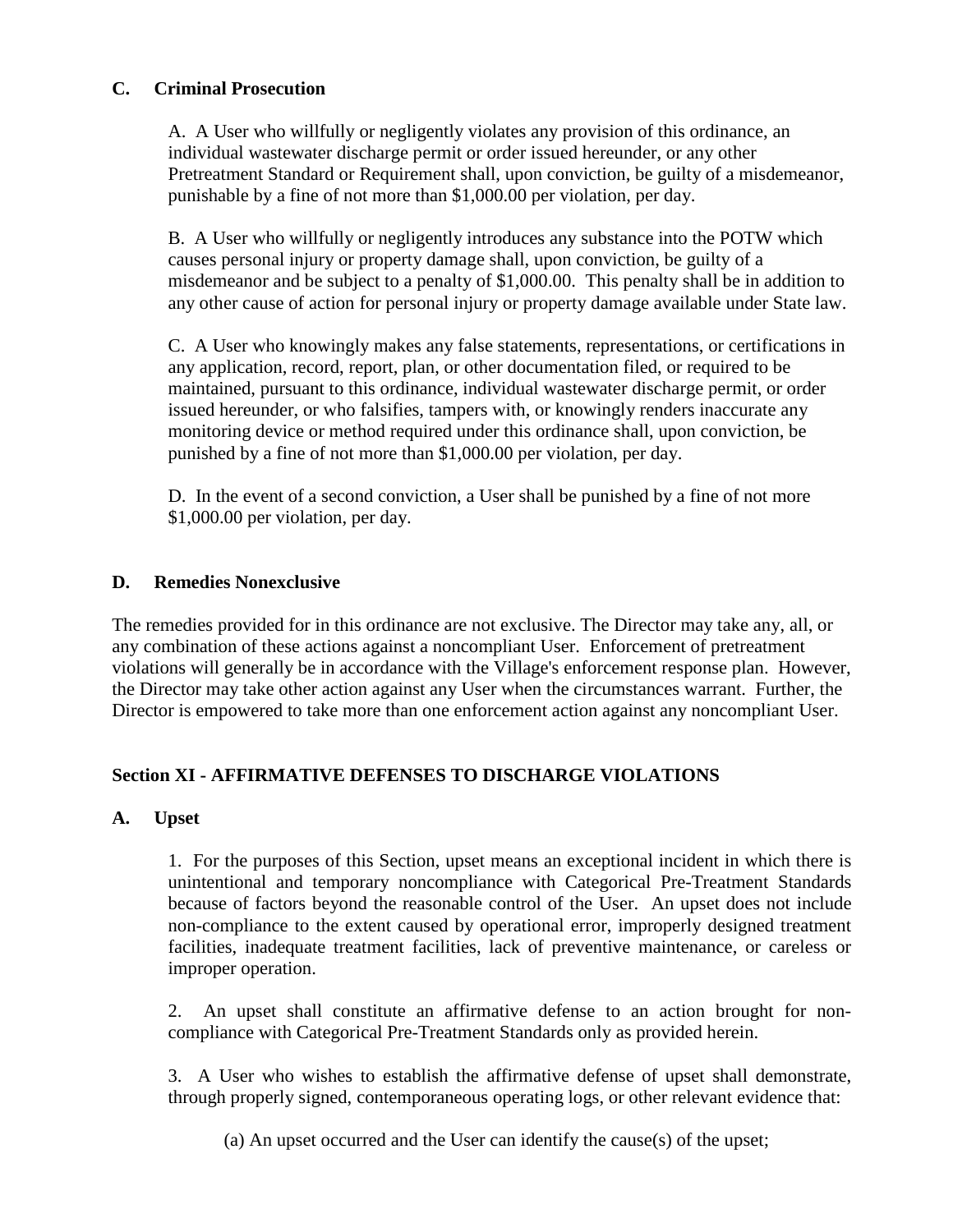### C. Criminal Prosecution

A. A User who willfully or negligently violates any provision of this ordinance, an individual wastewater discharge permit or order issued hereunder, or any other Pretreatment Standard or Requirement shall, upon conviction, be guilty of a misdemeanor, punishable by a fine of not more than $1,000.00 per violation, per day.

B. A User who willfully or negligently introduces any substance into the POTW which causes personal injury or property damage shall, upon conviction, be guilty of a misdemeanor and be subject to a penalty of $1,000.00. This penalty shall be in addition to any other cause of action for personal injury or property damage available under State law.

C. A User who knowingly makes any false statements, representations, or certifications in any application, record, report, plan, or other documentation filed, or required to be maintained, pursuant to this ordinance, individual wastewater discharge permit, or order issued hereunder, or who falsifies, tampers with, or knowingly renders inaccurate any monitoring device or method required under this ordinance shall, upon conviction, be punished by a fine of not more than $1,000.00 per violation, per day.

D. In the event of a second conviction, a User shall be punished by a fine of not more $1,000.00 per violation, per day.

### D. Remedies Nonexclusive

The remedies provided for in this ordinance are not exclusive. The Director may take any, all, or any combination of these actions against a noncompliant User. Enforcement of pretreatment violations will generally be in accordance with the Village's enforcement response plan. However, the Director may take other action against any User when the circumstances warrant. Further, the Director is empowered to take more than one enforcement action against any noncompliant User.

## Section XI - AFFIRMATIVE DEFENSES TO DISCHARGE VIOLATIONS

### A. Upset

1. For the purposes of this Section, upset means an exceptional incident in which there is unintentional and temporary noncompliance with Categorical Pre-Treatment Standards because of factors beyond the reasonable control of the User. An upset does not include non-compliance to the extent caused by operational error, improperly designed treatment facilities, inadequate treatment facilities, lack of preventive maintenance, or careless or improper operation.

2. An upset shall constitute an affirmative defense to an action brought for non-compliance with Categorical Pre-Treatment Standards only as provided herein.

3. A User who wishes to establish the affirmative defense of upset shall demonstrate, through properly signed, contemporaneous operating logs, or other relevant evidence that:

(a) An upset occurred and the User can identify the cause(s) of the upset;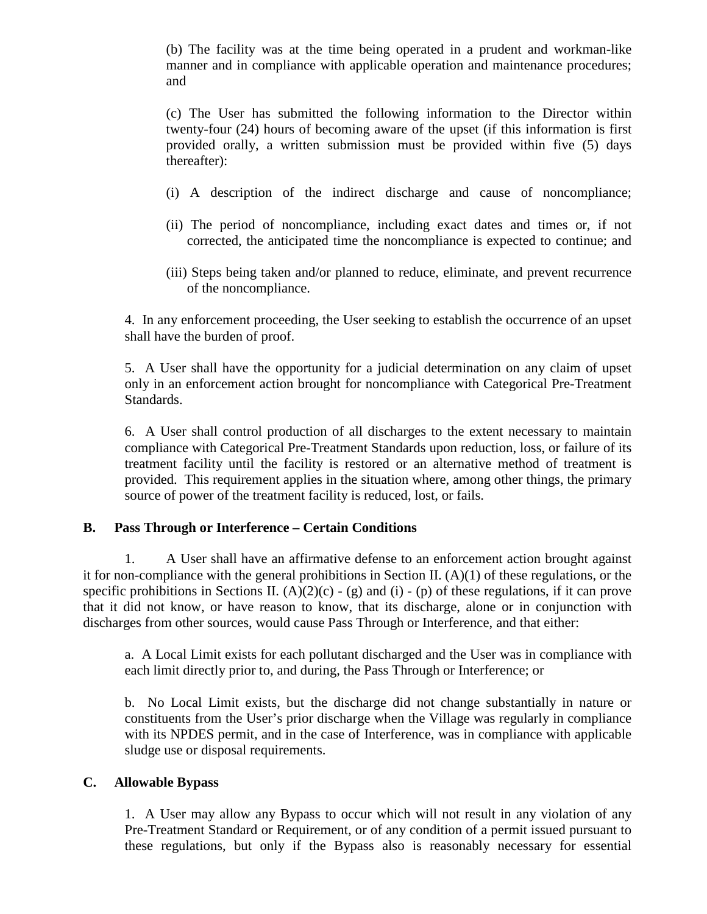(b) The facility was at the time being operated in a prudent and workman-like manner and in compliance with applicable operation and maintenance procedures; and

(c) The User has submitted the following information to the Director within twenty-four (24) hours of becoming aware of the upset (if this information is first provided orally, a written submission must be provided within five (5) days thereafter):

(i) A description of the indirect discharge and cause of noncompliance;

(ii) The period of noncompliance, including exact dates and times or, if not corrected, the anticipated time the noncompliance is expected to continue; and

(iii) Steps being taken and/or planned to reduce, eliminate, and prevent recurrence of the noncompliance.

4. In any enforcement proceeding, the User seeking to establish the occurrence of an upset shall have the burden of proof.

5. A User shall have the opportunity for a judicial determination on any claim of upset only in an enforcement action brought for noncompliance with Categorical Pre-Treatment Standards.

6. A User shall control production of all discharges to the extent necessary to maintain compliance with Categorical Pre-Treatment Standards upon reduction, loss, or failure of its treatment facility until the facility is restored or an alternative method of treatment is provided. This requirement applies in the situation where, among other things, the primary source of power of the treatment facility is reduced, lost, or fails.

**B. Pass Through or Interference – Certain Conditions**

1. A User shall have an affirmative defense to an enforcement action brought against it for non-compliance with the general prohibitions in Section II. (A)(1) of these regulations, or the specific prohibitions in Sections II. (A)(2)(c) - (g) and (i) - (p) of these regulations, if it can prove that it did not know, or have reason to know, that its discharge, alone or in conjunction with discharges from other sources, would cause Pass Through or Interference, and that either:

a. A Local Limit exists for each pollutant discharged and the User was in compliance with each limit directly prior to, and during, the Pass Through or Interference; or

b. No Local Limit exists, but the discharge did not change substantially in nature or constituents from the User's prior discharge when the Village was regularly in compliance with its NPDES permit, and in the case of Interference, was in compliance with applicable sludge use or disposal requirements.

**C. Allowable Bypass**

1. A User may allow any Bypass to occur which will not result in any violation of any Pre-Treatment Standard or Requirement, or of any condition of a permit issued pursuant to these regulations, but only if the Bypass also is reasonably necessary for essential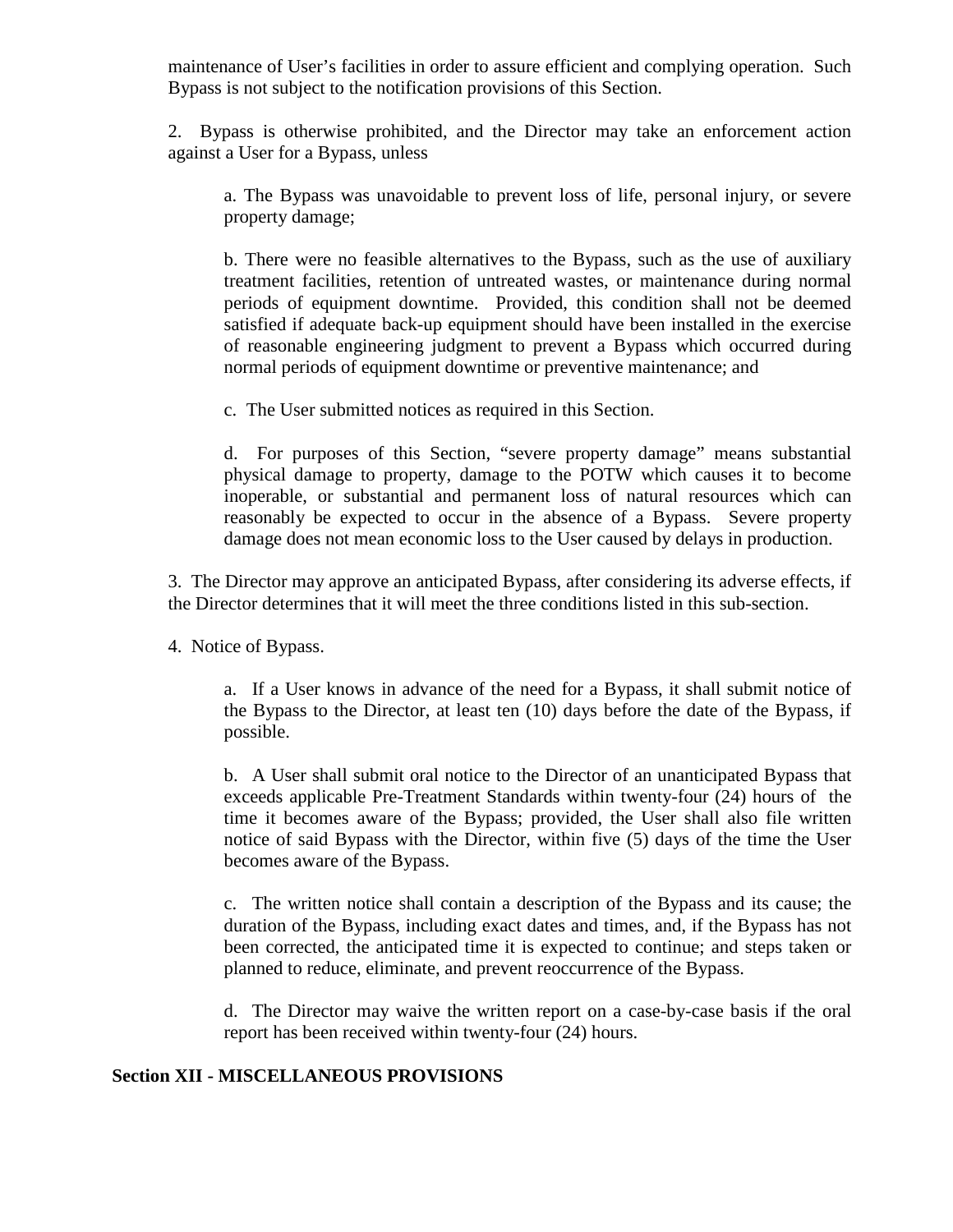maintenance of User's facilities in order to assure efficient and complying operation. Such Bypass is not subject to the notification provisions of this Section.

2. Bypass is otherwise prohibited, and the Director may take an enforcement action against a User for a Bypass, unless

> a. The Bypass was unavoidable to prevent loss of life, personal injury, or severe property damage;
>
> b. There were no feasible alternatives to the Bypass, such as the use of auxiliary treatment facilities, retention of untreated wastes, or maintenance during normal periods of equipment downtime. Provided, this condition shall not be deemed satisfied if adequate back-up equipment should have been installed in the exercise of reasonable engineering judgment to prevent a Bypass which occurred during normal periods of equipment downtime or preventive maintenance; and
>
> c. The User submitted notices as required in this Section.
>
> d. For purposes of this Section, "severe property damage" means substantial physical damage to property, damage to the POTW which causes it to become inoperable, or substantial and permanent loss of natural resources which can reasonably be expected to occur in the absence of a Bypass. Severe property damage does not mean economic loss to the User caused by delays in production.

3. The Director may approve an anticipated Bypass, after considering its adverse effects, if the Director determines that it will meet the three conditions listed in this sub-section.

4. Notice of Bypass.

> a. If a User knows in advance of the need for a Bypass, it shall submit notice of the Bypass to the Director, at least ten (10) days before the date of the Bypass, if possible.
>
> b. A User shall submit oral notice to the Director of an unanticipated Bypass that exceeds applicable Pre-Treatment Standards within twenty-four (24) hours of the time it becomes aware of the Bypass; provided, the User shall also file written notice of said Bypass with the Director, within five (5) days of the time the User becomes aware of the Bypass.
>
> c. The written notice shall contain a description of the Bypass and its cause; the duration of the Bypass, including exact dates and times, and, if the Bypass has not been corrected, the anticipated time it is expected to continue; and steps taken or planned to reduce, eliminate, and prevent reoccurrence of the Bypass.
>
> d. The Director may waive the written report on a case-by-case basis if the oral report has been received within twenty-four (24) hours.

**Section XII - MISCELLANEOUS PROVISIONS**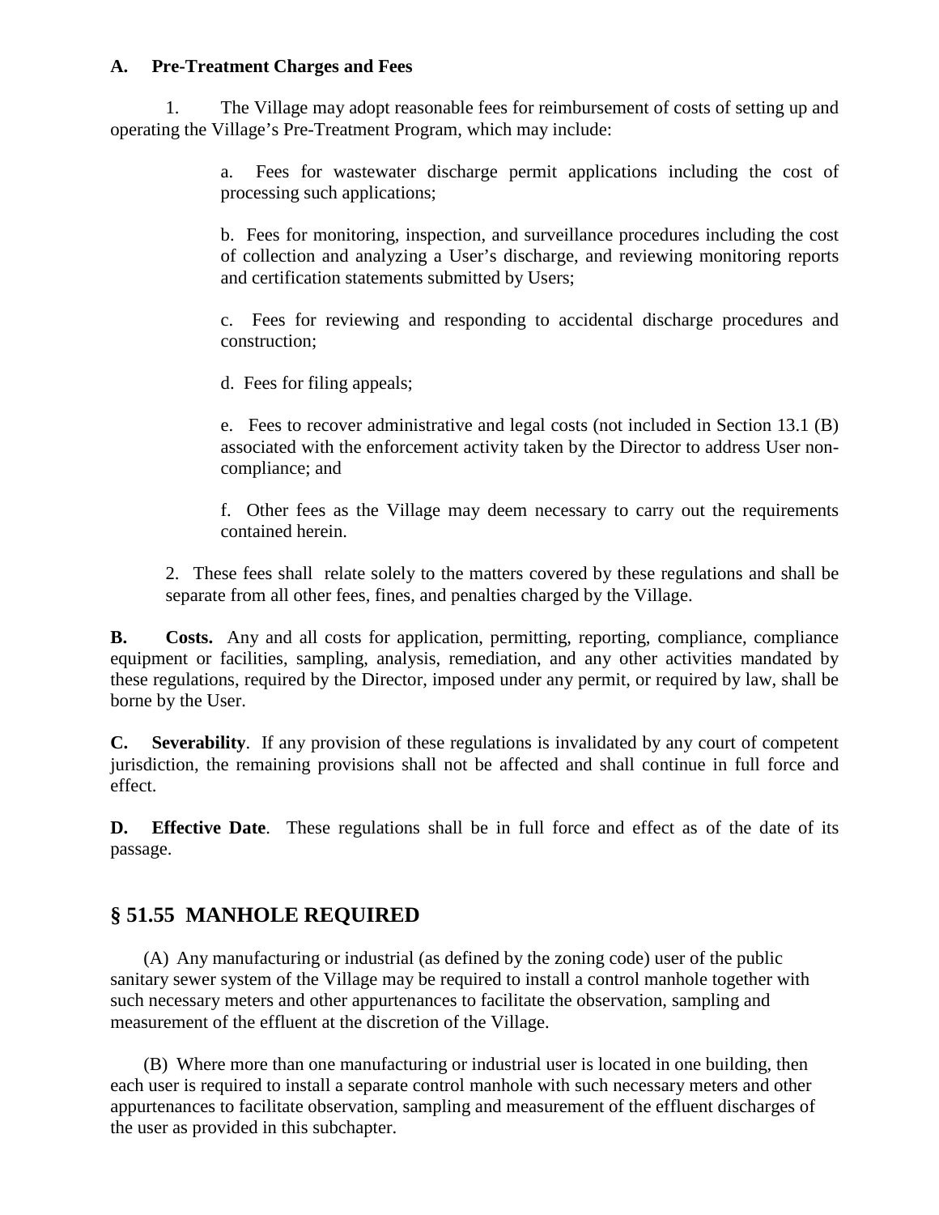**A. Pre-Treatment Charges and Fees**

1. The Village may adopt reasonable fees for reimbursement of costs of setting up and operating the Village's Pre-Treatment Program, which may include:

a. Fees for wastewater discharge permit applications including the cost of processing such applications;

b. Fees for monitoring, inspection, and surveillance procedures including the cost of collection and analyzing a User's discharge, and reviewing monitoring reports and certification statements submitted by Users;

c. Fees for reviewing and responding to accidental discharge procedures and construction;

d. Fees for filing appeals;

e. Fees to recover administrative and legal costs (not included in Section 13.1 (B) associated with the enforcement activity taken by the Director to address User non-compliance; and

f. Other fees as the Village may deem necessary to carry out the requirements contained herein.

2. These fees shall relate solely to the matters covered by these regulations and shall be separate from all other fees, fines, and penalties charged by the Village.

**B. Costs.** Any and all costs for application, permitting, reporting, compliance, compliance equipment or facilities, sampling, analysis, remediation, and any other activities mandated by these regulations, required by the Director, imposed under any permit, or required by law, shall be borne by the User.

**C. Severability**. If any provision of these regulations is invalidated by any court of competent jurisdiction, the remaining provisions shall not be affected and shall continue in full force and effect.

**D. Effective Date**. These regulations shall be in full force and effect as of the date of its passage.

## § 51.55 MANHOLE REQUIRED

(A) Any manufacturing or industrial (as defined by the zoning code) user of the public sanitary sewer system of the Village may be required to install a control manhole together with such necessary meters and other appurtenances to facilitate the observation, sampling and measurement of the effluent at the discretion of the Village.

(B) Where more than one manufacturing or industrial user is located in one building, then each user is required to install a separate control manhole with such necessary meters and other appurtenances to facilitate observation, sampling and measurement of the effluent discharges of the user as provided in this subchapter.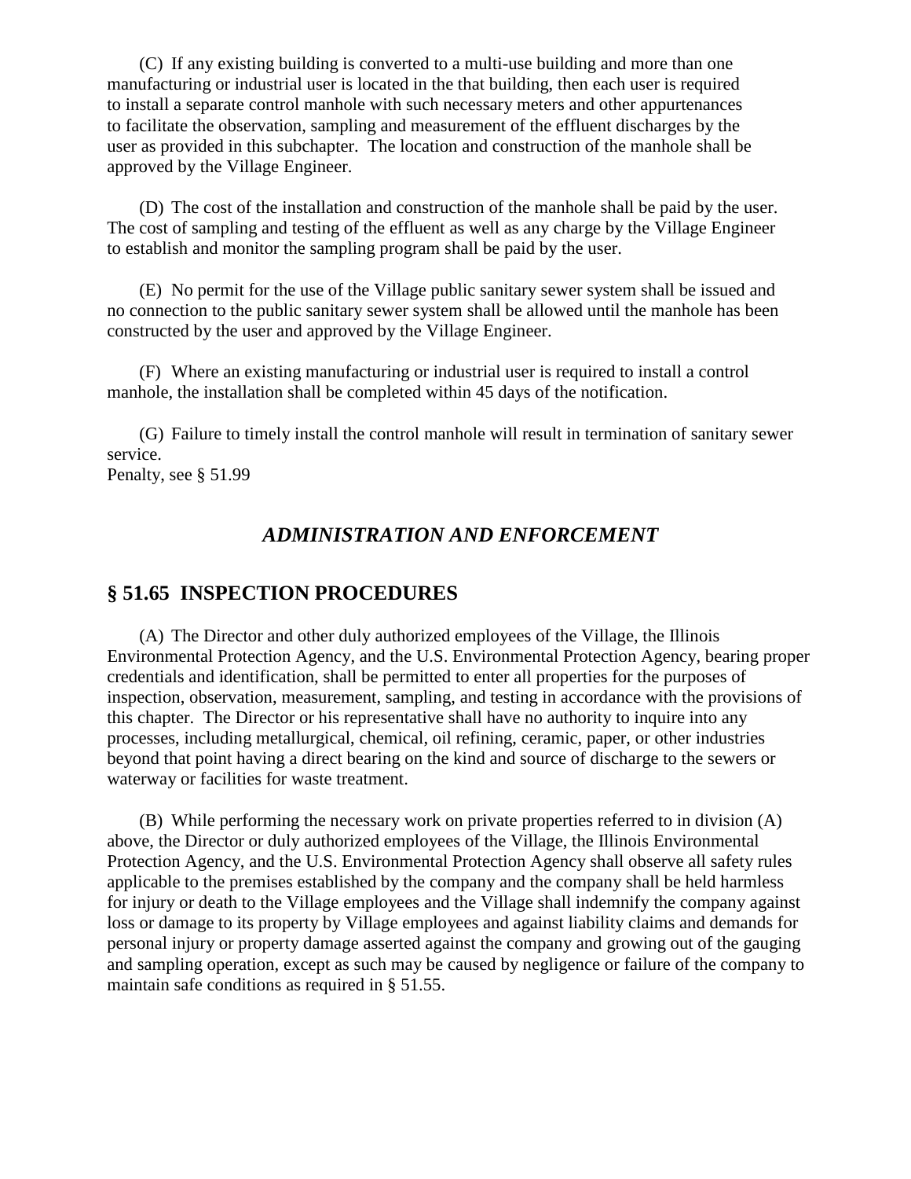(C) If any existing building is converted to a multi-use building and more than one manufacturing or industrial user is located in the that building, then each user is required to install a separate control manhole with such necessary meters and other appurtenances to facilitate the observation, sampling and measurement of the effluent discharges by the user as provided in this subchapter. The location and construction of the manhole shall be approved by the Village Engineer.

(D) The cost of the installation and construction of the manhole shall be paid by the user. The cost of sampling and testing of the effluent as well as any charge by the Village Engineer to establish and monitor the sampling program shall be paid by the user.

(E) No permit for the use of the Village public sanitary sewer system shall be issued and no connection to the public sanitary sewer system shall be allowed until the manhole has been constructed by the user and approved by the Village Engineer.

(F) Where an existing manufacturing or industrial user is required to install a control manhole, the installation shall be completed within 45 days of the notification.

(G) Failure to timely install the control manhole will result in termination of sanitary sewer service.

Penalty, see § 51.99

### *ADMINISTRATION AND ENFORCEMENT*

## § 51.65 INSPECTION PROCEDURES

(A) The Director and other duly authorized employees of the Village, the Illinois Environmental Protection Agency, and the U.S. Environmental Protection Agency, bearing proper credentials and identification, shall be permitted to enter all properties for the purposes of inspection, observation, measurement, sampling, and testing in accordance with the provisions of this chapter. The Director or his representative shall have no authority to inquire into any processes, including metallurgical, chemical, oil refining, ceramic, paper, or other industries beyond that point having a direct bearing on the kind and source of discharge to the sewers or waterway or facilities for waste treatment.

(B) While performing the necessary work on private properties referred to in division (A) above, the Director or duly authorized employees of the Village, the Illinois Environmental Protection Agency, and the U.S. Environmental Protection Agency shall observe all safety rules applicable to the premises established by the company and the company shall be held harmless for injury or death to the Village employees and the Village shall indemnify the company against loss or damage to its property by Village employees and against liability claims and demands for personal injury or property damage asserted against the company and growing out of the gauging and sampling operation, except as such may be caused by negligence or failure of the company to maintain safe conditions as required in § 51.55.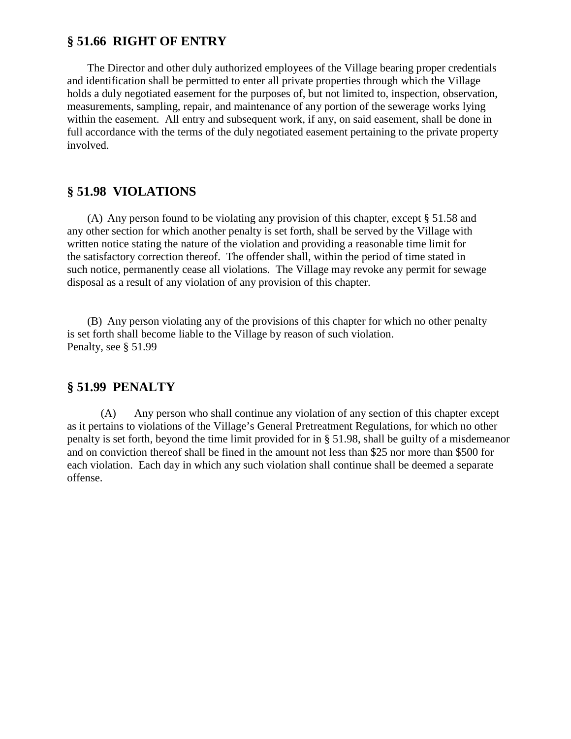## § 51.66 RIGHT OF ENTRY

The Director and other duly authorized employees of the Village bearing proper credentials and identification shall be permitted to enter all private properties through which the Village holds a duly negotiated easement for the purposes of, but not limited to, inspection, observation, measurements, sampling, repair, and maintenance of any portion of the sewerage works lying within the easement. All entry and subsequent work, if any, on said easement, shall be done in full accordance with the terms of the duly negotiated easement pertaining to the private property involved.

## § 51.98 VIOLATIONS

(A) Any person found to be violating any provision of this chapter, except § 51.58 and any other section for which another penalty is set forth, shall be served by the Village with written notice stating the nature of the violation and providing a reasonable time limit for the satisfactory correction thereof. The offender shall, within the period of time stated in such notice, permanently cease all violations. The Village may revoke any permit for sewage disposal as a result of any violation of any provision of this chapter.

(B) Any person violating any of the provisions of this chapter for which no other penalty is set forth shall become liable to the Village by reason of such violation.
Penalty, see § 51.99

## § 51.99 PENALTY

(A) Any person who shall continue any violation of any section of this chapter except as it pertains to violations of the Village's General Pretreatment Regulations, for which no other penalty is set forth, beyond the time limit provided for in § 51.98, shall be guilty of a misdemeanor and on conviction thereof shall be fined in the amount not less than $25 nor more than $500 for each violation. Each day in which any such violation shall continue shall be deemed a separate offense.